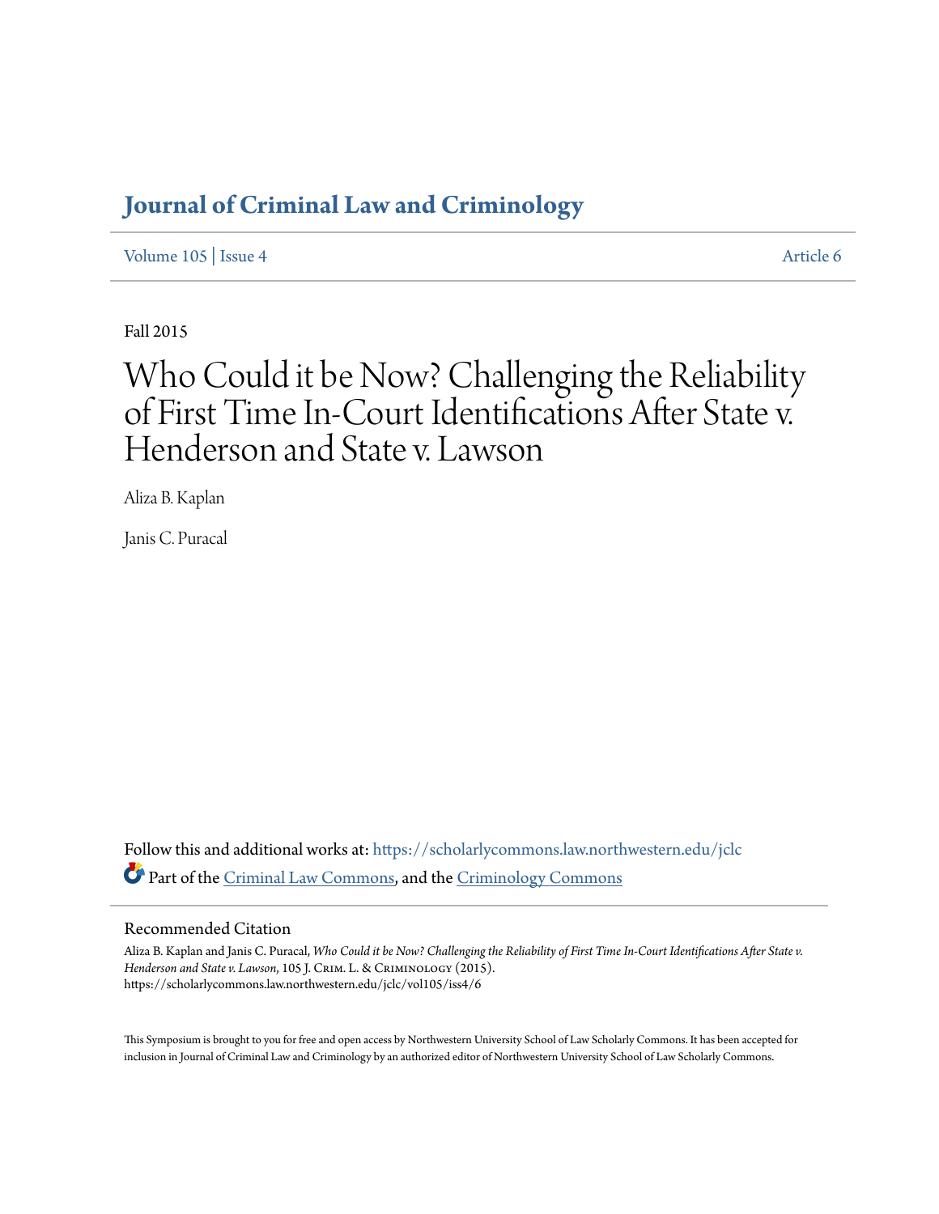# Journal of Criminal Law and Criminology

Volume 105 | Issue 4 Article 6

Fall 2015

# Who Could it be Now? Challenging the Reliability of First Time In-Court Identifications After State v. Henderson and State v. Lawson

Aliza B. Kaplan

Janis C. Puracal

Follow this and additional works at: https://scholarlycommons.law.northwestern.edu/jclc

Part of the Criminal Law Commons, and the Criminology Commons

## Recommended Citation

Aliza B. Kaplan and Janis C. Puracal, *Who Could it be Now? Challenging the Reliability of First Time In-Court Identifications After State v. Henderson and State v. Lawson*, 105 J. Crim. L. & Criminology (2015).
https://scholarlycommons.law.northwestern.edu/jclc/vol105/iss4/6

This Symposium is brought to you for free and open access by Northwestern University School of Law Scholarly Commons. It has been accepted for inclusion in Journal of Criminal Law and Criminology by an authorized editor of Northwestern University School of Law Scholarly Commons.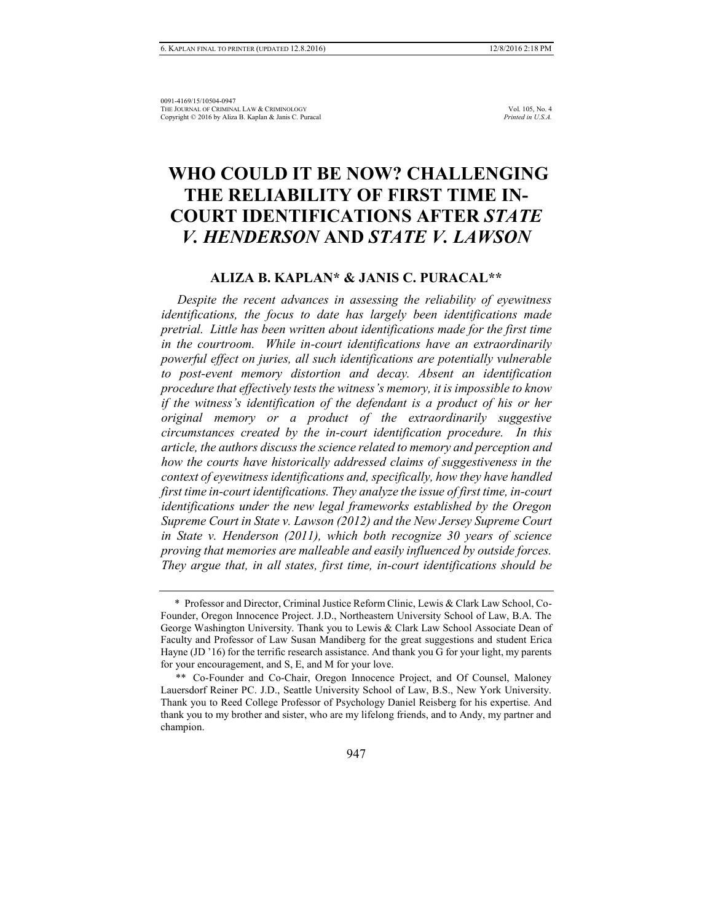# WHO COULD IT BE NOW? CHALLENGING THE RELIABILITY OF FIRST TIME IN-COURT IDENTIFICATIONS AFTER *STATE V. HENDERSON* AND *STATE V. LAWSON*

**ALIZA B. KAPLAN\* & JANIS C. PURACAL\*\***

*Despite the recent advances in assessing the reliability of eyewitness identifications, the focus to date has largely been identifications made pretrial. Little has been written about identifications made for the first time in the courtroom. While in-court identifications have an extraordinarily powerful effect on juries, all such identifications are potentially vulnerable to post-event memory distortion and decay. Absent an identification procedure that effectively tests the witness's memory, it is impossible to know if the witness's identification of the defendant is a product of his or her original memory or a product of the extraordinarily suggestive circumstances created by the in-court identification procedure. In this article, the authors discuss the science related to memory and perception and how the courts have historically addressed claims of suggestiveness in the context of eyewitness identifications and, specifically, how they have handled first time in-court identifications. They analyze the issue of first time, in-court identifications under the new legal frameworks established by the Oregon Supreme Court in State v. Lawson (2012) and the New Jersey Supreme Court in State v. Henderson (2011), which both recognize 30 years of science proving that memories are malleable and easily influenced by outside forces. They argue that, in all states, first time, in-court identifications should be*

---

\* Professor and Director, Criminal Justice Reform Clinic, Lewis & Clark Law School, Co-Founder, Oregon Innocence Project. J.D., Northeastern University School of Law, B.A. The George Washington University. Thank you to Lewis & Clark Law School Associate Dean of Faculty and Professor of Law Susan Mandiberg for the great suggestions and student Erica Hayne (JD '16) for the terrific research assistance. And thank you G for your light, my parents for your encouragement, and S, E, and M for your love.

\*\* Co-Founder and Co-Chair, Oregon Innocence Project, and Of Counsel, Maloney Lauersdorf Reiner PC. J.D., Seattle University School of Law, B.S., New York University. Thank you to Reed College Professor of Psychology Daniel Reisberg for his expertise. And thank you to my brother and sister, who are my lifelong friends, and to Andy, my partner and champion.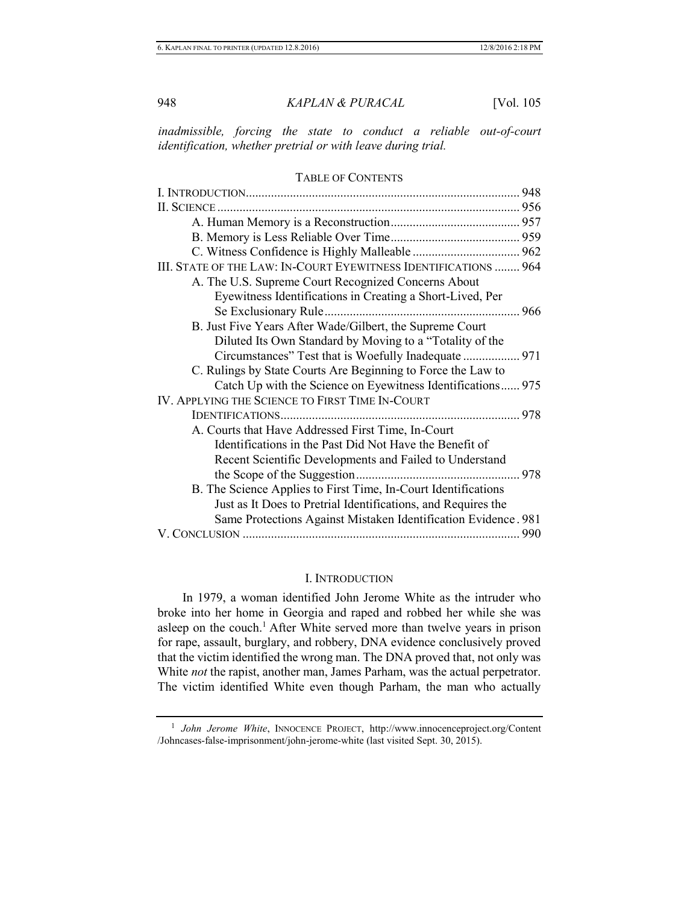*inadmissible, forcing the state to conduct a reliable out-of-court identification, whether pretrial or with leave during trial.*

TABLE OF CONTENTS

I. INTRODUCTION ........................................................ 948
II. SCIENCE ........................................................ 956
  A. Human Memory is a Reconstruction ........................................................ 957
  B. Memory is Less Reliable Over Time ........................................................ 959
  C. Witness Confidence is Highly Malleable ........................................................ 962
III. STATE OF THE LAW: IN-COURT EYEWITNESS IDENTIFICATIONS ........ 964
  A. The U.S. Supreme Court Recognized Concerns About Eyewitness Identifications in Creating a Short-Lived, Per Se Exclusionary Rule ........................................................ 966
  B. Just Five Years After Wade/Gilbert, the Supreme Court Diluted Its Own Standard by Moving to a "Totality of the Circumstances" Test that is Woefully Inadequate ........................................................ 971
  C. Rulings by State Courts Are Beginning to Force the Law to Catch Up with the Science on Eyewitness Identifications ...... 975
IV. APPLYING THE SCIENCE TO FIRST TIME IN-COURT IDENTIFICATIONS ........................................................ 978
  A. Courts that Have Addressed First Time, In-Court Identifications in the Past Did Not Have the Benefit of Recent Scientific Developments and Failed to Understand the Scope of the Suggestion ........................................................ 978
  B. The Science Applies to First Time, In-Court Identifications Just as It Does to Pretrial Identifications, and Requires the Same Protections Against Mistaken Identification Evidence . 981
V. CONCLUSION ........................................................ 990

## I. INTRODUCTION

In 1979, a woman identified John Jerome White as the intruder who broke into her home in Georgia and raped and robbed her while she was asleep on the couch.[1] After White served more than twelve years in prison for rape, assault, burglary, and robbery, DNA evidence conclusively proved that the victim identified the wrong man. The DNA proved that, not only was White *not* the rapist, another man, James Parham, was the actual perpetrator. The victim identified White even though Parham, the man who actually

---

[1] *John Jerome White*, INNOCENCE PROJECT, http://www.innocenceproject.org/Content/Johncases-false-imprisonment/john-jerome-white (last visited Sept. 30, 2015).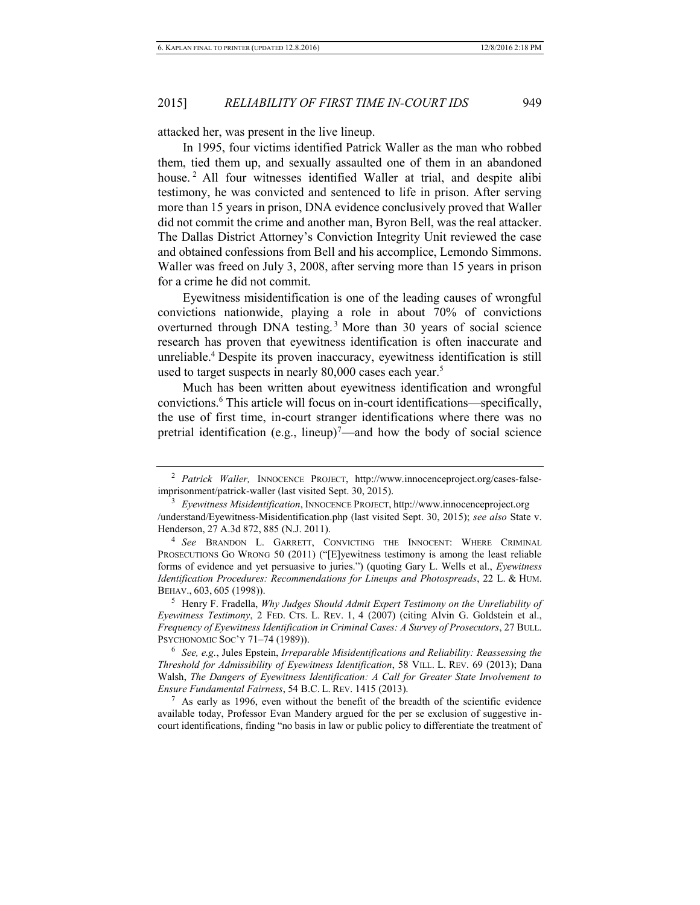attacked her, was present in the live lineup.

In 1995, four victims identified Patrick Waller as the man who robbed them, tied them up, and sexually assaulted one of them in an abandoned house.[2] All four witnesses identified Waller at trial, and despite alibi testimony, he was convicted and sentenced to life in prison. After serving more than 15 years in prison, DNA evidence conclusively proved that Waller did not commit the crime and another man, Byron Bell, was the real attacker. The Dallas District Attorney's Conviction Integrity Unit reviewed the case and obtained confessions from Bell and his accomplice, Lemondo Simmons. Waller was freed on July 3, 2008, after serving more than 15 years in prison for a crime he did not commit.

Eyewitness misidentification is one of the leading causes of wrongful convictions nationwide, playing a role in about 70% of convictions overturned through DNA testing.[3] More than 30 years of social science research has proven that eyewitness identification is often inaccurate and unreliable.[4] Despite its proven inaccuracy, eyewitness identification is still used to target suspects in nearly 80,000 cases each year.[5]

Much has been written about eyewitness identification and wrongful convictions.[6] This article will focus on in-court identifications—specifically, the use of first time, in-court stranger identifications where there was no pretrial identification (e.g., lineup)[7]—and how the body of social science

---

[2] *Patrick Waller,* INNOCENCE PROJECT, http://www.innocenceproject.org/cases-false-imprisonment/patrick-waller (last visited Sept. 30, 2015).

[3] *Eyewitness Misidentification*, INNOCENCE PROJECT, http://www.innocenceproject.org/understand/Eyewitness-Misidentification.php (last visited Sept. 30, 2015); *see also* State v. Henderson, 27 A.3d 872, 885 (N.J. 2011).

[4] *See* BRANDON L. GARRETT, CONVICTING THE INNOCENT: WHERE CRIMINAL PROSECUTIONS GO WRONG 50 (2011) ("[E]yewitness testimony is among the least reliable forms of evidence and yet persuasive to juries.") (quoting Gary L. Wells et al., *Eyewitness Identification Procedures: Recommendations for Lineups and Photospreads*, 22 L. & HUM. BEHAV., 603, 605 (1998)).

[5] Henry F. Fradella, *Why Judges Should Admit Expert Testimony on the Unreliability of Eyewitness Testimony*, 2 FED. CTS. L. REV. 1, 4 (2007) (citing Alvin G. Goldstein et al., *Frequency of Eyewitness Identification in Criminal Cases: A Survey of Prosecutors*, 27 BULL. PSYCHONOMIC SOC'Y 71–74 (1989)).

[6] *See, e.g.*, Jules Epstein, *Irreparable Misidentifications and Reliability: Reassessing the Threshold for Admissibility of Eyewitness Identification*, 58 VILL. L. REV. 69 (2013); Dana Walsh, *The Dangers of Eyewitness Identification: A Call for Greater State Involvement to Ensure Fundamental Fairness*, 54 B.C. L. REV. 1415 (2013).

[7] As early as 1996, even without the benefit of the breadth of the scientific evidence available today, Professor Evan Mandery argued for the per se exclusion of suggestive in-court identifications, finding "no basis in law or public policy to differentiate the treatment of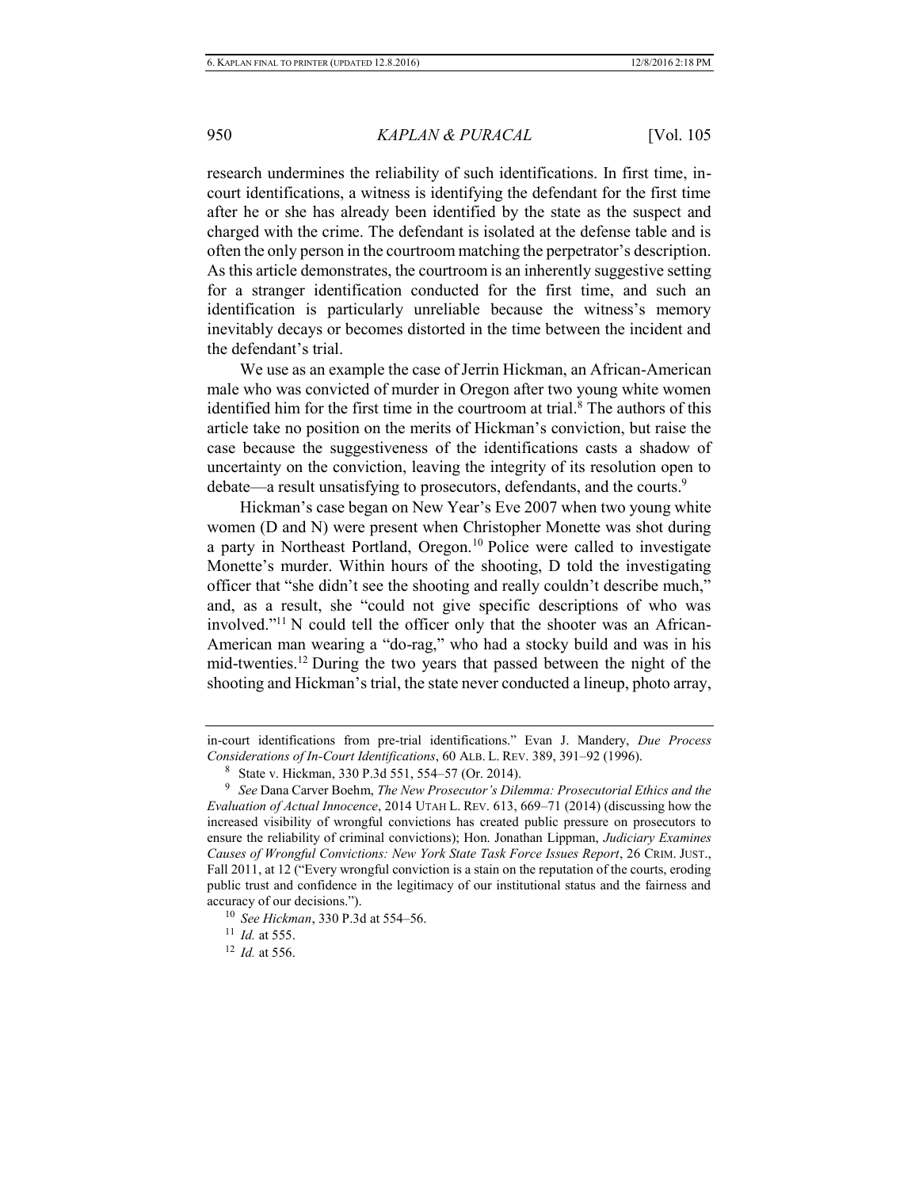research undermines the reliability of such identifications. In first time, in-court identifications, a witness is identifying the defendant for the first time after he or she has already been identified by the state as the suspect and charged with the crime. The defendant is isolated at the defense table and is often the only person in the courtroom matching the perpetrator's description. As this article demonstrates, the courtroom is an inherently suggestive setting for a stranger identification conducted for the first time, and such an identification is particularly unreliable because the witness's memory inevitably decays or becomes distorted in the time between the incident and the defendant's trial.

We use as an example the case of Jerrin Hickman, an African-American male who was convicted of murder in Oregon after two young white women identified him for the first time in the courtroom at trial.[8] The authors of this article take no position on the merits of Hickman's conviction, but raise the case because the suggestiveness of the identifications casts a shadow of uncertainty on the conviction, leaving the integrity of its resolution open to debate—a result unsatisfying to prosecutors, defendants, and the courts.[9]

Hickman's case began on New Year's Eve 2007 when two young white women (D and N) were present when Christopher Monette was shot during a party in Northeast Portland, Oregon.[10] Police were called to investigate Monette's murder. Within hours of the shooting, D told the investigating officer that "she didn't see the shooting and really couldn't describe much," and, as a result, she "could not give specific descriptions of who was involved."[11] N could tell the officer only that the shooter was an African-American man wearing a "do-rag," who had a stocky build and was in his mid-twenties.[12] During the two years that passed between the night of the shooting and Hickman's trial, the state never conducted a lineup, photo array,

---

in-court identifications from pre-trial identifications." Evan J. Mandery, *Due Process Considerations of In-Court Identifications*, 60 ALB. L. REV. 389, 391–92 (1996).

[8] State v. Hickman, 330 P.3d 551, 554–57 (Or. 2014).

[9] *See* Dana Carver Boehm, *The New Prosecutor's Dilemma: Prosecutorial Ethics and the Evaluation of Actual Innocence*, 2014 UTAH L. REV. 613, 669–71 (2014) (discussing how the increased visibility of wrongful convictions has created public pressure on prosecutors to ensure the reliability of criminal convictions); Hon. Jonathan Lippman, *Judiciary Examines Causes of Wrongful Convictions: New York State Task Force Issues Report*, 26 CRIM. JUST., Fall 2011, at 12 ("Every wrongful conviction is a stain on the reputation of the courts, eroding public trust and confidence in the legitimacy of our institutional status and the fairness and accuracy of our decisions.").

[10] *See Hickman*, 330 P.3d at 554–56.

[11] *Id.* at 555.

[12] *Id.* at 556.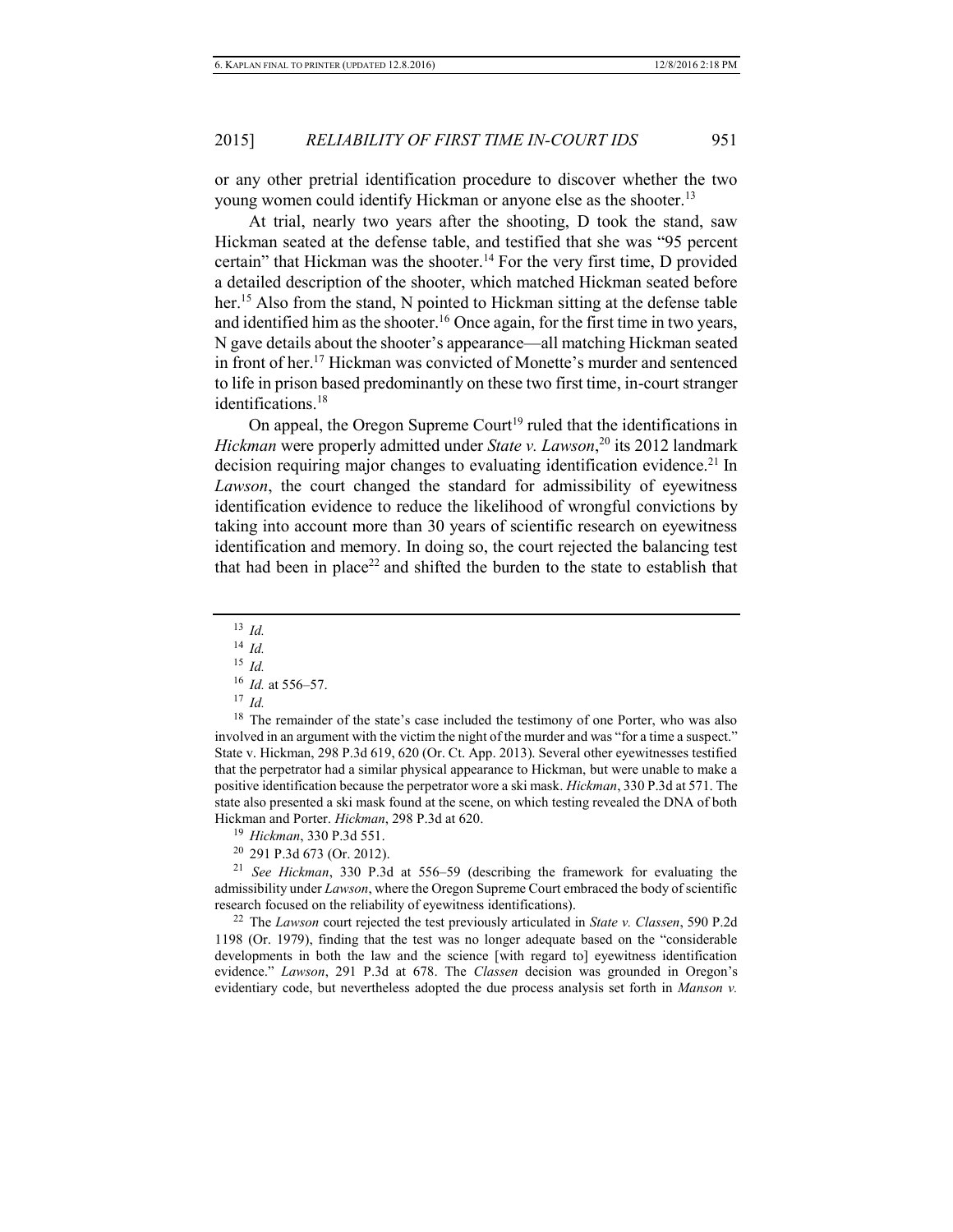or any other pretrial identification procedure to discover whether the two young women could identify Hickman or anyone else as the shooter.[13]

At trial, nearly two years after the shooting, D took the stand, saw Hickman seated at the defense table, and testified that she was "95 percent certain" that Hickman was the shooter.[14] For the very first time, D provided a detailed description of the shooter, which matched Hickman seated before her.[15] Also from the stand, N pointed to Hickman sitting at the defense table and identified him as the shooter.[16] Once again, for the first time in two years, N gave details about the shooter's appearance—all matching Hickman seated in front of her.[17] Hickman was convicted of Monette's murder and sentenced to life in prison based predominantly on these two first time, in-court stranger identifications.[18]

On appeal, the Oregon Supreme Court[19] ruled that the identifications in *Hickman* were properly admitted under *State v. Lawson*,[20] its 2012 landmark decision requiring major changes to evaluating identification evidence.[21] In *Lawson*, the court changed the standard for admissibility of eyewitness identification evidence to reduce the likelihood of wrongful convictions by taking into account more than 30 years of scientific research on eyewitness identification and memory. In doing so, the court rejected the balancing test that had been in place[22] and shifted the burden to the state to establish that

---

[13] *Id.*

[14] *Id.*

[15] *Id.*

[16] *Id.* at 556–57.

[17] *Id.*

[18] The remainder of the state's case included the testimony of one Porter, who was also involved in an argument with the victim the night of the murder and was "for a time a suspect." State v. Hickman, 298 P.3d 619, 620 (Or. Ct. App. 2013). Several other eyewitnesses testified that the perpetrator had a similar physical appearance to Hickman, but were unable to make a positive identification because the perpetrator wore a ski mask. *Hickman*, 330 P.3d at 571. The state also presented a ski mask found at the scene, on which testing revealed the DNA of both Hickman and Porter. *Hickman*, 298 P.3d at 620.

[19] *Hickman*, 330 P.3d 551.

[20] 291 P.3d 673 (Or. 2012).

[21] *See Hickman*, 330 P.3d at 556–59 (describing the framework for evaluating the admissibility under *Lawson*, where the Oregon Supreme Court embraced the body of scientific research focused on the reliability of eyewitness identifications).

[22] The *Lawson* court rejected the test previously articulated in *State v. Classen*, 590 P.2d 1198 (Or. 1979), finding that the test was no longer adequate based on the "considerable developments in both the law and the science [with regard to] eyewitness identification evidence." *Lawson*, 291 P.3d at 678. The *Classen* decision was grounded in Oregon's evidentiary code, but nevertheless adopted the due process analysis set forth in *Manson v.*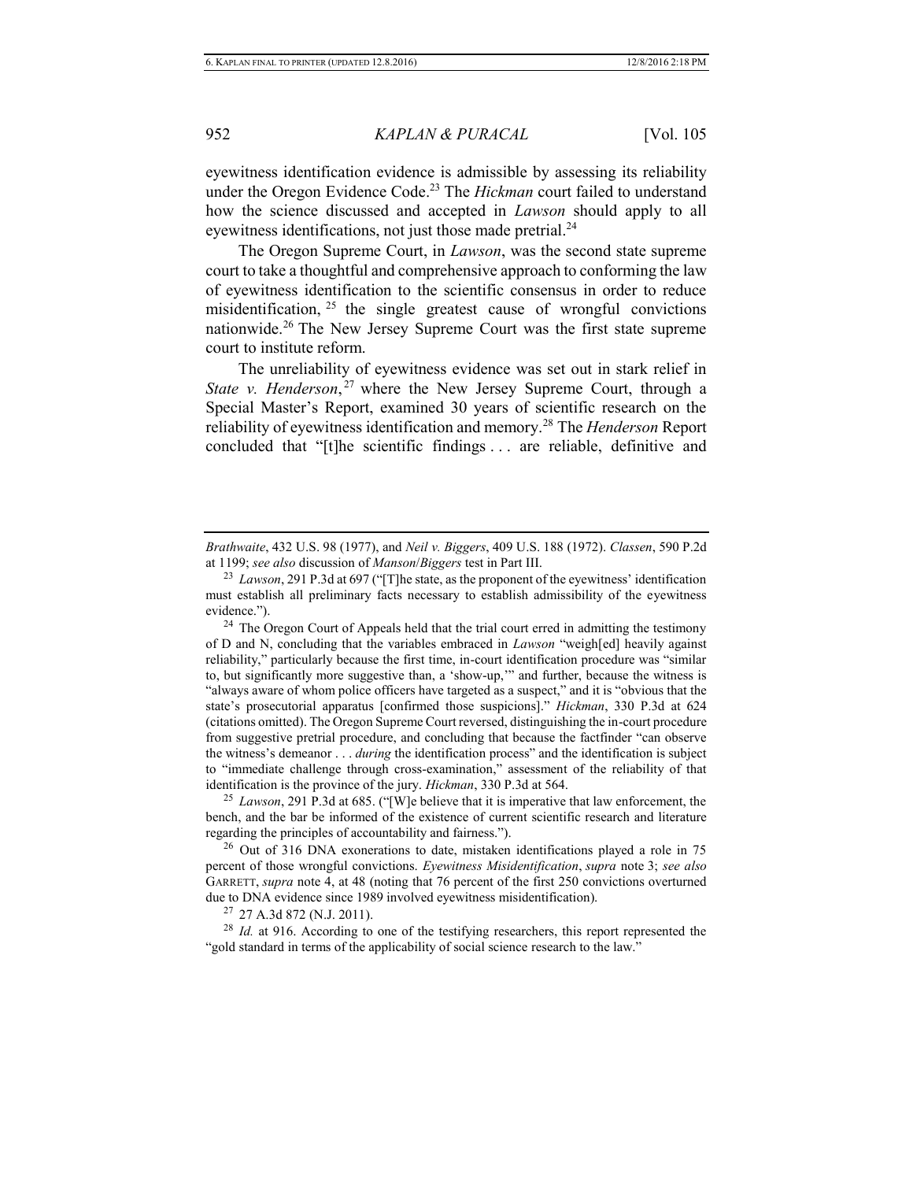eyewitness identification evidence is admissible by assessing its reliability under the Oregon Evidence Code.[23] The *Hickman* court failed to understand how the science discussed and accepted in *Lawson* should apply to all eyewitness identifications, not just those made pretrial.[24]

The Oregon Supreme Court, in *Lawson*, was the second state supreme court to take a thoughtful and comprehensive approach to conforming the law of eyewitness identification to the scientific consensus in order to reduce misidentification,[25] the single greatest cause of wrongful convictions nationwide.[26] The New Jersey Supreme Court was the first state supreme court to institute reform.

The unreliability of eyewitness evidence was set out in stark relief in *State v. Henderson*,[27] where the New Jersey Supreme Court, through a Special Master's Report, examined 30 years of scientific research on the reliability of eyewitness identification and memory.[28] The *Henderson* Report concluded that "[t]he scientific findings . . . are reliable, definitive and

---

*Brathwaite*, 432 U.S. 98 (1977), and *Neil v. Biggers*, 409 U.S. 188 (1972). *Classen*, 590 P.2d at 1199; *see also* discussion of *Manson*/*Biggers* test in Part III.

[23] *Lawson*, 291 P.3d at 697 ("[T]he state, as the proponent of the eyewitness' identification must establish all preliminary facts necessary to establish admissibility of the eyewitness evidence.").

[24] The Oregon Court of Appeals held that the trial court erred in admitting the testimony of D and N, concluding that the variables embraced in *Lawson* "weigh[ed] heavily against reliability," particularly because the first time, in-court identification procedure was "similar to, but significantly more suggestive than, a 'show-up,'" and further, because the witness is "always aware of whom police officers have targeted as a suspect," and it is "obvious that the state's prosecutorial apparatus [confirmed those suspicions]." *Hickman*, 330 P.3d at 624 (citations omitted). The Oregon Supreme Court reversed, distinguishing the in-court procedure from suggestive pretrial procedure, and concluding that because the factfinder "can observe the witness's demeanor . . . *during* the identification process" and the identification is subject to "immediate challenge through cross-examination," assessment of the reliability of that identification is the province of the jury. *Hickman*, 330 P.3d at 564.

[25] *Lawson*, 291 P.3d at 685. ("[W]e believe that it is imperative that law enforcement, the bench, and the bar be informed of the existence of current scientific research and literature regarding the principles of accountability and fairness.").

[26] Out of 316 DNA exonerations to date, mistaken identifications played a role in 75 percent of those wrongful convictions. *Eyewitness Misidentification*, *supra* note 3; *see also* GARRETT, *supra* note 4, at 48 (noting that 76 percent of the first 250 convictions overturned due to DNA evidence since 1989 involved eyewitness misidentification).

[27] 27 A.3d 872 (N.J. 2011).

[28] *Id.* at 916. According to one of the testifying researchers, this report represented the "gold standard in terms of the applicability of social science research to the law."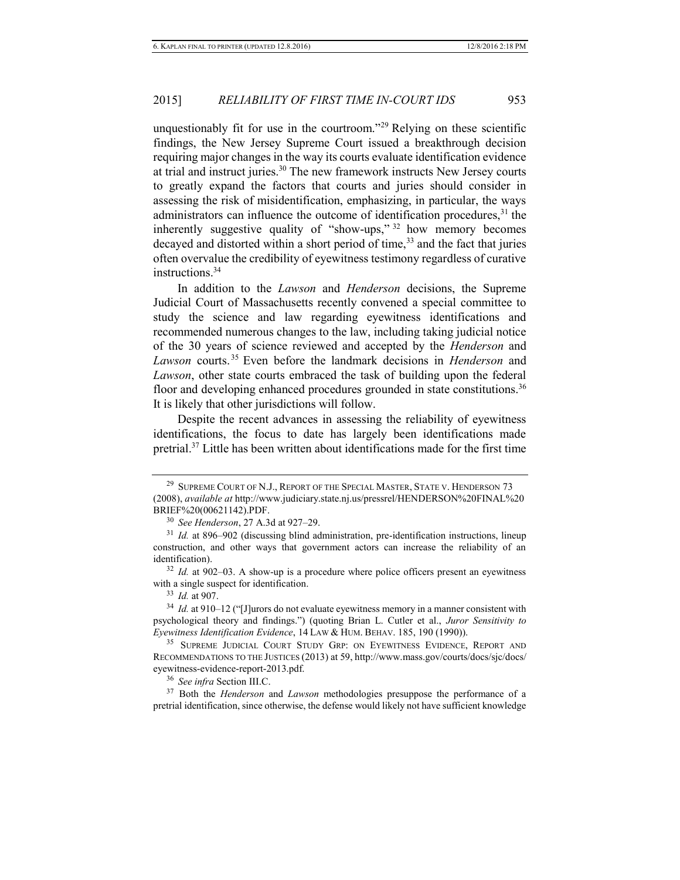unquestionably fit for use in the courtroom."[29] Relying on these scientific findings, the New Jersey Supreme Court issued a breakthrough decision requiring major changes in the way its courts evaluate identification evidence at trial and instruct juries.[30] The new framework instructs New Jersey courts to greatly expand the factors that courts and juries should consider in assessing the risk of misidentification, emphasizing, in particular, the ways administrators can influence the outcome of identification procedures,[31] the inherently suggestive quality of "show-ups,"[32] how memory becomes decayed and distorted within a short period of time,[33] and the fact that juries often overvalue the credibility of eyewitness testimony regardless of curative instructions.[34]

In addition to the *Lawson* and *Henderson* decisions, the Supreme Judicial Court of Massachusetts recently convened a special committee to study the science and law regarding eyewitness identifications and recommended numerous changes to the law, including taking judicial notice of the 30 years of science reviewed and accepted by the *Henderson* and *Lawson* courts.[35] Even before the landmark decisions in *Henderson* and *Lawson*, other state courts embraced the task of building upon the federal floor and developing enhanced procedures grounded in state constitutions.[36] It is likely that other jurisdictions will follow.

Despite the recent advances in assessing the reliability of eyewitness identifications, the focus to date has largely been identifications made pretrial.[37] Little has been written about identifications made for the first time

---

[29] SUPREME COURT OF N.J., REPORT OF THE SPECIAL MASTER, STATE V. HENDERSON 73 (2008), *available at* http://www.judiciary.state.nj.us/pressrel/HENDERSON%20FINAL%20BRIEF%20(00621142).PDF.

[30] *See Henderson*, 27 A.3d at 927–29.

[31] *Id.* at 896–902 (discussing blind administration, pre-identification instructions, lineup construction, and other ways that government actors can increase the reliability of an identification).

[32] *Id.* at 902–03. A show-up is a procedure where police officers present an eyewitness with a single suspect for identification.

[33] *Id.* at 907.

[34] *Id.* at 910–12 ("[J]urors do not evaluate eyewitness memory in a manner consistent with psychological theory and findings.") (quoting Brian L. Cutler et al., *Juror Sensitivity to Eyewitness Identification Evidence*, 14 LAW & HUM. BEHAV. 185, 190 (1990)).

[35] SUPREME JUDICIAL COURT STUDY GRP: ON EYEWITNESS EVIDENCE, REPORT AND RECOMMENDATIONS TO THE JUSTICES (2013) at 59, http://www.mass.gov/courts/docs/sjc/docs/eyewitness-evidence-report-2013.pdf.

[36] *See infra* Section III.C.

[37] Both the *Henderson* and *Lawson* methodologies presuppose the performance of a pretrial identification, since otherwise, the defense would likely not have sufficient knowledge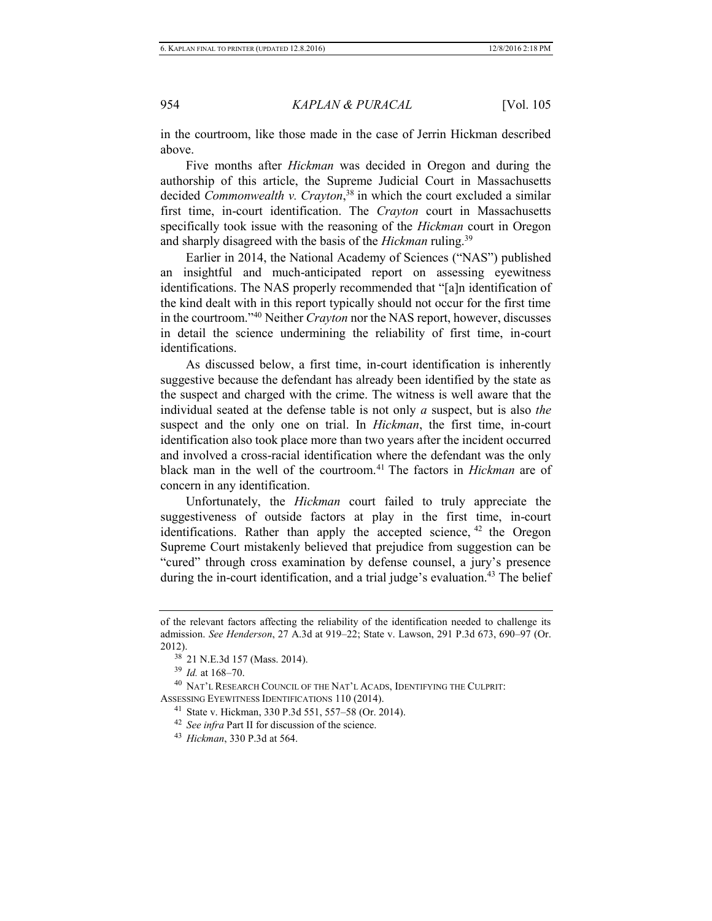in the courtroom, like those made in the case of Jerrin Hickman described above.

Five months after *Hickman* was decided in Oregon and during the authorship of this article, the Supreme Judicial Court in Massachusetts decided *Commonwealth v. Crayton*,[38] in which the court excluded a similar first time, in-court identification. The *Crayton* court in Massachusetts specifically took issue with the reasoning of the *Hickman* court in Oregon and sharply disagreed with the basis of the *Hickman* ruling.[39]

Earlier in 2014, the National Academy of Sciences ("NAS") published an insightful and much-anticipated report on assessing eyewitness identifications. The NAS properly recommended that "[a]n identification of the kind dealt with in this report typically should not occur for the first time in the courtroom."[40] Neither *Crayton* nor the NAS report, however, discusses in detail the science undermining the reliability of first time, in-court identifications.

As discussed below, a first time, in-court identification is inherently suggestive because the defendant has already been identified by the state as the suspect and charged with the crime. The witness is well aware that the individual seated at the defense table is not only *a* suspect, but is also *the* suspect and the only one on trial. In *Hickman*, the first time, in-court identification also took place more than two years after the incident occurred and involved a cross-racial identification where the defendant was the only black man in the well of the courtroom.[41] The factors in *Hickman* are of concern in any identification.

Unfortunately, the *Hickman* court failed to truly appreciate the suggestiveness of outside factors at play in the first time, in-court identifications. Rather than apply the accepted science,[42] the Oregon Supreme Court mistakenly believed that prejudice from suggestion can be "cured" through cross examination by defense counsel, a jury's presence during the in-court identification, and a trial judge's evaluation.[43] The belief

---

of the relevant factors affecting the reliability of the identification needed to challenge its admission. *See Henderson*, 27 A.3d at 919–22; State v. Lawson, 291 P.3d 673, 690–97 (Or. 2012).

[38] 21 N.E.3d 157 (Mass. 2014).

[39] *Id.* at 168–70.

[40] NAT'L RESEARCH COUNCIL OF THE NAT'L ACADS, IDENTIFYING THE CULPRIT: ASSESSING EYEWITNESS IDENTIFICATIONS 110 (2014).

[41] State v. Hickman, 330 P.3d 551, 557–58 (Or. 2014).

[42] *See infra* Part II for discussion of the science.

[43] *Hickman*, 330 P.3d at 564.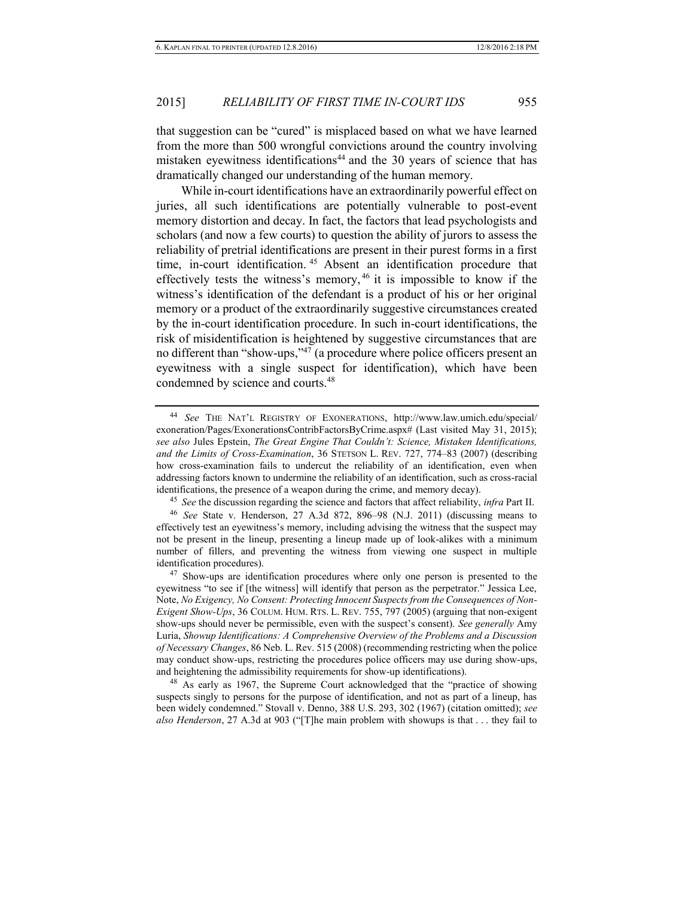that suggestion can be "cured" is misplaced based on what we have learned from the more than 500 wrongful convictions around the country involving mistaken eyewitness identifications[44] and the 30 years of science that has dramatically changed our understanding of the human memory.

While in-court identifications have an extraordinarily powerful effect on juries, all such identifications are potentially vulnerable to post-event memory distortion and decay. In fact, the factors that lead psychologists and scholars (and now a few courts) to question the ability of jurors to assess the reliability of pretrial identifications are present in their purest forms in a first time, in-court identification.[45] Absent an identification procedure that effectively tests the witness's memory,[46] it is impossible to know if the witness's identification of the defendant is a product of his or her original memory or a product of the extraordinarily suggestive circumstances created by the in-court identification procedure. In such in-court identifications, the risk of misidentification is heightened by suggestive circumstances that are no different than "show-ups,"[47] (a procedure where police officers present an eyewitness with a single suspect for identification), which have been condemned by science and courts.[48]

---

[44] *See* THE NAT'L REGISTRY OF EXONERATIONS, http://www.law.umich.edu/special/exoneration/Pages/ExonerationsContribFactorsByCrime.aspx# (Last visited May 31, 2015); *see also* Jules Epstein, *The Great Engine That Couldn't: Science, Mistaken Identifications, and the Limits of Cross-Examination*, 36 STETSON L. REV. 727, 774–83 (2007) (describing how cross-examination fails to undercut the reliability of an identification, even when addressing factors known to undermine the reliability of an identification, such as cross-racial identifications, the presence of a weapon during the crime, and memory decay).

[45] *See* the discussion regarding the science and factors that affect reliability, *infra* Part II.

[46] *See* State v. Henderson, 27 A.3d 872, 896–98 (N.J. 2011) (discussing means to effectively test an eyewitness's memory, including advising the witness that the suspect may not be present in the lineup, presenting a lineup made up of look-alikes with a minimum number of fillers, and preventing the witness from viewing one suspect in multiple identification procedures).

[47] Show-ups are identification procedures where only one person is presented to the eyewitness "to see if [the witness] will identify that person as the perpetrator." Jessica Lee, Note, *No Exigency, No Consent: Protecting Innocent Suspects from the Consequences of Non-Exigent Show-Ups*, 36 COLUM. HUM. RTS. L. REV. 755, 797 (2005) (arguing that non-exigent show-ups should never be permissible, even with the suspect's consent). *See generally* Amy Luria, *Showup Identifications: A Comprehensive Overview of the Problems and a Discussion of Necessary Changes*, 86 Neb. L. Rev. 515 (2008) (recommending restricting when the police may conduct show-ups, restricting the procedures police officers may use during show-ups, and heightening the admissibility requirements for show-up identifications).

[48] As early as 1967, the Supreme Court acknowledged that the "practice of showing suspects singly to persons for the purpose of identification, and not as part of a lineup, has been widely condemned." Stovall v. Denno, 388 U.S. 293, 302 (1967) (citation omitted); *see also Henderson*, 27 A.3d at 903 ("[T]he main problem with showups is that . . . they fail to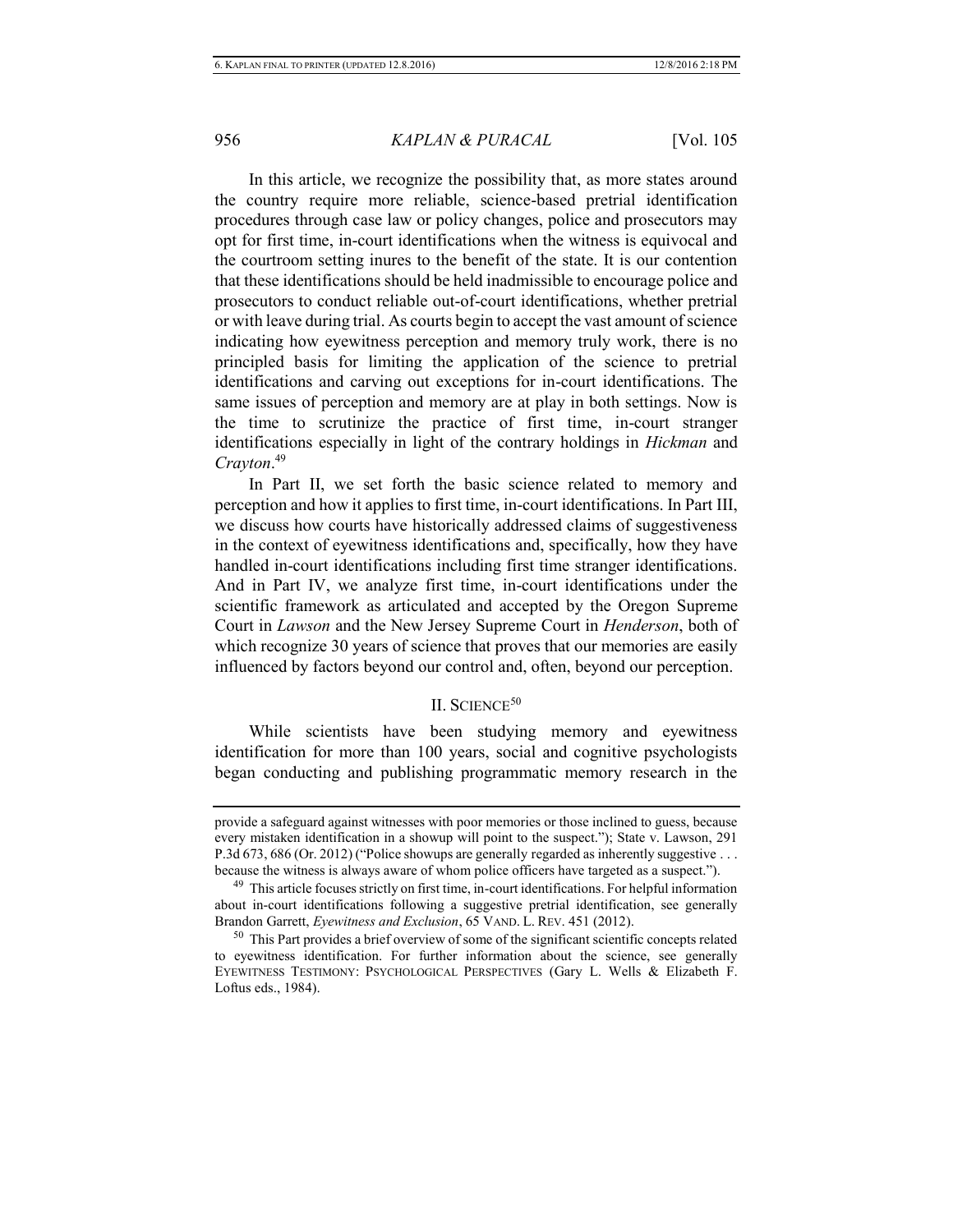In this article, we recognize the possibility that, as more states around the country require more reliable, science-based pretrial identification procedures through case law or policy changes, police and prosecutors may opt for first time, in-court identifications when the witness is equivocal and the courtroom setting inures to the benefit of the state. It is our contention that these identifications should be held inadmissible to encourage police and prosecutors to conduct reliable out-of-court identifications, whether pretrial or with leave during trial. As courts begin to accept the vast amount of science indicating how eyewitness perception and memory truly work, there is no principled basis for limiting the application of the science to pretrial identifications and carving out exceptions for in-court identifications. The same issues of perception and memory are at play in both settings. Now is the time to scrutinize the practice of first time, in-court stranger identifications especially in light of the contrary holdings in *Hickman* and *Crayton*.[49]

In Part II, we set forth the basic science related to memory and perception and how it applies to first time, in-court identifications. In Part III, we discuss how courts have historically addressed claims of suggestiveness in the context of eyewitness identifications and, specifically, how they have handled in-court identifications including first time stranger identifications. And in Part IV, we analyze first time, in-court identifications under the scientific framework as articulated and accepted by the Oregon Supreme Court in *Lawson* and the New Jersey Supreme Court in *Henderson*, both of which recognize 30 years of science that proves that our memories are easily influenced by factors beyond our control and, often, beyond our perception.

## II. SCIENCE[50]

While scientists have been studying memory and eyewitness identification for more than 100 years, social and cognitive psychologists began conducting and publishing programmatic memory research in the

---

provide a safeguard against witnesses with poor memories or those inclined to guess, because every mistaken identification in a showup will point to the suspect."); State v. Lawson, 291 P.3d 673, 686 (Or. 2012) ("Police showups are generally regarded as inherently suggestive . . . because the witness is always aware of whom police officers have targeted as a suspect.").

[49] This article focuses strictly on first time, in-court identifications. For helpful information about in-court identifications following a suggestive pretrial identification, see generally Brandon Garrett, *Eyewitness and Exclusion*, 65 VAND. L. REV. 451 (2012).

[50] This Part provides a brief overview of some of the significant scientific concepts related to eyewitness identification. For further information about the science, see generally EYEWITNESS TESTIMONY: PSYCHOLOGICAL PERSPECTIVES (Gary L. Wells & Elizabeth F. Loftus eds., 1984).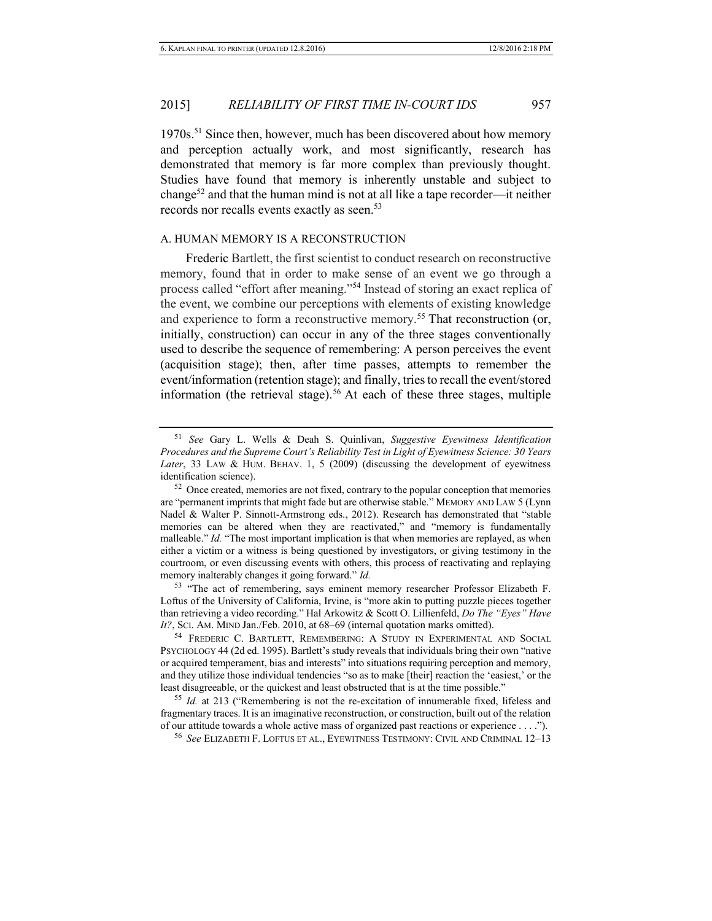1970s.[51] Since then, however, much has been discovered about how memory and perception actually work, and most significantly, research has demonstrated that memory is far more complex than previously thought. Studies have found that memory is inherently unstable and subject to change[52] and that the human mind is not at all like a tape recorder—it neither records nor recalls events exactly as seen.[53]

### A. HUMAN MEMORY IS A RECONSTRUCTION

Frederic Bartlett, the first scientist to conduct research on reconstructive memory, found that in order to make sense of an event we go through a process called "effort after meaning."[54] Instead of storing an exact replica of the event, we combine our perceptions with elements of existing knowledge and experience to form a reconstructive memory.[55] That reconstruction (or, initially, construction) can occur in any of the three stages conventionally used to describe the sequence of remembering: A person perceives the event (acquisition stage); then, after time passes, attempts to remember the event/information (retention stage); and finally, tries to recall the event/stored information (the retrieval stage).[56] At each of these three stages, multiple

---

[51] *See* Gary L. Wells & Deah S. Quinlivan, *Suggestive Eyewitness Identification Procedures and the Supreme Court's Reliability Test in Light of Eyewitness Science: 30 Years Later*, 33 LAW & HUM. BEHAV. 1, 5 (2009) (discussing the development of eyewitness identification science).

[52] Once created, memories are not fixed, contrary to the popular conception that memories are "permanent imprints that might fade but are otherwise stable." MEMORY AND LAW 5 (Lynn Nadel & Walter P. Sinnott-Armstrong eds., 2012). Research has demonstrated that "stable memories can be altered when they are reactivated," and "memory is fundamentally malleable." *Id.* "The most important implication is that when memories are replayed, as when either a victim or a witness is being questioned by investigators, or giving testimony in the courtroom, or even discussing events with others, this process of reactivating and replaying memory inalterably changes it going forward." *Id.*

[53] "The act of remembering, says eminent memory researcher Professor Elizabeth F. Loftus of the University of California, Irvine, is "more akin to putting puzzle pieces together than retrieving a video recording." Hal Arkowitz & Scott O. Lillienfeld, *Do The "Eyes" Have It?*, SCI. AM. MIND Jan./Feb. 2010, at 68–69 (internal quotation marks omitted).

[54] FREDERIC C. BARTLETT, REMEMBERING: A STUDY IN EXPERIMENTAL AND SOCIAL PSYCHOLOGY 44 (2d ed. 1995). Bartlett's study reveals that individuals bring their own "native or acquired temperament, bias and interests" into situations requiring perception and memory, and they utilize those individual tendencies "so as to make [their] reaction the 'easiest,' or the least disagreeable, or the quickest and least obstructed that is at the time possible."

[55] *Id.* at 213 ("Remembering is not the re-excitation of innumerable fixed, lifeless and fragmentary traces. It is an imaginative reconstruction, or construction, built out of the relation of our attitude towards a whole active mass of organized past reactions or experience . . . .").

[56] *See* ELIZABETH F. LOFTUS ET AL., EYEWITNESS TESTIMONY: CIVIL AND CRIMINAL 12–13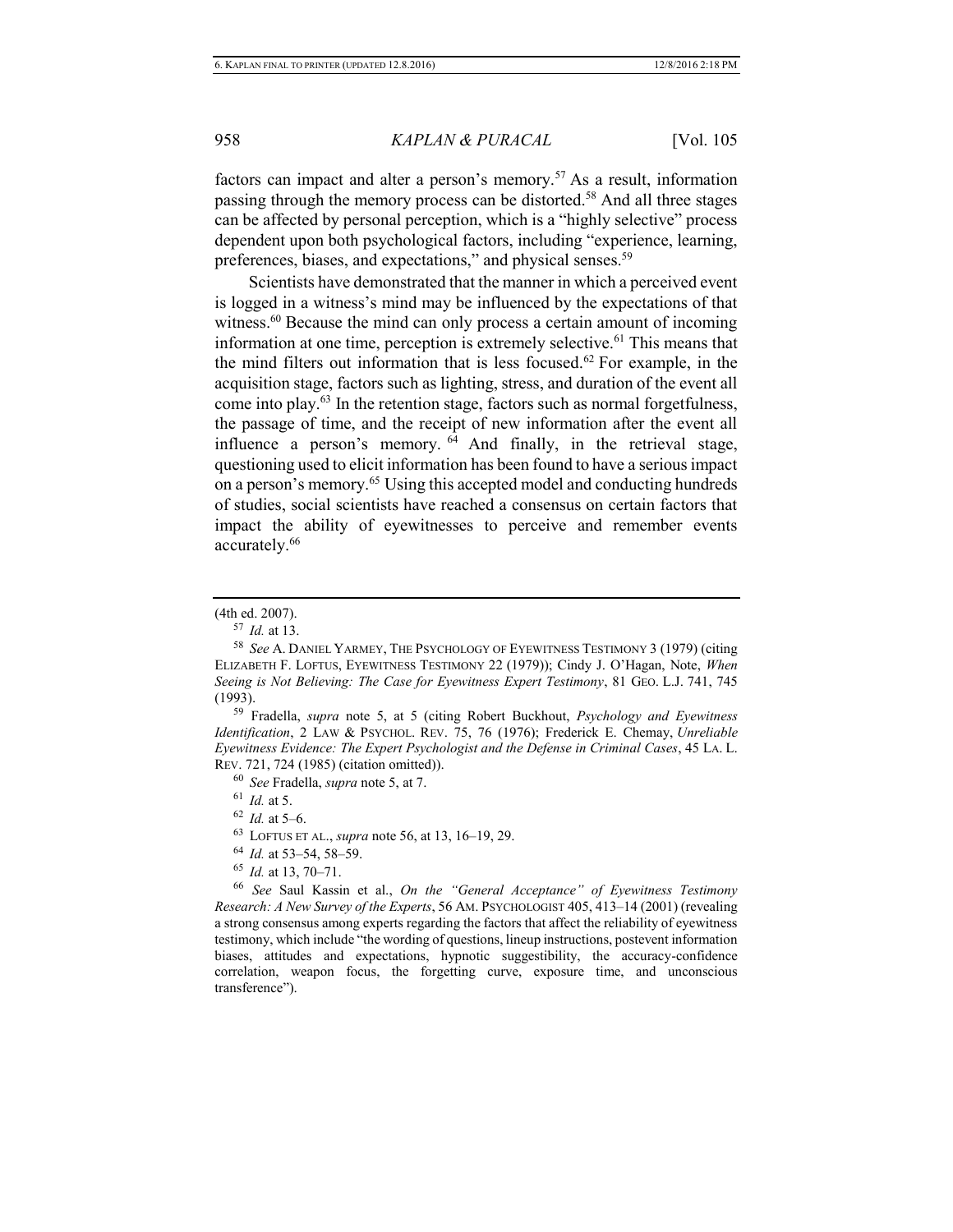factors can impact and alter a person's memory.[57] As a result, information passing through the memory process can be distorted.[58] And all three stages can be affected by personal perception, which is a "highly selective" process dependent upon both psychological factors, including "experience, learning, preferences, biases, and expectations," and physical senses.[59]

Scientists have demonstrated that the manner in which a perceived event is logged in a witness's mind may be influenced by the expectations of that witness.[60] Because the mind can only process a certain amount of incoming information at one time, perception is extremely selective.[61] This means that the mind filters out information that is less focused.[62] For example, in the acquisition stage, factors such as lighting, stress, and duration of the event all come into play.[63] In the retention stage, factors such as normal forgetfulness, the passage of time, and the receipt of new information after the event all influence a person's memory.[64] And finally, in the retrieval stage, questioning used to elicit information has been found to have a serious impact on a person's memory.[65] Using this accepted model and conducting hundreds of studies, social scientists have reached a consensus on certain factors that impact the ability of eyewitnesses to perceive and remember events accurately.[66]

---

(4th ed. 2007).

[57] *Id.* at 13.

[58] *See* A. DANIEL YARMEY, THE PSYCHOLOGY OF EYEWITNESS TESTIMONY 3 (1979) (citing ELIZABETH F. LOFTUS, EYEWITNESS TESTIMONY 22 (1979)); Cindy J. O'Hagan, Note, *When Seeing is Not Believing: The Case for Eyewitness Expert Testimony*, 81 GEO. L.J. 741, 745 (1993).

[59] Fradella, *supra* note 5, at 5 (citing Robert Buckhout, *Psychology and Eyewitness Identification*, 2 LAW & PSYCHOL. REV. 75, 76 (1976); Frederick E. Chemay, *Unreliable Eyewitness Evidence: The Expert Psychologist and the Defense in Criminal Cases*, 45 LA. L. REV. 721, 724 (1985) (citation omitted)).

[60] *See* Fradella, *supra* note 5, at 7.

[61] *Id.* at 5.

[62] *Id.* at 5–6.

[63] LOFTUS ET AL., *supra* note 56, at 13, 16–19, 29.

[64] *Id.* at 53–54, 58–59.

[65] *Id.* at 13, 70–71.

[66] *See* Saul Kassin et al., *On the "General Acceptance" of Eyewitness Testimony Research: A New Survey of the Experts*, 56 AM. PSYCHOLOGIST 405, 413–14 (2001) (revealing a strong consensus among experts regarding the factors that affect the reliability of eyewitness testimony, which include "the wording of questions, lineup instructions, postevent information biases, attitudes and expectations, hypnotic suggestibility, the accuracy-confidence correlation, weapon focus, the forgetting curve, exposure time, and unconscious transference").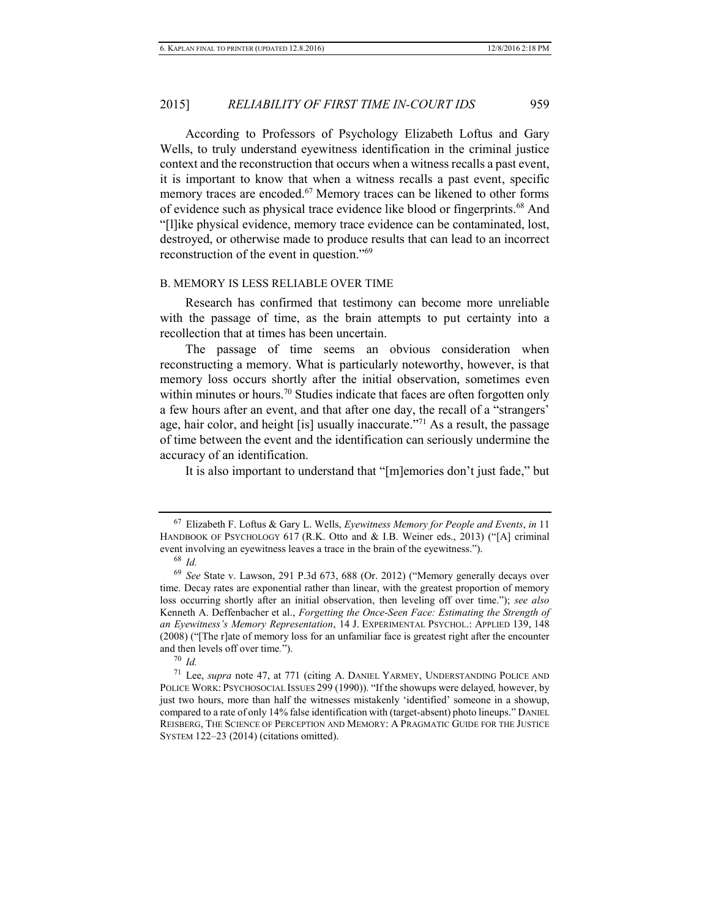According to Professors of Psychology Elizabeth Loftus and Gary Wells, to truly understand eyewitness identification in the criminal justice context and the reconstruction that occurs when a witness recalls a past event, it is important to know that when a witness recalls a past event, specific memory traces are encoded.[67] Memory traces can be likened to other forms of evidence such as physical trace evidence like blood or fingerprints.[68] And "[l]ike physical evidence, memory trace evidence can be contaminated, lost, destroyed, or otherwise made to produce results that can lead to an incorrect reconstruction of the event in question."[69]

### B. MEMORY IS LESS RELIABLE OVER TIME

Research has confirmed that testimony can become more unreliable with the passage of time, as the brain attempts to put certainty into a recollection that at times has been uncertain.

The passage of time seems an obvious consideration when reconstructing a memory. What is particularly noteworthy, however, is that memory loss occurs shortly after the initial observation, sometimes even within minutes or hours.[70] Studies indicate that faces are often forgotten only a few hours after an event, and that after one day, the recall of a "strangers' age, hair color, and height [is] usually inaccurate."[71] As a result, the passage of time between the event and the identification can seriously undermine the accuracy of an identification.

It is also important to understand that "[m]emories don't just fade," but

---

[67] Elizabeth F. Loftus & Gary L. Wells, *Eyewitness Memory for People and Events*, *in* 11 HANDBOOK OF PSYCHOLOGY 617 (R.K. Otto and & I.B. Weiner eds., 2013) ("[A] criminal event involving an eyewitness leaves a trace in the brain of the eyewitness.").

[68] *Id.*

[69] *See* State v. Lawson, 291 P.3d 673, 688 (Or. 2012) ("Memory generally decays over time. Decay rates are exponential rather than linear, with the greatest proportion of memory loss occurring shortly after an initial observation, then leveling off over time."); *see also* Kenneth A. Deffenbacher et al., *Forgetting the Once-Seen Face: Estimating the Strength of an Eyewitness's Memory Representation*, 14 J. EXPERIMENTAL PSYCHOL.: APPLIED 139, 148 (2008) ("[The r]ate of memory loss for an unfamiliar face is greatest right after the encounter and then levels off over time.").

[70] *Id.*

[71] Lee, *supra* note 47, at 771 (citing A. DANIEL YARMEY, UNDERSTANDING POLICE AND POLICE WORK: PSYCHOSOCIAL ISSUES 299 (1990)). "If the showups were delayed, however, by just two hours, more than half the witnesses mistakenly 'identified' someone in a showup, compared to a rate of only 14% false identification with (target-absent) photo lineups." DANIEL REISBERG, THE SCIENCE OF PERCEPTION AND MEMORY: A PRAGMATIC GUIDE FOR THE JUSTICE SYSTEM 122–23 (2014) (citations omitted).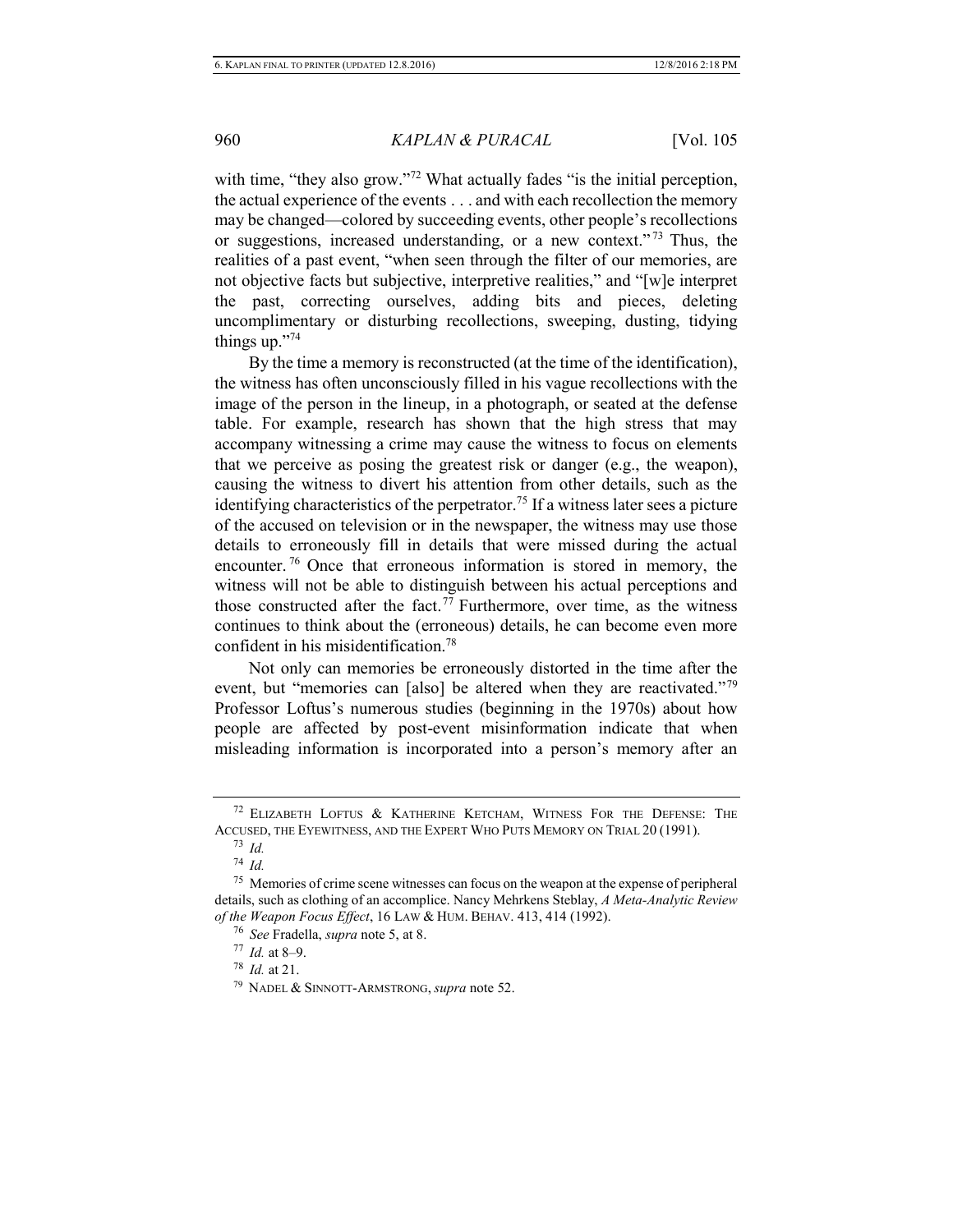with time, "they also grow."[72] What actually fades "is the initial perception, the actual experience of the events . . . and with each recollection the memory may be changed—colored by succeeding events, other people's recollections or suggestions, increased understanding, or a new context."[73] Thus, the realities of a past event, "when seen through the filter of our memories, are not objective facts but subjective, interpretive realities," and "[w]e interpret the past, correcting ourselves, adding bits and pieces, deleting uncomplimentary or disturbing recollections, sweeping, dusting, tidying things up."[74]

By the time a memory is reconstructed (at the time of the identification), the witness has often unconsciously filled in his vague recollections with the image of the person in the lineup, in a photograph, or seated at the defense table. For example, research has shown that the high stress that may accompany witnessing a crime may cause the witness to focus on elements that we perceive as posing the greatest risk or danger (e.g., the weapon), causing the witness to divert his attention from other details, such as the identifying characteristics of the perpetrator.[75] If a witness later sees a picture of the accused on television or in the newspaper, the witness may use those details to erroneously fill in details that were missed during the actual encounter.[76] Once that erroneous information is stored in memory, the witness will not be able to distinguish between his actual perceptions and those constructed after the fact.[77] Furthermore, over time, as the witness continues to think about the (erroneous) details, he can become even more confident in his misidentification.[78]

Not only can memories be erroneously distorted in the time after the event, but "memories can [also] be altered when they are reactivated."[79] Professor Loftus's numerous studies (beginning in the 1970s) about how people are affected by post-event misinformation indicate that when misleading information is incorporated into a person's memory after an

---

[72] ELIZABETH LOFTUS & KATHERINE KETCHAM, WITNESS FOR THE DEFENSE: THE ACCUSED, THE EYEWITNESS, AND THE EXPERT WHO PUTS MEMORY ON TRIAL 20 (1991).

[73] *Id.*

[74] *Id.*

[75] Memories of crime scene witnesses can focus on the weapon at the expense of peripheral details, such as clothing of an accomplice. Nancy Mehrkens Steblay, *A Meta-Analytic Review of the Weapon Focus Effect*, 16 LAW & HUM. BEHAV. 413, 414 (1992).

[76] *See* Fradella, *supra* note 5, at 8.

[77] *Id.* at 8–9.

[78] *Id.* at 21.

[79] NADEL & SINNOTT-ARMSTRONG, *supra* note 52.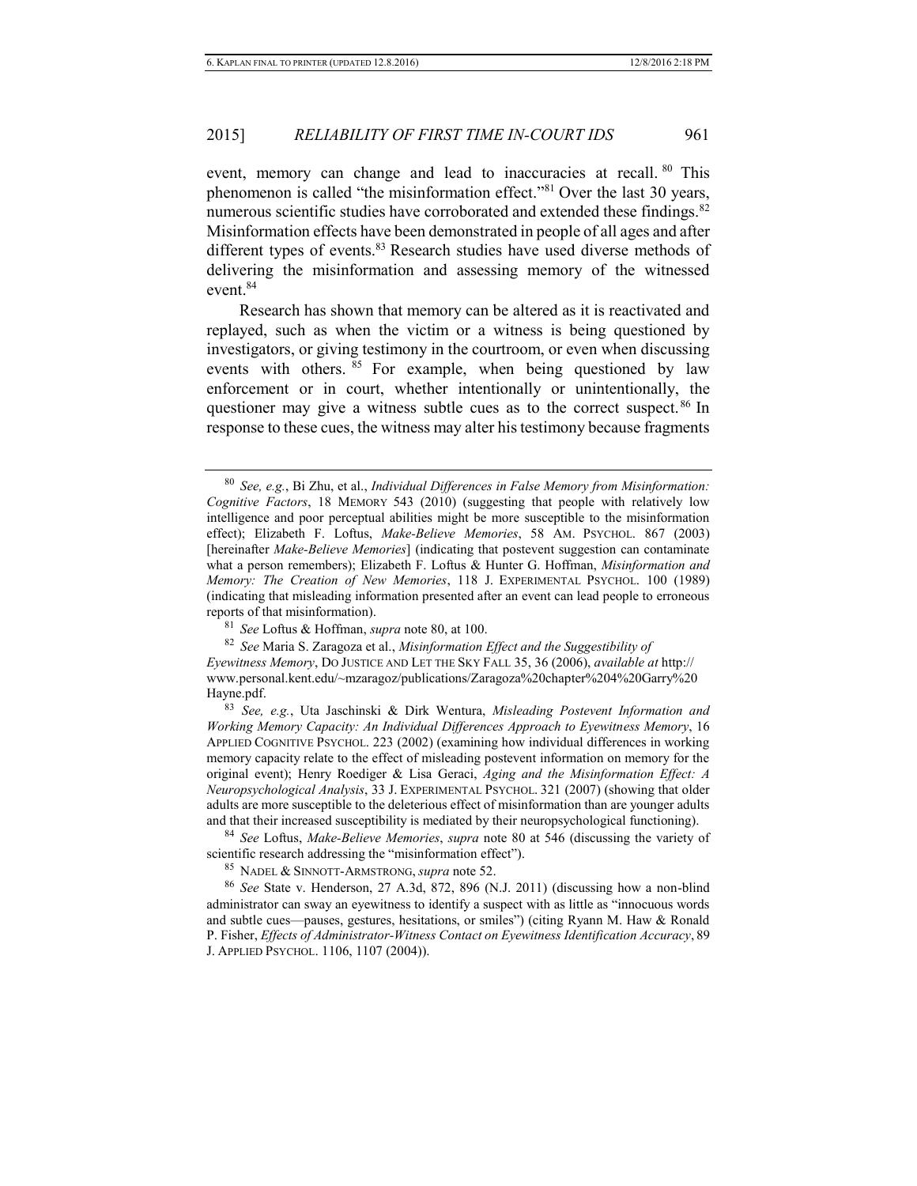event, memory can change and lead to inaccuracies at recall.[80] This phenomenon is called "the misinformation effect."[81] Over the last 30 years, numerous scientific studies have corroborated and extended these findings.[82] Misinformation effects have been demonstrated in people of all ages and after different types of events.[83] Research studies have used diverse methods of delivering the misinformation and assessing memory of the witnessed event.[84]

Research has shown that memory can be altered as it is reactivated and replayed, such as when the victim or a witness is being questioned by investigators, or giving testimony in the courtroom, or even when discussing events with others.[85] For example, when being questioned by law enforcement or in court, whether intentionally or unintentionally, the questioner may give a witness subtle cues as to the correct suspect.[86] In response to these cues, the witness may alter his testimony because fragments

---

[80] *See, e.g.*, Bi Zhu, et al., *Individual Differences in False Memory from Misinformation: Cognitive Factors*, 18 MEMORY 543 (2010) (suggesting that people with relatively low intelligence and poor perceptual abilities might be more susceptible to the misinformation effect); Elizabeth F. Loftus, *Make-Believe Memories*, 58 AM. PSYCHOL. 867 (2003) [hereinafter *Make-Believe Memories*] (indicating that postevent suggestion can contaminate what a person remembers); Elizabeth F. Loftus & Hunter G. Hoffman, *Misinformation and Memory: The Creation of New Memories*, 118 J. EXPERIMENTAL PSYCHOL. 100 (1989) (indicating that misleading information presented after an event can lead people to erroneous reports of that misinformation).

[81] *See* Loftus & Hoffman, *supra* note 80, at 100.

[82] *See* Maria S. Zaragoza et al., *Misinformation Effect and the Suggestibility of Eyewitness Memory*, DO JUSTICE AND LET THE SKY FALL 35, 36 (2006), *available at* http://www.personal.kent.edu/~mzaragoz/publications/Zaragoza%20chapter%204%20Garry%20Hayne.pdf.

[83] *See, e.g.*, Uta Jaschinski & Dirk Wentura, *Misleading Postevent Information and Working Memory Capacity: An Individual Differences Approach to Eyewitness Memory*, 16 APPLIED COGNITIVE PSYCHOL. 223 (2002) (examining how individual differences in working memory capacity relate to the effect of misleading postevent information on memory for the original event); Henry Roediger & Lisa Geraci, *Aging and the Misinformation Effect: A Neuropsychological Analysis*, 33 J. EXPERIMENTAL PSYCHOL. 321 (2007) (showing that older adults are more susceptible to the deleterious effect of misinformation than are younger adults and that their increased susceptibility is mediated by their neuropsychological functioning).

[84] *See* Loftus, *Make-Believe Memories*, *supra* note 80 at 546 (discussing the variety of scientific research addressing the "misinformation effect").

[85] NADEL & SINNOTT-ARMSTRONG, *supra* note 52.

[86] *See* State v. Henderson, 27 A.3d, 872, 896 (N.J. 2011) (discussing how a non-blind administrator can sway an eyewitness to identify a suspect with as little as "innocuous words and subtle cues—pauses, gestures, hesitations, or smiles") (citing Ryann M. Haw & Ronald P. Fisher, *Effects of Administrator-Witness Contact on Eyewitness Identification Accuracy*, 89 J. APPLIED PSYCHOL. 1106, 1107 (2004)).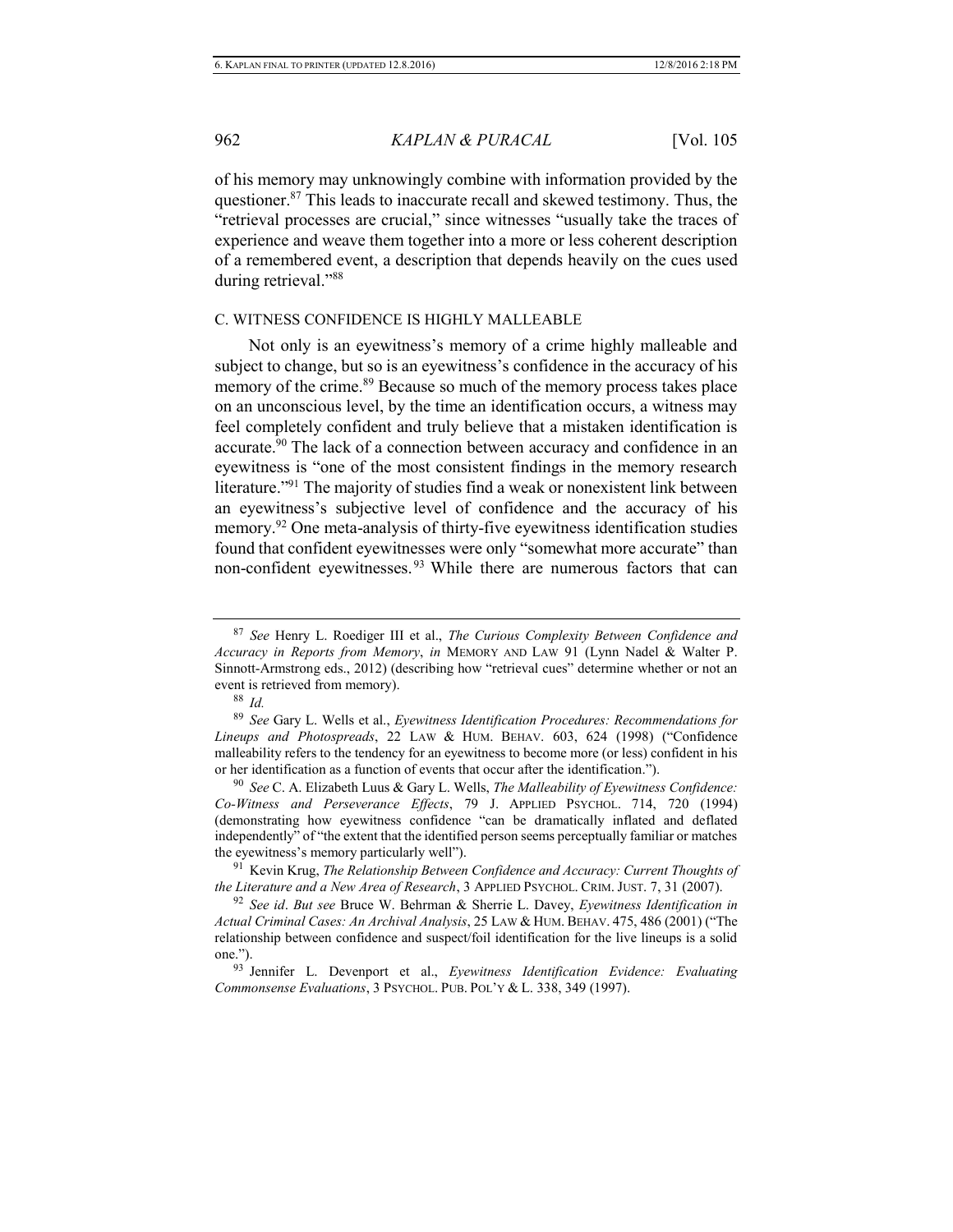of his memory may unknowingly combine with information provided by the questioner.[87] This leads to inaccurate recall and skewed testimony. Thus, the "retrieval processes are crucial," since witnesses "usually take the traces of experience and weave them together into a more or less coherent description of a remembered event, a description that depends heavily on the cues used during retrieval."[88]

### C. WITNESS CONFIDENCE IS HIGHLY MALLEABLE

Not only is an eyewitness's memory of a crime highly malleable and subject to change, but so is an eyewitness's confidence in the accuracy of his memory of the crime.[89] Because so much of the memory process takes place on an unconscious level, by the time an identification occurs, a witness may feel completely confident and truly believe that a mistaken identification is accurate.[90] The lack of a connection between accuracy and confidence in an eyewitness is "one of the most consistent findings in the memory research literature."[91] The majority of studies find a weak or nonexistent link between an eyewitness's subjective level of confidence and the accuracy of his memory.[92] One meta-analysis of thirty-five eyewitness identification studies found that confident eyewitnesses were only "somewhat more accurate" than non-confident eyewitnesses.[93] While there are numerous factors that can

---

[87] *See* Henry L. Roediger III et al., *The Curious Complexity Between Confidence and Accuracy in Reports from Memory*, *in* MEMORY AND LAW 91 (Lynn Nadel & Walter P. Sinnott-Armstrong eds., 2012) (describing how "retrieval cues" determine whether or not an event is retrieved from memory).

[88] *Id.*

[89] *See* Gary L. Wells et al., *Eyewitness Identification Procedures: Recommendations for Lineups and Photospreads*, 22 LAW & HUM. BEHAV. 603, 624 (1998) ("Confidence malleability refers to the tendency for an eyewitness to become more (or less) confident in his or her identification as a function of events that occur after the identification.").

[90] *See* C. A. Elizabeth Luus & Gary L. Wells, *The Malleability of Eyewitness Confidence: Co-Witness and Perseverance Effects*, 79 J. APPLIED PSYCHOL. 714, 720 (1994) (demonstrating how eyewitness confidence "can be dramatically inflated and deflated independently" of "the extent that the identified person seems perceptually familiar or matches the eyewitness's memory particularly well").

[91] Kevin Krug, *The Relationship Between Confidence and Accuracy: Current Thoughts of the Literature and a New Area of Research*, 3 APPLIED PSYCHOL. CRIM. JUST. 7, 31 (2007).

[92] *See id*. *But see* Bruce W. Behrman & Sherrie L. Davey, *Eyewitness Identification in Actual Criminal Cases: An Archival Analysis*, 25 LAW & HUM. BEHAV. 475, 486 (2001) ("The relationship between confidence and suspect/foil identification for the live lineups is a solid one.").

[93] Jennifer L. Devenport et al., *Eyewitness Identification Evidence: Evaluating Commonsense Evaluations*, 3 PSYCHOL. PUB. POL'Y & L. 338, 349 (1997).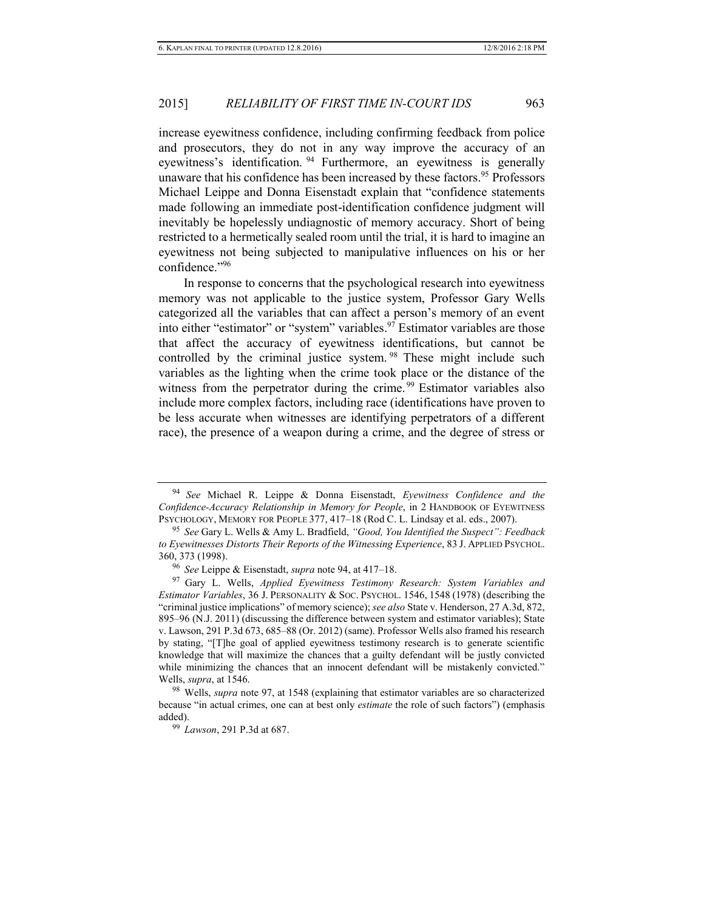increase eyewitness confidence, including confirming feedback from police and prosecutors, they do not in any way improve the accuracy of an eyewitness's identification. [94] Furthermore, an eyewitness is generally unaware that his confidence has been increased by these factors.[95] Professors Michael Leippe and Donna Eisenstadt explain that "confidence statements made following an immediate post-identification confidence judgment will inevitably be hopelessly undiagnostic of memory accuracy. Short of being restricted to a hermetically sealed room until the trial, it is hard to imagine an eyewitness not being subjected to manipulative influences on his or her confidence."[96]

In response to concerns that the psychological research into eyewitness memory was not applicable to the justice system, Professor Gary Wells categorized all the variables that can affect a person's memory of an event into either "estimator" or "system" variables.[97] Estimator variables are those that affect the accuracy of eyewitness identifications, but cannot be controlled by the criminal justice system. [98] These might include such variables as the lighting when the crime took place or the distance of the witness from the perpetrator during the crime. [99] Estimator variables also include more complex factors, including race (identifications have proven to be less accurate when witnesses are identifying perpetrators of a different race), the presence of a weapon during a crime, and the degree of stress or

---

[94] *See* Michael R. Leippe & Donna Eisenstadt, *Eyewitness Confidence and the Confidence-Accuracy Relationship in Memory for People*, in 2 HANDBOOK OF EYEWITNESS PSYCHOLOGY, MEMORY FOR PEOPLE 377, 417–18 (Rod C. L. Lindsay et al. eds., 2007).

[95] *See* Gary L. Wells & Amy L. Bradfield, *"Good, You Identified the Suspect": Feedback to Eyewitnesses Distorts Their Reports of the Witnessing Experience*, 83 J. APPLIED PSYCHOL. 360, 373 (1998).

[96] *See* Leippe & Eisenstadt, *supra* note 94, at 417–18.

[97] Gary L. Wells, *Applied Eyewitness Testimony Research: System Variables and Estimator Variables*, 36 J. PERSONALITY & SOC. PSYCHOL. 1546, 1548 (1978) (describing the "criminal justice implications" of memory science); *see also* State v. Henderson, 27 A.3d, 872, 895–96 (N.J. 2011) (discussing the difference between system and estimator variables); State v. Lawson, 291 P.3d 673, 685–88 (Or. 2012) (same). Professor Wells also framed his research by stating, "[T]he goal of applied eyewitness testimony research is to generate scientific knowledge that will maximize the chances that a guilty defendant will be justly convicted while minimizing the chances that an innocent defendant will be mistakenly convicted." Wells, *supra*, at 1546.

[98] Wells, *supra* note 97, at 1548 (explaining that estimator variables are so characterized because "in actual crimes, one can at best only *estimate* the role of such factors") (emphasis added).

[99] *Lawson*, 291 P.3d at 687.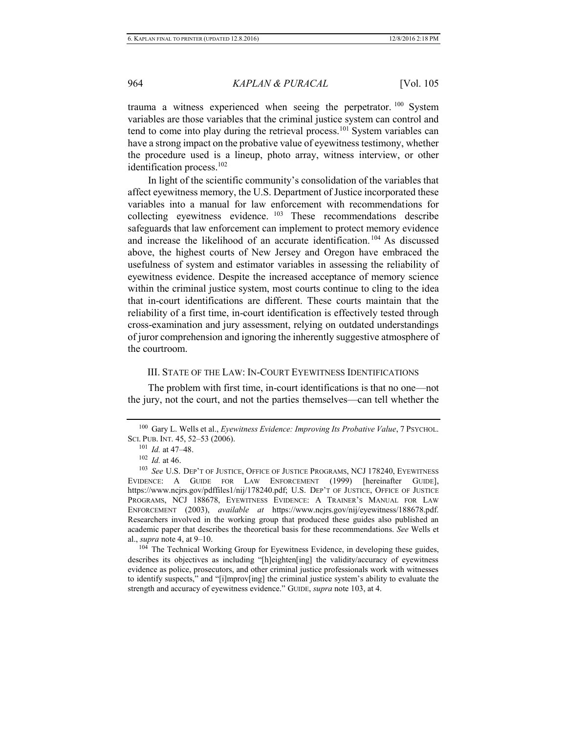trauma a witness experienced when seeing the perpetrator.[100] System variables are those variables that the criminal justice system can control and tend to come into play during the retrieval process.[101] System variables can have a strong impact on the probative value of eyewitness testimony, whether the procedure used is a lineup, photo array, witness interview, or other identification process.[102]

In light of the scientific community's consolidation of the variables that affect eyewitness memory, the U.S. Department of Justice incorporated these variables into a manual for law enforcement with recommendations for collecting eyewitness evidence.[103] These recommendations describe safeguards that law enforcement can implement to protect memory evidence and increase the likelihood of an accurate identification.[104] As discussed above, the highest courts of New Jersey and Oregon have embraced the usefulness of system and estimator variables in assessing the reliability of eyewitness evidence. Despite the increased acceptance of memory science within the criminal justice system, most courts continue to cling to the idea that in-court identifications are different. These courts maintain that the reliability of a first time, in-court identification is effectively tested through cross-examination and jury assessment, relying on outdated understandings of juror comprehension and ignoring the inherently suggestive atmosphere of the courtroom.

## III. State of the Law: In-Court Eyewitness Identifications

The problem with first time, in-court identifications is that no one—not the jury, not the court, and not the parties themselves—can tell whether the

---

[100] Gary L. Wells et al., *Eyewitness Evidence: Improving Its Probative Value*, 7 Psychol. Sci. Pub. Int. 45, 52–53 (2006).

[101] *Id.* at 47–48.

[102] *Id.* at 46.

[103] *See* U.S. Dep't of Justice, Office of Justice Programs, NCJ 178240, Eyewitness Evidence: A Guide for Law Enforcement (1999) [hereinafter Guide], https://www.ncjrs.gov/pdffiles1/nij/178240.pdf; U.S. Dep't of Justice, Office of Justice Programs, NCJ 188678, Eyewitness Evidence: A Trainer's Manual for Law Enforcement (2003), *available at* https://www.ncjrs.gov/nij/eyewitness/188678.pdf. Researchers involved in the working group that produced these guides also published an academic paper that describes the theoretical basis for these recommendations. *See* Wells et al., *supra* note 4, at 9–10.

[104] The Technical Working Group for Eyewitness Evidence, in developing these guides, describes its objectives as including "[h]eighten[ing] the validity/accuracy of eyewitness evidence as police, prosecutors, and other criminal justice professionals work with witnesses to identify suspects," and "[i]mprov[ing] the criminal justice system's ability to evaluate the strength and accuracy of eyewitness evidence." Guide, *supra* note 103, at 4.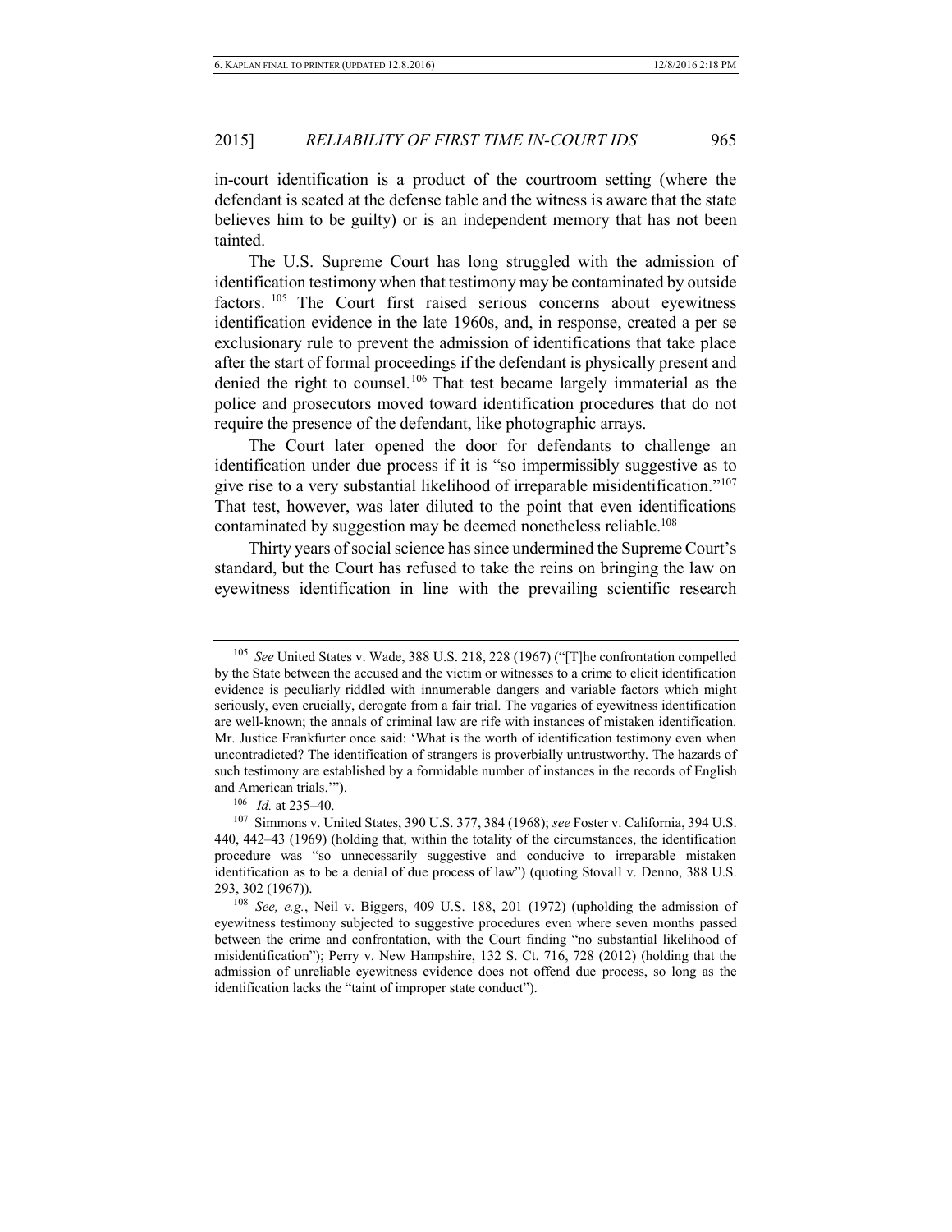in-court identification is a product of the courtroom setting (where the defendant is seated at the defense table and the witness is aware that the state believes him to be guilty) or is an independent memory that has not been tainted.

The U.S. Supreme Court has long struggled with the admission of identification testimony when that testimony may be contaminated by outside factors. [105] The Court first raised serious concerns about eyewitness identification evidence in the late 1960s, and, in response, created a per se exclusionary rule to prevent the admission of identifications that take place after the start of formal proceedings if the defendant is physically present and denied the right to counsel.[106] That test became largely immaterial as the police and prosecutors moved toward identification procedures that do not require the presence of the defendant, like photographic arrays.

The Court later opened the door for defendants to challenge an identification under due process if it is "so impermissibly suggestive as to give rise to a very substantial likelihood of irreparable misidentification."[107] That test, however, was later diluted to the point that even identifications contaminated by suggestion may be deemed nonetheless reliable.[108]

Thirty years of social science has since undermined the Supreme Court's standard, but the Court has refused to take the reins on bringing the law on eyewitness identification in line with the prevailing scientific research

---

[105] *See* United States v. Wade, 388 U.S. 218, 228 (1967) ("[T]he confrontation compelled by the State between the accused and the victim or witnesses to a crime to elicit identification evidence is peculiarly riddled with innumerable dangers and variable factors which might seriously, even crucially, derogate from a fair trial. The vagaries of eyewitness identification are well-known; the annals of criminal law are rife with instances of mistaken identification. Mr. Justice Frankfurter once said: 'What is the worth of identification testimony even when uncontradicted? The identification of strangers is proverbially untrustworthy. The hazards of such testimony are established by a formidable number of instances in the records of English and American trials.'").

[106] *Id.* at 235–40.

[107] Simmons v. United States, 390 U.S. 377, 384 (1968); *see* Foster v. California, 394 U.S. 440, 442–43 (1969) (holding that, within the totality of the circumstances, the identification procedure was "so unnecessarily suggestive and conducive to irreparable mistaken identification as to be a denial of due process of law") (quoting Stovall v. Denno, 388 U.S. 293, 302 (1967)).

[108] *See, e.g.*, Neil v. Biggers, 409 U.S. 188, 201 (1972) (upholding the admission of eyewitness testimony subjected to suggestive procedures even where seven months passed between the crime and confrontation, with the Court finding "no substantial likelihood of misidentification"); Perry v. New Hampshire, 132 S. Ct. 716, 728 (2012) (holding that the admission of unreliable eyewitness evidence does not offend due process, so long as the identification lacks the "taint of improper state conduct").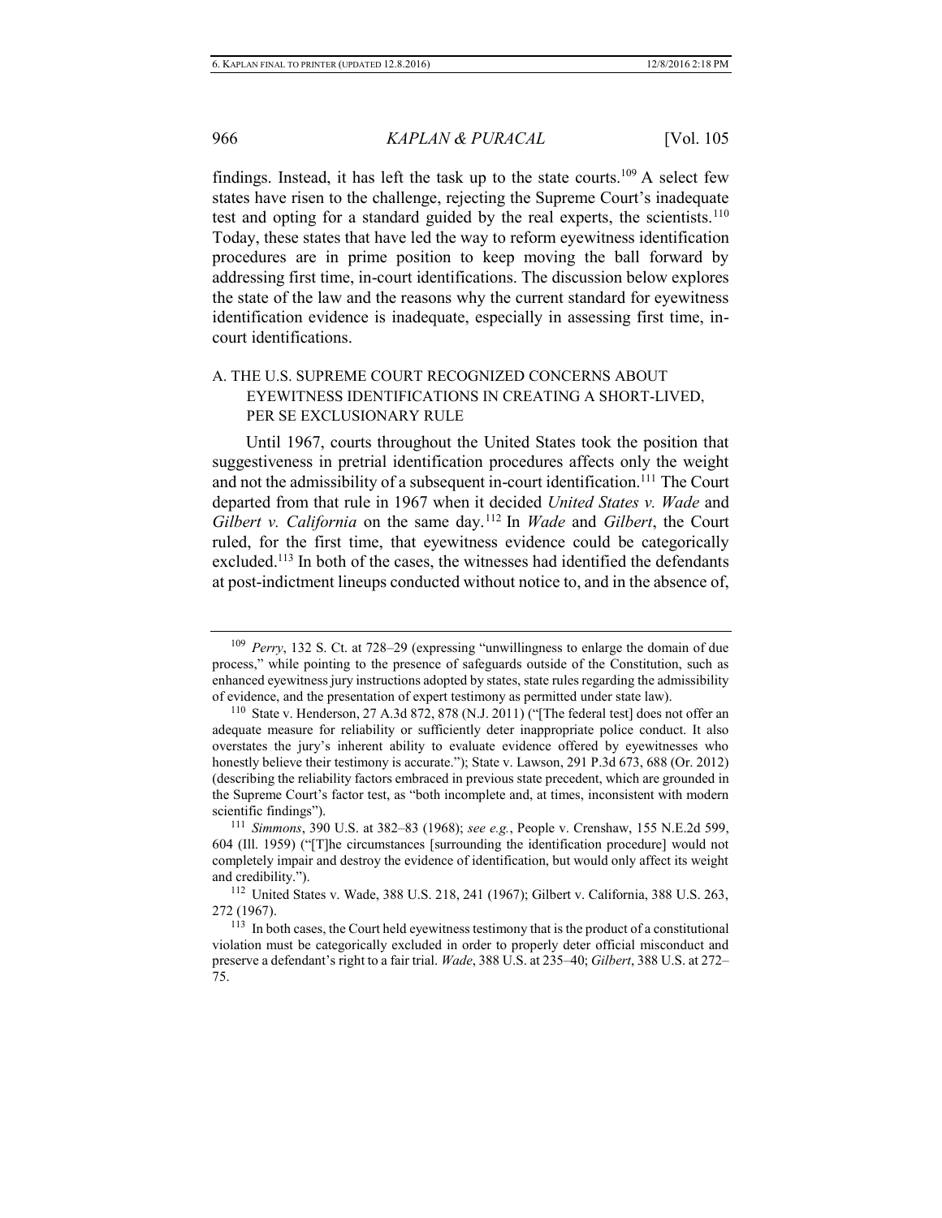findings. Instead, it has left the task up to the state courts.[109] A select few states have risen to the challenge, rejecting the Supreme Court's inadequate test and opting for a standard guided by the real experts, the scientists.[110] Today, these states that have led the way to reform eyewitness identification procedures are in prime position to keep moving the ball forward by addressing first time, in-court identifications. The discussion below explores the state of the law and the reasons why the current standard for eyewitness identification evidence is inadequate, especially in assessing first time, in-court identifications.

## A. THE U.S. SUPREME COURT RECOGNIZED CONCERNS ABOUT EYEWITNESS IDENTIFICATIONS IN CREATING A SHORT-LIVED, PER SE EXCLUSIONARY RULE

Until 1967, courts throughout the United States took the position that suggestiveness in pretrial identification procedures affects only the weight and not the admissibility of a subsequent in-court identification.[111] The Court departed from that rule in 1967 when it decided *United States v. Wade* and *Gilbert v. California* on the same day.[112] In *Wade* and *Gilbert*, the Court ruled, for the first time, that eyewitness evidence could be categorically excluded.[113] In both of the cases, the witnesses had identified the defendants at post-indictment lineups conducted without notice to, and in the absence of,

---

[109] *Perry*, 132 S. Ct. at 728–29 (expressing "unwillingness to enlarge the domain of due process," while pointing to the presence of safeguards outside of the Constitution, such as enhanced eyewitness jury instructions adopted by states, state rules regarding the admissibility of evidence, and the presentation of expert testimony as permitted under state law).

[110] State v. Henderson, 27 A.3d 872, 878 (N.J. 2011) ("[The federal test] does not offer an adequate measure for reliability or sufficiently deter inappropriate police conduct. It also overstates the jury's inherent ability to evaluate evidence offered by eyewitnesses who honestly believe their testimony is accurate."); State v. Lawson, 291 P.3d 673, 688 (Or. 2012) (describing the reliability factors embraced in previous state precedent, which are grounded in the Supreme Court's factor test, as "both incomplete and, at times, inconsistent with modern scientific findings").

[111] *Simmons*, 390 U.S. at 382–83 (1968); *see e.g.*, People v. Crenshaw, 155 N.E.2d 599, 604 (Ill. 1959) ("[T]he circumstances [surrounding the identification procedure] would not completely impair and destroy the evidence of identification, but would only affect its weight and credibility.").

[112] United States v. Wade, 388 U.S. 218, 241 (1967); Gilbert v. California, 388 U.S. 263, 272 (1967).

[113] In both cases, the Court held eyewitness testimony that is the product of a constitutional violation must be categorically excluded in order to properly deter official misconduct and preserve a defendant's right to a fair trial. *Wade*, 388 U.S. at 235–40; *Gilbert*, 388 U.S. at 272–75.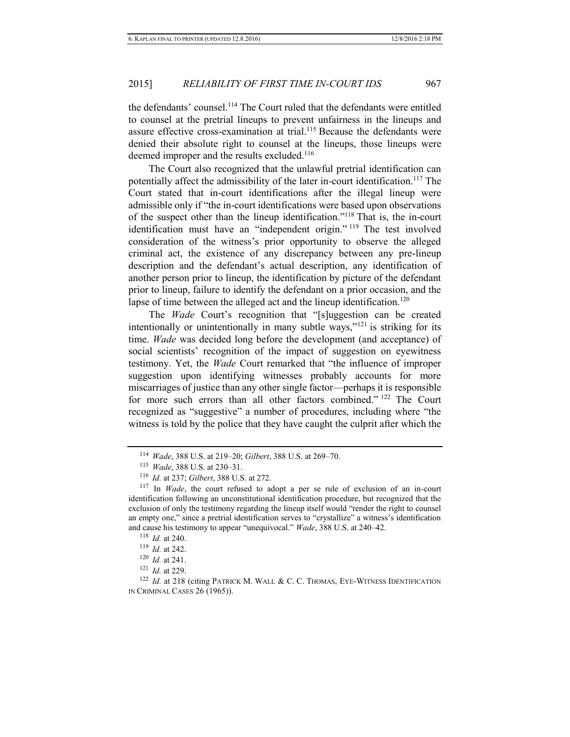the defendants' counsel.[114] The Court ruled that the defendants were entitled to counsel at the pretrial lineups to prevent unfairness in the lineups and assure effective cross-examination at trial.[115] Because the defendants were denied their absolute right to counsel at the lineups, those lineups were deemed improper and the results excluded.[116]

The Court also recognized that the unlawful pretrial identification can potentially affect the admissibility of the later in-court identification.[117] The Court stated that in-court identifications after the illegal lineup were admissible only if "the in-court identifications were based upon observations of the suspect other than the lineup identification."[118] That is, the in-court identification must have an "independent origin."[119] The test involved consideration of the witness's prior opportunity to observe the alleged criminal act, the existence of any discrepancy between any pre-lineup description and the defendant's actual description, any identification of another person prior to lineup, the identification by picture of the defendant prior to lineup, failure to identify the defendant on a prior occasion, and the lapse of time between the alleged act and the lineup identification.[120]

The *Wade* Court's recognition that "[s]uggestion can be created intentionally or unintentionally in many subtle ways,"[121] is striking for its time. *Wade* was decided long before the development (and acceptance) of social scientists' recognition of the impact of suggestion on eyewitness testimony. Yet, the *Wade* Court remarked that "the influence of improper suggestion upon identifying witnesses probably accounts for more miscarriages of justice than any other single factor—perhaps it is responsible for more such errors than all other factors combined."[122] The Court recognized as "suggestive" a number of procedures, including where "the witness is told by the police that they have caught the culprit after which the

---

[114] *Wade*, 388 U.S. at 219–20; *Gilbert*, 388 U.S. at 269–70.

[115] *Wade*, 388 U.S. at 230–31.

[116] *Id.* at 237; *Gilbert*, 388 U.S. at 272.

[117] In *Wade*, the court refused to adopt a per se rule of exclusion of an in-court identification following an unconstitutional identification procedure, but recognized that the exclusion of only the testimony regarding the lineup itself would "render the right to counsel an empty one," since a pretrial identification serves to "crystallize" a witness's identification and cause his testimony to appear "unequivocal." *Wade*, 388 U.S. at 240–42.

[118] *Id.* at 240.

[119] *Id.* at 242.

[120] *Id.* at 241.

[121] *Id.* at 229.

[122] *Id.* at 218 (citing PATRICK M. WALL & C. C. THOMAS, EYE-WITNESS IDENTIFICATION IN CRIMINAL CASES 26 (1965)).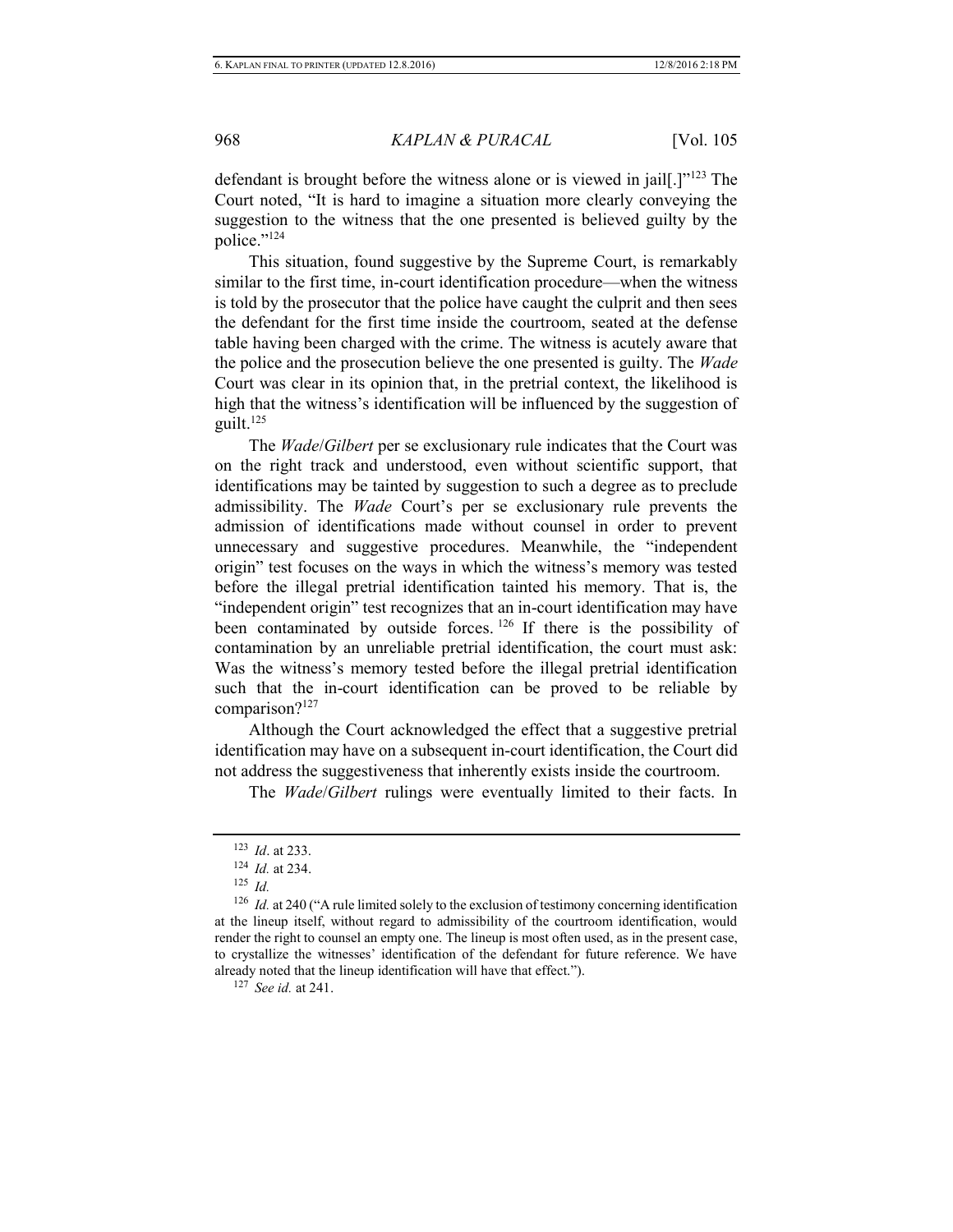defendant is brought before the witness alone or is viewed in jail[.]"[123] The Court noted, "It is hard to imagine a situation more clearly conveying the suggestion to the witness that the one presented is believed guilty by the police."[124]

This situation, found suggestive by the Supreme Court, is remarkably similar to the first time, in-court identification procedure—when the witness is told by the prosecutor that the police have caught the culprit and then sees the defendant for the first time inside the courtroom, seated at the defense table having been charged with the crime. The witness is acutely aware that the police and the prosecution believe the one presented is guilty. The *Wade* Court was clear in its opinion that, in the pretrial context, the likelihood is high that the witness's identification will be influenced by the suggestion of guilt.[125]

The *Wade*/*Gilbert* per se exclusionary rule indicates that the Court was on the right track and understood, even without scientific support, that identifications may be tainted by suggestion to such a degree as to preclude admissibility. The *Wade* Court's per se exclusionary rule prevents the admission of identifications made without counsel in order to prevent unnecessary and suggestive procedures. Meanwhile, the "independent origin" test focuses on the ways in which the witness's memory was tested before the illegal pretrial identification tainted his memory. That is, the "independent origin" test recognizes that an in-court identification may have been contaminated by outside forces.[126] If there is the possibility of contamination by an unreliable pretrial identification, the court must ask: Was the witness's memory tested before the illegal pretrial identification such that the in-court identification can be proved to be reliable by comparison?[127]

Although the Court acknowledged the effect that a suggestive pretrial identification may have on a subsequent in-court identification, the Court did not address the suggestiveness that inherently exists inside the courtroom.

The *Wade*/*Gilbert* rulings were eventually limited to their facts. In

---

[123] *Id*. at 233.

[124] *Id.* at 234.

[125] *Id.*

[126] *Id.* at 240 ("A rule limited solely to the exclusion of testimony concerning identification at the lineup itself, without regard to admissibility of the courtroom identification, would render the right to counsel an empty one. The lineup is most often used, as in the present case, to crystallize the witnesses' identification of the defendant for future reference. We have already noted that the lineup identification will have that effect.").

[127] *See id.* at 241.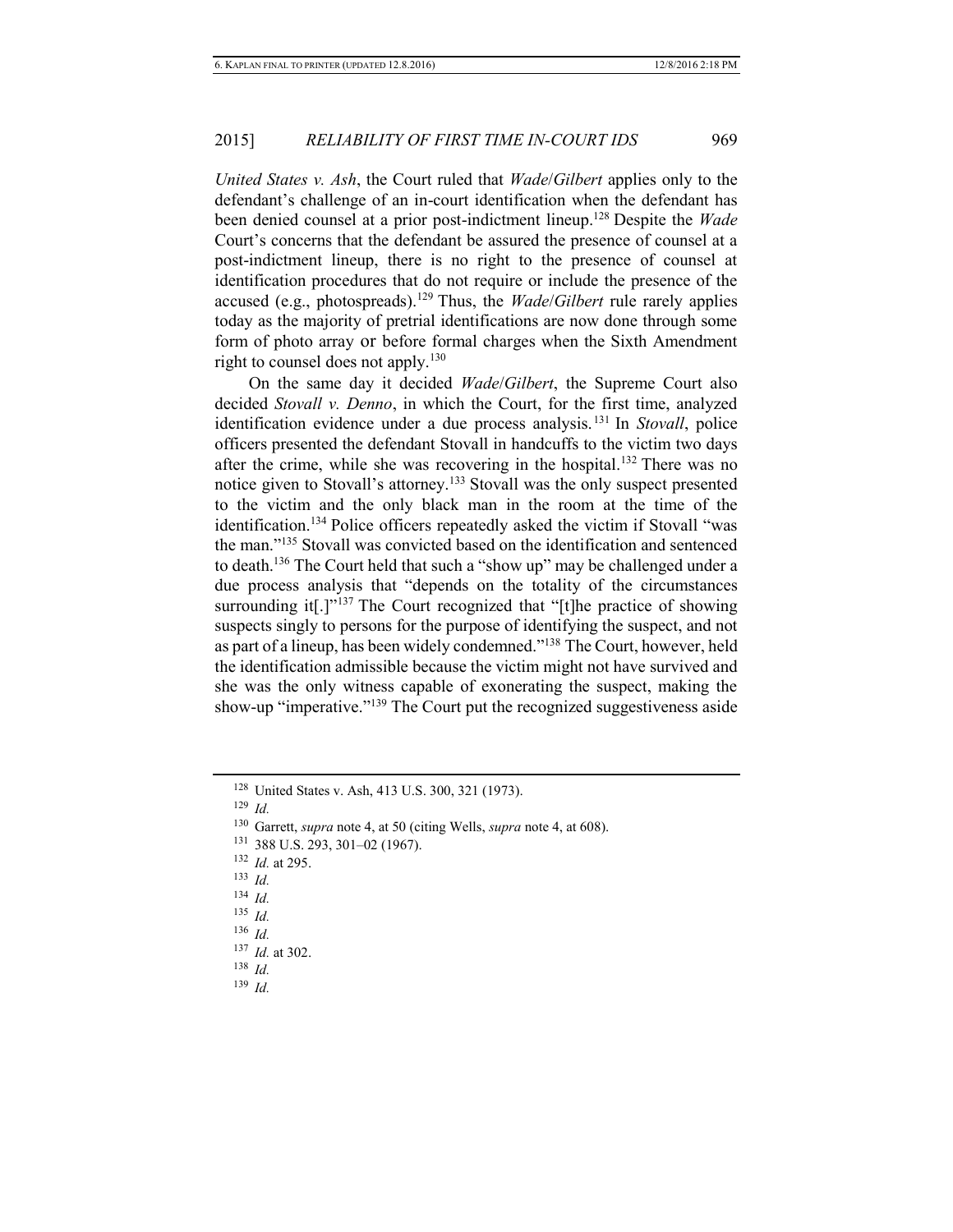*United States v. Ash*, the Court ruled that *Wade*/*Gilbert* applies only to the defendant's challenge of an in-court identification when the defendant has been denied counsel at a prior post-indictment lineup.[128] Despite the *Wade* Court's concerns that the defendant be assured the presence of counsel at a post-indictment lineup, there is no right to the presence of counsel at identification procedures that do not require or include the presence of the accused (e.g., photospreads).[129] Thus, the *Wade*/*Gilbert* rule rarely applies today as the majority of pretrial identifications are now done through some form of photo array or before formal charges when the Sixth Amendment right to counsel does not apply.[130]

On the same day it decided *Wade*/*Gilbert*, the Supreme Court also decided *Stovall v. Denno*, in which the Court, for the first time, analyzed identification evidence under a due process analysis.[131] In *Stovall*, police officers presented the defendant Stovall in handcuffs to the victim two days after the crime, while she was recovering in the hospital.[132] There was no notice given to Stovall's attorney.[133] Stovall was the only suspect presented to the victim and the only black man in the room at the time of the identification.[134] Police officers repeatedly asked the victim if Stovall "was the man."[135] Stovall was convicted based on the identification and sentenced to death.[136] The Court held that such a "show up" may be challenged under a due process analysis that "depends on the totality of the circumstances surrounding it[.]"[137] The Court recognized that "[t]he practice of showing suspects singly to persons for the purpose of identifying the suspect, and not as part of a lineup, has been widely condemned."[138] The Court, however, held the identification admissible because the victim might not have survived and she was the only witness capable of exonerating the suspect, making the show-up "imperative."[139] The Court put the recognized suggestiveness aside

---

[128] United States v. Ash, 413 U.S. 300, 321 (1973).

[129] *Id.*

[130] Garrett, *supra* note 4, at 50 (citing Wells, *supra* note 4, at 608).

[131] 388 U.S. 293, 301–02 (1967).

[132] *Id.* at 295.

[133] *Id.*

[134] *Id.*

[135] *Id.*

[136] *Id.*

[137] *Id.* at 302.

[138] *Id.*

[139] *Id.*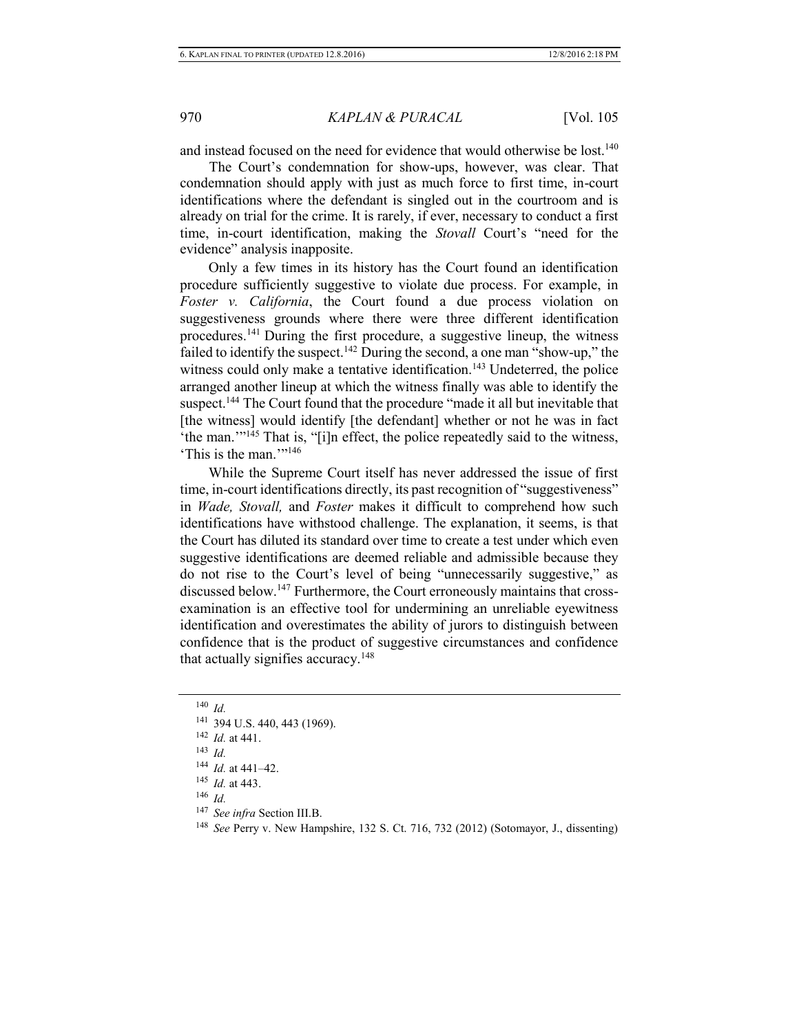and instead focused on the need for evidence that would otherwise be lost.[140]

The Court's condemnation for show-ups, however, was clear. That condemnation should apply with just as much force to first time, in-court identifications where the defendant is singled out in the courtroom and is already on trial for the crime. It is rarely, if ever, necessary to conduct a first time, in-court identification, making the *Stovall* Court's "need for the evidence" analysis inapposite.

Only a few times in its history has the Court found an identification procedure sufficiently suggestive to violate due process. For example, in *Foster v. California*, the Court found a due process violation on suggestiveness grounds where there were three different identification procedures.[141] During the first procedure, a suggestive lineup, the witness failed to identify the suspect.[142] During the second, a one man "show-up," the witness could only make a tentative identification.[143] Undeterred, the police arranged another lineup at which the witness finally was able to identify the suspect.[144] The Court found that the procedure "made it all but inevitable that [the witness] would identify [the defendant] whether or not he was in fact 'the man.'"[145] That is, "[i]n effect, the police repeatedly said to the witness, 'This is the man.'"[146]

While the Supreme Court itself has never addressed the issue of first time, in-court identifications directly, its past recognition of "suggestiveness" in *Wade, Stovall,* and *Foster* makes it difficult to comprehend how such identifications have withstood challenge. The explanation, it seems, is that the Court has diluted its standard over time to create a test under which even suggestive identifications are deemed reliable and admissible because they do not rise to the Court's level of being "unnecessarily suggestive," as discussed below.[147] Furthermore, the Court erroneously maintains that cross-examination is an effective tool for undermining an unreliable eyewitness identification and overestimates the ability of jurors to distinguish between confidence that is the product of suggestive circumstances and confidence that actually signifies accuracy.[148]

---

[140] *Id.*

[141] 394 U.S. 440, 443 (1969).

[142] *Id.* at 441.

[143] *Id.*

[144] *Id.* at 441–42.

[145] *Id.* at 443.

[146] *Id.*

[147] *See infra* Section III.B.

[148] *See* Perry v. New Hampshire, 132 S. Ct. 716, 732 (2012) (Sotomayor, J., dissenting)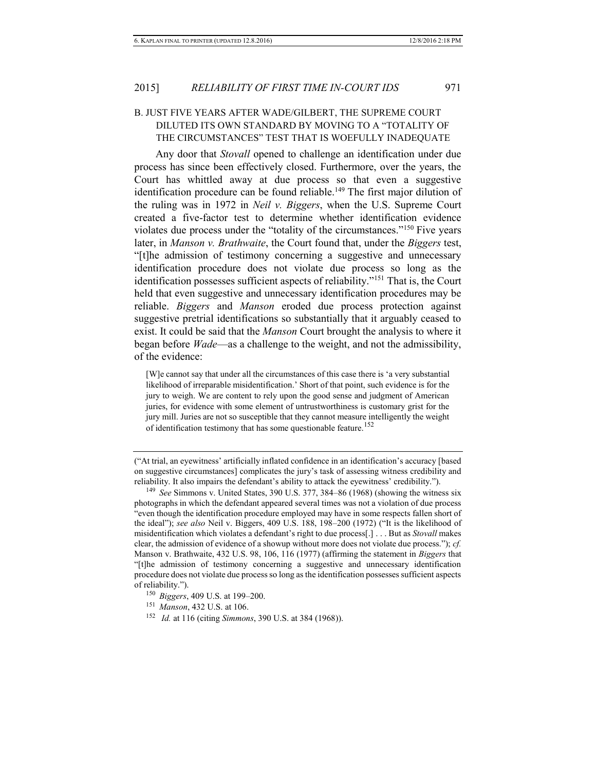### B. JUST FIVE YEARS AFTER WADE/GILBERT, THE SUPREME COURT DILUTED ITS OWN STANDARD BY MOVING TO A "TOTALITY OF THE CIRCUMSTANCES" TEST THAT IS WOEFULLY INADEQUATE

Any door that *Stovall* opened to challenge an identification under due process has since been effectively closed. Furthermore, over the years, the Court has whittled away at due process so that even a suggestive identification procedure can be found reliable.[149] The first major dilution of the ruling was in 1972 in *Neil v. Biggers*, when the U.S. Supreme Court created a five-factor test to determine whether identification evidence violates due process under the "totality of the circumstances."[150] Five years later, in *Manson v. Brathwaite*, the Court found that, under the *Biggers* test, "[t]he admission of testimony concerning a suggestive and unnecessary identification procedure does not violate due process so long as the identification possesses sufficient aspects of reliability."[151] That is, the Court held that even suggestive and unnecessary identification procedures may be reliable. *Biggers* and *Manson* eroded due process protection against suggestive pretrial identifications so substantially that it arguably ceased to exist. It could be said that the *Manson* Court brought the analysis to where it began before *Wade*—as a challenge to the weight, and not the admissibility, of the evidence:

> [W]e cannot say that under all the circumstances of this case there is 'a very substantial likelihood of irreparable misidentification.' Short of that point, such evidence is for the jury to weigh. We are content to rely upon the good sense and judgment of American juries, for evidence with some element of untrustworthiness is customary grist for the jury mill. Juries are not so susceptible that they cannot measure intelligently the weight of identification testimony that has some questionable feature.[152]

---

("At trial, an eyewitness' artificially inflated confidence in an identification's accuracy [based on suggestive circumstances] complicates the jury's task of assessing witness credibility and reliability. It also impairs the defendant's ability to attack the eyewitness' credibility.").

[149] *See* Simmons v. United States, 390 U.S. 377, 384–86 (1968) (showing the witness six photographs in which the defendant appeared several times was not a violation of due process "even though the identification procedure employed may have in some respects fallen short of the ideal"); *see also* Neil v. Biggers, 409 U.S. 188, 198–200 (1972) ("It is the likelihood of misidentification which violates a defendant's right to due process[.] . . . But as *Stovall* makes clear, the admission of evidence of a showup without more does not violate due process."); *cf.* Manson v. Brathwaite, 432 U.S. 98, 106, 116 (1977) (affirming the statement in *Biggers* that "[t]he admission of testimony concerning a suggestive and unnecessary identification procedure does not violate due process so long as the identification possesses sufficient aspects of reliability.").

[150] *Biggers*, 409 U.S. at 199–200.

[151] *Manson*, 432 U.S. at 106.

[152] *Id.* at 116 (citing *Simmons*, 390 U.S. at 384 (1968)).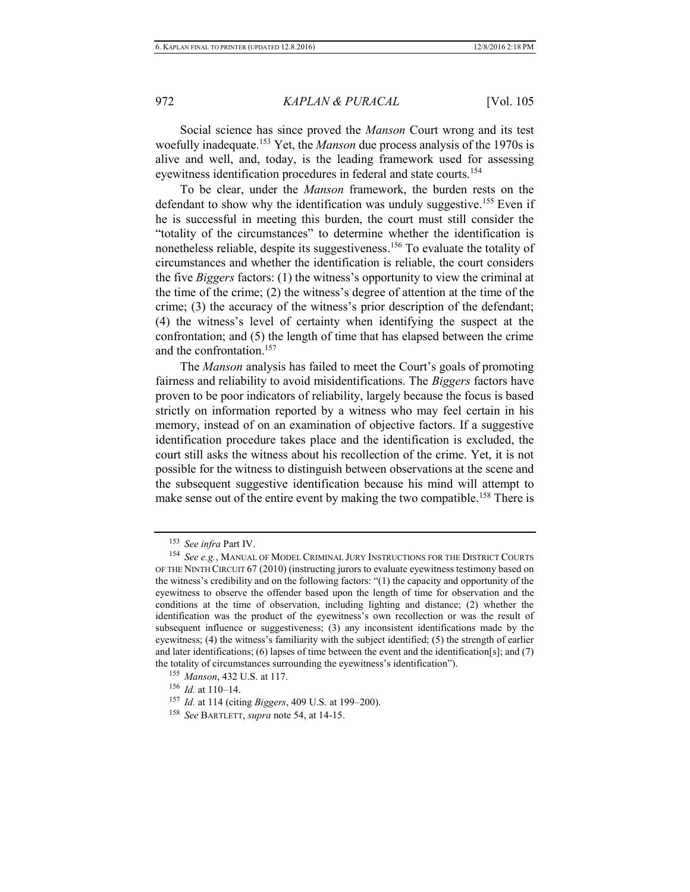Social science has since proved the *Manson* Court wrong and its test woefully inadequate.[153] Yet, the *Manson* due process analysis of the 1970s is alive and well, and, today, is the leading framework used for assessing eyewitness identification procedures in federal and state courts.[154]

To be clear, under the *Manson* framework, the burden rests on the defendant to show why the identification was unduly suggestive.[155] Even if he is successful in meeting this burden, the court must still consider the "totality of the circumstances" to determine whether the identification is nonetheless reliable, despite its suggestiveness.[156] To evaluate the totality of circumstances and whether the identification is reliable, the court considers the five *Biggers* factors: (1) the witness's opportunity to view the criminal at the time of the crime; (2) the witness's degree of attention at the time of the crime; (3) the accuracy of the witness's prior description of the defendant; (4) the witness's level of certainty when identifying the suspect at the confrontation; and (5) the length of time that has elapsed between the crime and the confrontation.[157]

The *Manson* analysis has failed to meet the Court's goals of promoting fairness and reliability to avoid misidentifications. The *Biggers* factors have proven to be poor indicators of reliability, largely because the focus is based strictly on information reported by a witness who may feel certain in his memory, instead of on an examination of objective factors. If a suggestive identification procedure takes place and the identification is excluded, the court still asks the witness about his recollection of the crime. Yet, it is not possible for the witness to distinguish between observations at the scene and the subsequent suggestive identification because his mind will attempt to make sense out of the entire event by making the two compatible.[158] There is

---

[153] *See infra* Part IV.

[154] *See e.g.*, MANUAL OF MODEL CRIMINAL JURY INSTRUCTIONS FOR THE DISTRICT COURTS OF THE NINTH CIRCUIT 67 (2010) (instructing jurors to evaluate eyewitness testimony based on the witness's credibility and on the following factors: "(1) the capacity and opportunity of the eyewitness to observe the offender based upon the length of time for observation and the conditions at the time of observation, including lighting and distance; (2) whether the identification was the product of the eyewitness's own recollection or was the result of subsequent influence or suggestiveness; (3) any inconsistent identifications made by the eyewitness; (4) the witness's familiarity with the subject identified; (5) the strength of earlier and later identifications; (6) lapses of time between the event and the identification[s]; and (7) the totality of circumstances surrounding the eyewitness's identification").

[155] *Manson*, 432 U.S. at 117.

[156] *Id.* at 110–14.

[157] *Id.* at 114 (citing *Biggers*, 409 U.S. at 199–200).

[158] *See* BARTLETT, *supra* note 54, at 14-15.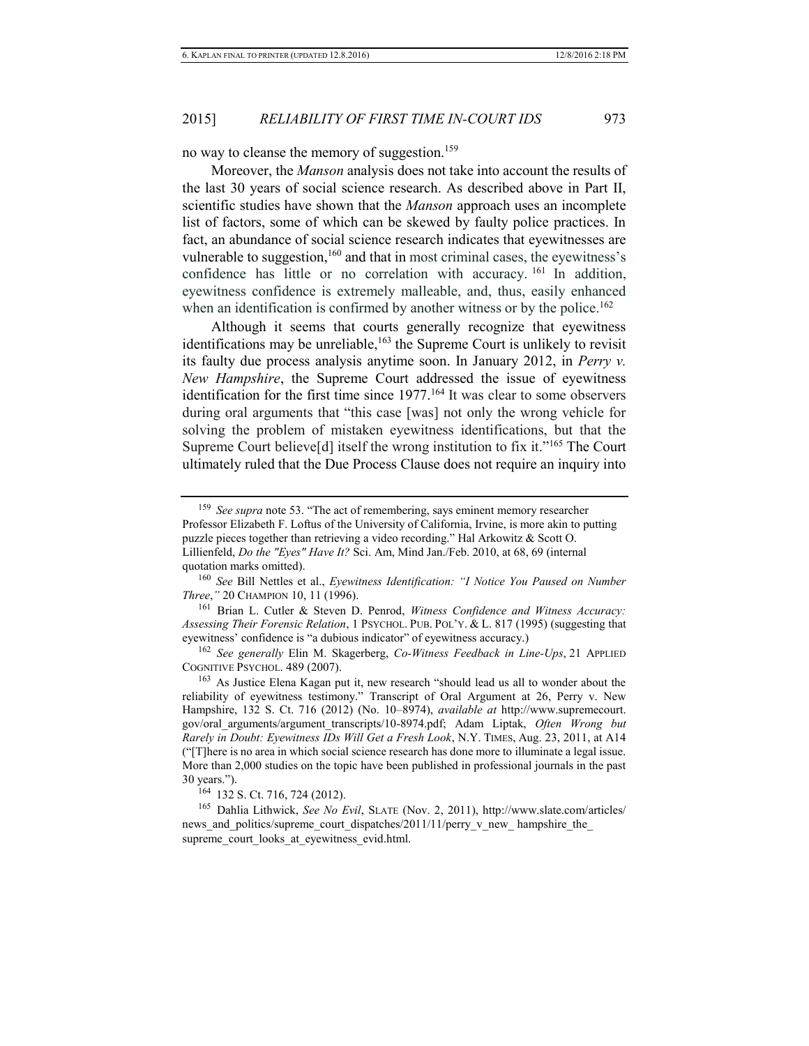no way to cleanse the memory of suggestion.[159]

Moreover, the *Manson* analysis does not take into account the results of the last 30 years of social science research. As described above in Part II, scientific studies have shown that the *Manson* approach uses an incomplete list of factors, some of which can be skewed by faulty police practices. In fact, an abundance of social science research indicates that eyewitnesses are vulnerable to suggestion,[160] and that in most criminal cases, the eyewitness's confidence has little or no correlation with accuracy.[161] In addition, eyewitness confidence is extremely malleable, and, thus, easily enhanced when an identification is confirmed by another witness or by the police.[162]

Although it seems that courts generally recognize that eyewitness identifications may be unreliable,[163] the Supreme Court is unlikely to revisit its faulty due process analysis anytime soon. In January 2012, in *Perry v. New Hampshire*, the Supreme Court addressed the issue of eyewitness identification for the first time since 1977.[164] It was clear to some observers during oral arguments that "this case [was] not only the wrong vehicle for solving the problem of mistaken eyewitness identifications, but that the Supreme Court believe[d] itself the wrong institution to fix it."[165] The Court ultimately ruled that the Due Process Clause does not require an inquiry into

---

[159] *See supra* note 53. "The act of remembering, says eminent memory researcher Professor Elizabeth F. Loftus of the University of California, Irvine, is more akin to putting puzzle pieces together than retrieving a video recording." Hal Arkowitz & Scott O. Lillienfeld, *Do the "Eyes" Have It?* Sci. Am, Mind Jan./Feb. 2010, at 68, 69 (internal quotation marks omitted).

[160] *See* Bill Nettles et al., *Eyewitness Identification: "I Notice You Paused on Number Three*,*"* 20 CHAMPION 10, 11 (1996).

[161] Brian L. Cutler & Steven D. Penrod, *Witness Confidence and Witness Accuracy: Assessing Their Forensic Relation*, 1 PSYCHOL. PUB. POL'Y. & L. 817 (1995) (suggesting that eyewitness' confidence is "a dubious indicator" of eyewitness accuracy.)

[162] *See generally* Elin M. Skagerberg, *Co-Witness Feedback in Line-Ups*, 21 APPLIED COGNITIVE PSYCHOL. 489 (2007).

[163] As Justice Elena Kagan put it, new research "should lead us all to wonder about the reliability of eyewitness testimony." Transcript of Oral Argument at 26, Perry v. New Hampshire, 132 S. Ct. 716 (2012) (No. 10–8974), *available at* http://www.supremecourt.gov/oral_arguments/argument_transcripts/10-8974.pdf; Adam Liptak, *Often Wrong but Rarely in Doubt: Eyewitness IDs Will Get a Fresh Look*, N.Y. TIMES, Aug. 23, 2011, at A14 ("[T]here is no area in which social science research has done more to illuminate a legal issue. More than 2,000 studies on the topic have been published in professional journals in the past 30 years.").

[164] 132 S. Ct. 716, 724 (2012).

[165] Dahlia Lithwick, *See No Evil*, SLATE (Nov. 2, 2011), http://www.slate.com/articles/news_and_politics/supreme_court_dispatches/2011/11/perry_v_new_ hampshire_the_ supreme_court_looks_at_eyewitness_evid.html.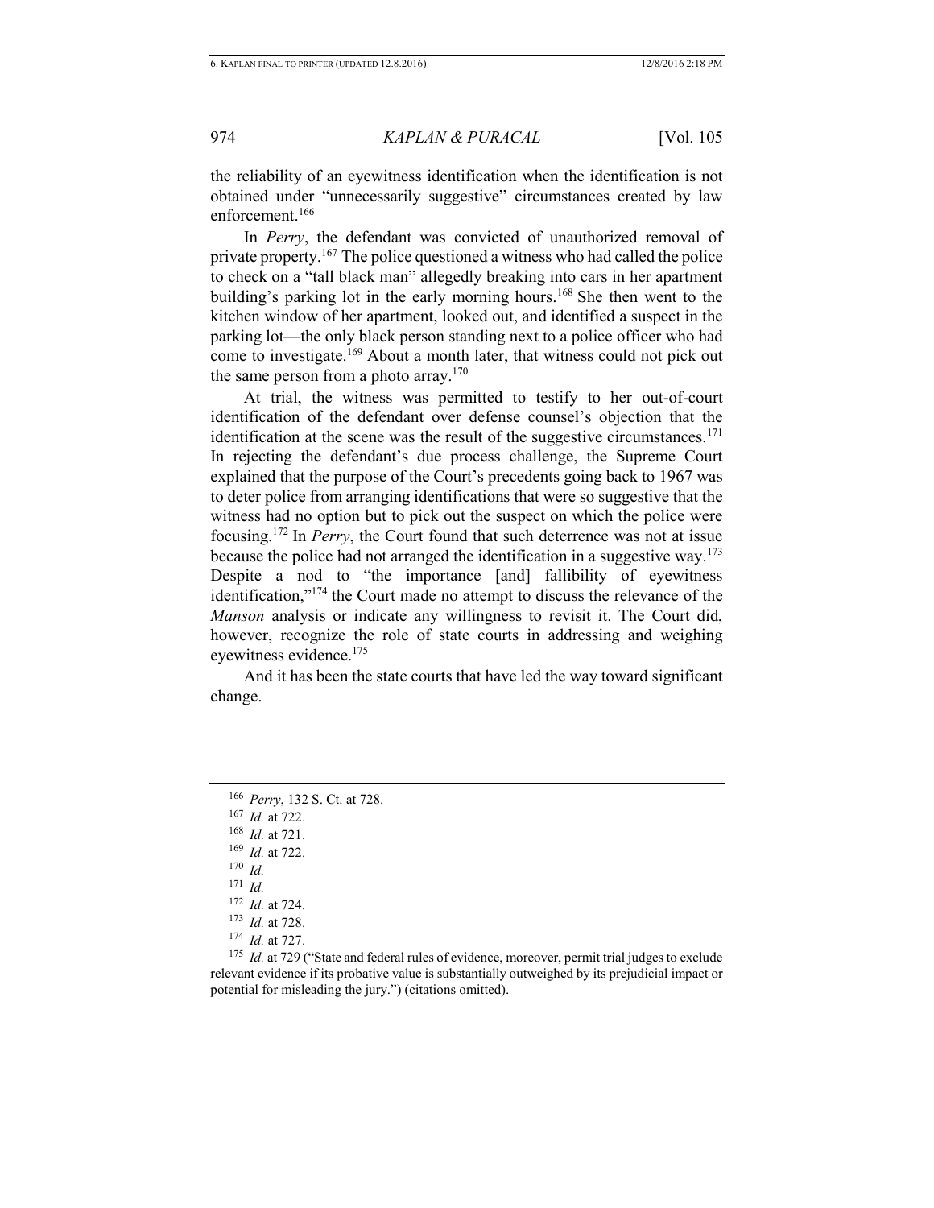the reliability of an eyewitness identification when the identification is not obtained under "unnecessarily suggestive" circumstances created by law enforcement.[166]

In *Perry*, the defendant was convicted of unauthorized removal of private property.[167] The police questioned a witness who had called the police to check on a "tall black man" allegedly breaking into cars in her apartment building's parking lot in the early morning hours.[168] She then went to the kitchen window of her apartment, looked out, and identified a suspect in the parking lot—the only black person standing next to a police officer who had come to investigate.[169] About a month later, that witness could not pick out the same person from a photo array.[170]

At trial, the witness was permitted to testify to her out-of-court identification of the defendant over defense counsel's objection that the identification at the scene was the result of the suggestive circumstances.[171] In rejecting the defendant's due process challenge, the Supreme Court explained that the purpose of the Court's precedents going back to 1967 was to deter police from arranging identifications that were so suggestive that the witness had no option but to pick out the suspect on which the police were focusing.[172] In *Perry*, the Court found that such deterrence was not at issue because the police had not arranged the identification in a suggestive way.[173] Despite a nod to "the importance [and] fallibility of eyewitness identification,"[174] the Court made no attempt to discuss the relevance of the *Manson* analysis or indicate any willingness to revisit it. The Court did, however, recognize the role of state courts in addressing and weighing eyewitness evidence.[175]

And it has been the state courts that have led the way toward significant change.

---

[166] *Perry*, 132 S. Ct. at 728.

[167] *Id.* at 722.

[168] *Id.* at 721.

[169] *Id.* at 722.

[170] *Id.*

[171] *Id.*

[172] *Id.* at 724.

[173] *Id.* at 728.

[174] *Id.* at 727.

[175] *Id.* at 729 ("State and federal rules of evidence, moreover, permit trial judges to exclude relevant evidence if its probative value is substantially outweighed by its prejudicial impact or potential for misleading the jury.") (citations omitted).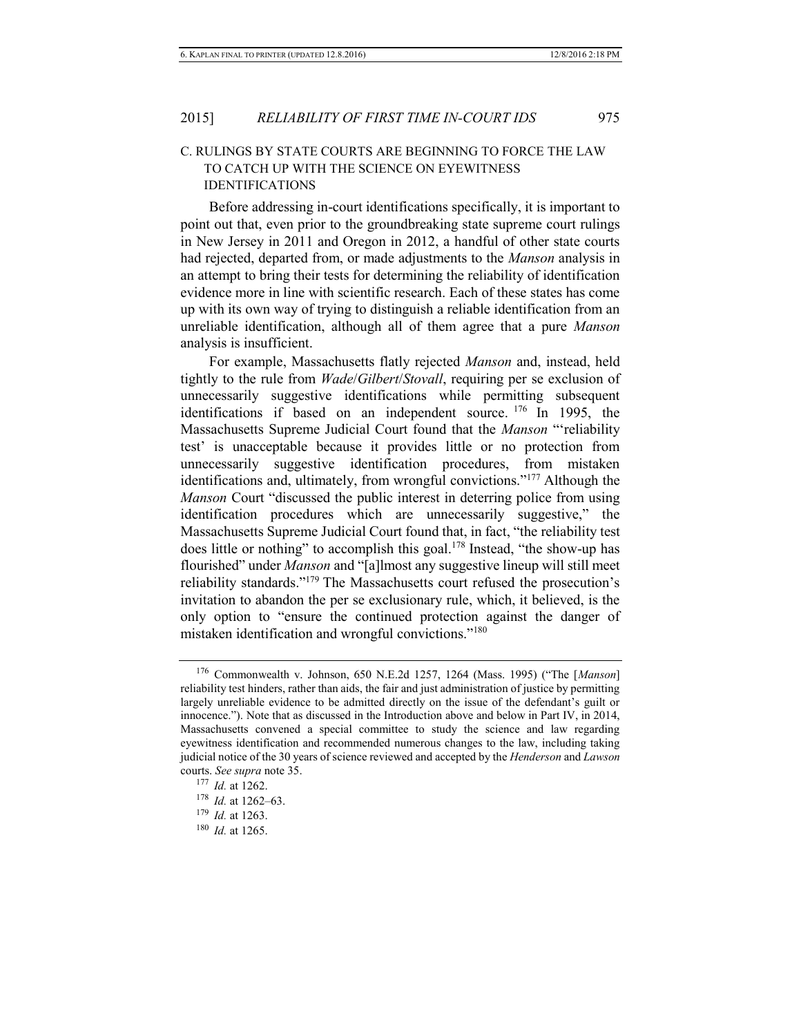### C. RULINGS BY STATE COURTS ARE BEGINNING TO FORCE THE LAW TO CATCH UP WITH THE SCIENCE ON EYEWITNESS IDENTIFICATIONS

Before addressing in-court identifications specifically, it is important to point out that, even prior to the groundbreaking state supreme court rulings in New Jersey in 2011 and Oregon in 2012, a handful of other state courts had rejected, departed from, or made adjustments to the *Manson* analysis in an attempt to bring their tests for determining the reliability of identification evidence more in line with scientific research. Each of these states has come up with its own way of trying to distinguish a reliable identification from an unreliable identification, although all of them agree that a pure *Manson* analysis is insufficient.

For example, Massachusetts flatly rejected *Manson* and, instead, held tightly to the rule from *Wade*/*Gilbert*/*Stovall*, requiring per se exclusion of unnecessarily suggestive identifications while permitting subsequent identifications if based on an independent source.[176] In 1995, the Massachusetts Supreme Judicial Court found that the *Manson* "'reliability test' is unacceptable because it provides little or no protection from unnecessarily suggestive identification procedures, from mistaken identifications and, ultimately, from wrongful convictions."[177] Although the *Manson* Court "discussed the public interest in deterring police from using identification procedures which are unnecessarily suggestive," the Massachusetts Supreme Judicial Court found that, in fact, "the reliability test does little or nothing" to accomplish this goal.[178] Instead, "the show-up has flourished" under *Manson* and "[a]lmost any suggestive lineup will still meet reliability standards."[179] The Massachusetts court refused the prosecution's invitation to abandon the per se exclusionary rule, which, it believed, is the only option to "ensure the continued protection against the danger of mistaken identification and wrongful convictions."[180]

---

[176] Commonwealth v. Johnson, 650 N.E.2d 1257, 1264 (Mass. 1995) ("The [*Manson*] reliability test hinders, rather than aids, the fair and just administration of justice by permitting largely unreliable evidence to be admitted directly on the issue of the defendant's guilt or innocence."). Note that as discussed in the Introduction above and below in Part IV, in 2014, Massachusetts convened a special committee to study the science and law regarding eyewitness identification and recommended numerous changes to the law, including taking judicial notice of the 30 years of science reviewed and accepted by the *Henderson* and *Lawson* courts. *See supra* note 35.

[177] *Id.* at 1262.

[178] *Id.* at 1262–63.

[179] *Id.* at 1263.

[180] *Id.* at 1265.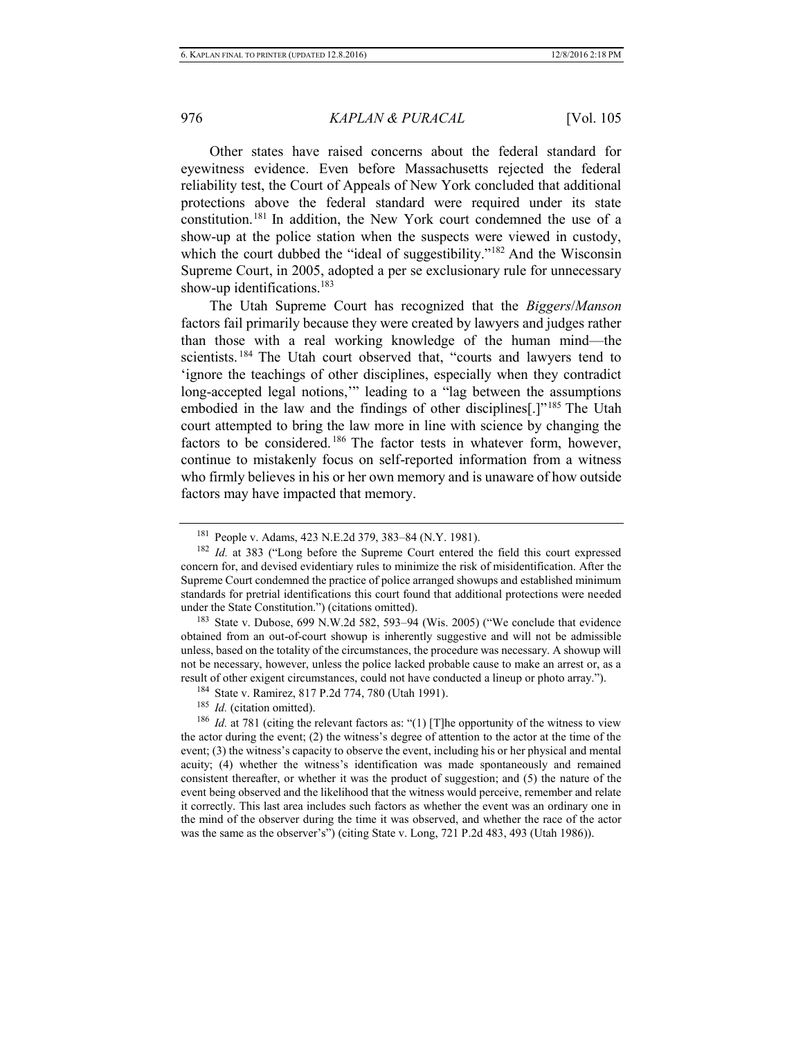Other states have raised concerns about the federal standard for eyewitness evidence. Even before Massachusetts rejected the federal reliability test, the Court of Appeals of New York concluded that additional protections above the federal standard were required under its state constitution.[181] In addition, the New York court condemned the use of a show-up at the police station when the suspects were viewed in custody, which the court dubbed the "ideal of suggestibility."[182] And the Wisconsin Supreme Court, in 2005, adopted a per se exclusionary rule for unnecessary show-up identifications.[183]

The Utah Supreme Court has recognized that the *Biggers*/*Manson* factors fail primarily because they were created by lawyers and judges rather than those with a real working knowledge of the human mind—the scientists.[184] The Utah court observed that, "courts and lawyers tend to 'ignore the teachings of other disciplines, especially when they contradict long-accepted legal notions,'" leading to a "lag between the assumptions embodied in the law and the findings of other disciplines[.]"[185] The Utah court attempted to bring the law more in line with science by changing the factors to be considered.[186] The factor tests in whatever form, however, continue to mistakenly focus on self-reported information from a witness who firmly believes in his or her own memory and is unaware of how outside factors may have impacted that memory.

---

[181] People v. Adams, 423 N.E.2d 379, 383–84 (N.Y. 1981).

[182] *Id.* at 383 ("Long before the Supreme Court entered the field this court expressed concern for, and devised evidentiary rules to minimize the risk of misidentification. After the Supreme Court condemned the practice of police arranged showups and established minimum standards for pretrial identifications this court found that additional protections were needed under the State Constitution.") (citations omitted).

[183] State v. Dubose, 699 N.W.2d 582, 593–94 (Wis. 2005) ("We conclude that evidence obtained from an out-of-court showup is inherently suggestive and will not be admissible unless, based on the totality of the circumstances, the procedure was necessary. A showup will not be necessary, however, unless the police lacked probable cause to make an arrest or, as a result of other exigent circumstances, could not have conducted a lineup or photo array.").

[184] State v. Ramirez, 817 P.2d 774, 780 (Utah 1991).

[185] *Id.* (citation omitted).

[186] *Id.* at 781 (citing the relevant factors as: "(1) [T]he opportunity of the witness to view the actor during the event; (2) the witness's degree of attention to the actor at the time of the event; (3) the witness's capacity to observe the event, including his or her physical and mental acuity; (4) whether the witness's identification was made spontaneously and remained consistent thereafter, or whether it was the product of suggestion; and (5) the nature of the event being observed and the likelihood that the witness would perceive, remember and relate it correctly. This last area includes such factors as whether the event was an ordinary one in the mind of the observer during the time it was observed, and whether the race of the actor was the same as the observer's") (citing State v. Long, 721 P.2d 483, 493 (Utah 1986)).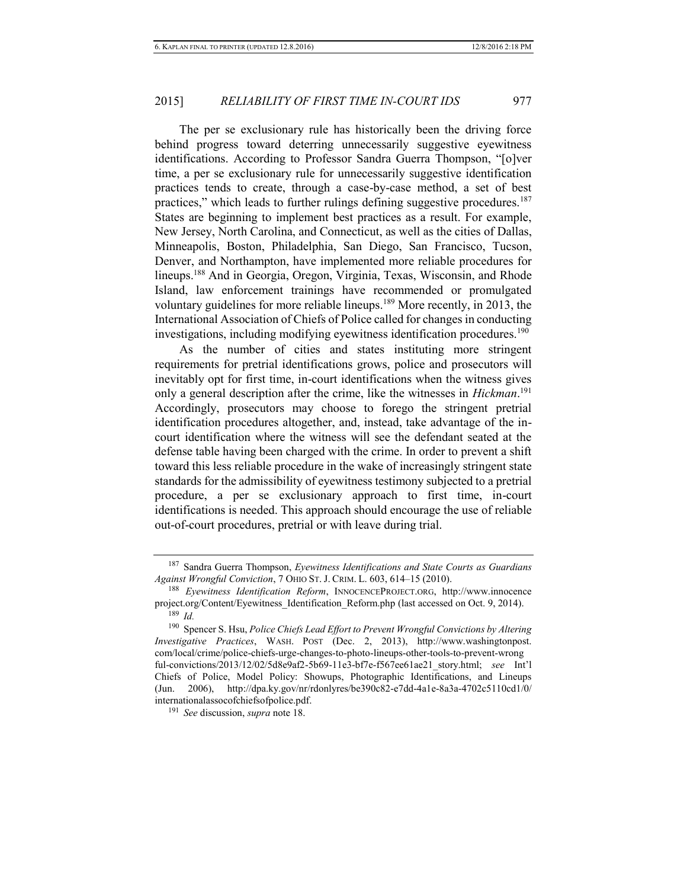The per se exclusionary rule has historically been the driving force behind progress toward deterring unnecessarily suggestive eyewitness identifications. According to Professor Sandra Guerra Thompson, "[o]ver time, a per se exclusionary rule for unnecessarily suggestive identification practices tends to create, through a case-by-case method, a set of best practices," which leads to further rulings defining suggestive procedures.[187] States are beginning to implement best practices as a result. For example, New Jersey, North Carolina, and Connecticut, as well as the cities of Dallas, Minneapolis, Boston, Philadelphia, San Diego, San Francisco, Tucson, Denver, and Northampton, have implemented more reliable procedures for lineups.[188] And in Georgia, Oregon, Virginia, Texas, Wisconsin, and Rhode Island, law enforcement trainings have recommended or promulgated voluntary guidelines for more reliable lineups.[189] More recently, in 2013, the International Association of Chiefs of Police called for changes in conducting investigations, including modifying eyewitness identification procedures.[190]

As the number of cities and states instituting more stringent requirements for pretrial identifications grows, police and prosecutors will inevitably opt for first time, in-court identifications when the witness gives only a general description after the crime, like the witnesses in *Hickman*.[191] Accordingly, prosecutors may choose to forego the stringent pretrial identification procedures altogether, and, instead, take advantage of the in-court identification where the witness will see the defendant seated at the defense table having been charged with the crime. In order to prevent a shift toward this less reliable procedure in the wake of increasingly stringent state standards for the admissibility of eyewitness testimony subjected to a pretrial procedure, a per se exclusionary approach to first time, in-court identifications is needed. This approach should encourage the use of reliable out-of-court procedures, pretrial or with leave during trial.

---

[187] Sandra Guerra Thompson, *Eyewitness Identifications and State Courts as Guardians Against Wrongful Conviction*, 7 OHIO ST. J. CRIM. L. 603, 614–15 (2010).

[188] *Eyewitness Identification Reform*, INNOCENCEPROJECT.ORG, http://www.innocenceproject.org/Content/Eyewitness_Identification_Reform.php (last accessed on Oct. 9, 2014).

[189] *Id.*

[190] Spencer S. Hsu, *Police Chiefs Lead Effort to Prevent Wrongful Convictions by Altering Investigative Practices*, WASH. POST (Dec. 2, 2013), http://www.washingtonpost.com/local/crime/police-chiefs-urge-changes-to-photo-lineups-other-tools-to-prevent-wrongful-convictions/2013/12/02/5d8e9af2-5b69-11e3-bf7e-f567ee61ae21_story.html; *see* Int'l Chiefs of Police, Model Policy: Showups, Photographic Identifications, and Lineups (Jun. 2006), http://dpa.ky.gov/nr/rdonlyres/be390c82-e7dd-4a1e-8a3a-4702c5110cd1/0/internationalassocofchiefsofpolice.pdf.

[191] *See* discussion, *supra* note 18.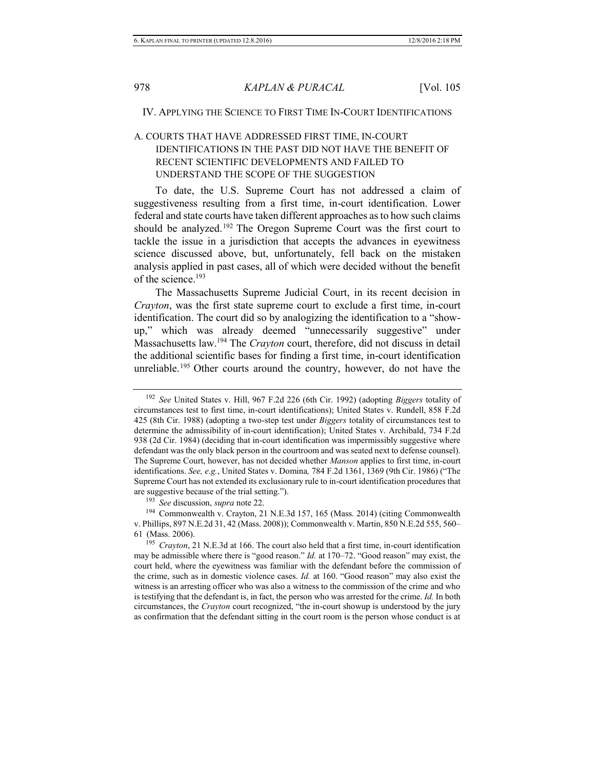## IV. APPLYING THE SCIENCE TO FIRST TIME IN-COURT IDENTIFICATIONS

### A. COURTS THAT HAVE ADDRESSED FIRST TIME, IN-COURT IDENTIFICATIONS IN THE PAST DID NOT HAVE THE BENEFIT OF RECENT SCIENTIFIC DEVELOPMENTS AND FAILED TO UNDERSTAND THE SCOPE OF THE SUGGESTION

To date, the U.S. Supreme Court has not addressed a claim of suggestiveness resulting from a first time, in-court identification. Lower federal and state courts have taken different approaches as to how such claims should be analyzed.[192] The Oregon Supreme Court was the first court to tackle the issue in a jurisdiction that accepts the advances in eyewitness science discussed above, but, unfortunately, fell back on the mistaken analysis applied in past cases, all of which were decided without the benefit of the science.[193]

The Massachusetts Supreme Judicial Court, in its recent decision in *Crayton*, was the first state supreme court to exclude a first time, in-court identification. The court did so by analogizing the identification to a "show-up," which was already deemed "unnecessarily suggestive" under Massachusetts law.[194] The *Crayton* court, therefore, did not discuss in detail the additional scientific bases for finding a first time, in-court identification unreliable.[195] Other courts around the country, however, do not have the

---

[192] *See* United States v. Hill, 967 F.2d 226 (6th Cir. 1992) (adopting *Biggers* totality of circumstances test to first time, in-court identifications); United States v. Rundell, 858 F.2d 425 (8th Cir. 1988) (adopting a two-step test under *Biggers* totality of circumstances test to determine the admissibility of in-court identification); United States v. Archibald, 734 F.2d 938 (2d Cir. 1984) (deciding that in-court identification was impermissibly suggestive where defendant was the only black person in the courtroom and was seated next to defense counsel). The Supreme Court, however, has not decided whether *Manson* applies to first time, in-court identifications. *See, e.g.*, United States v. Domina*,* 784 F.2d 1361, 1369 (9th Cir. 1986) ("The Supreme Court has not extended its exclusionary rule to in-court identification procedures that are suggestive because of the trial setting.").

[193] *See* discussion, *supra* note 22.

[194] Commonwealth v. Crayton, 21 N.E.3d 157, 165 (Mass. 2014) (citing Commonwealth v. Phillips, 897 N.E.2d 31, 42 (Mass. 2008)); Commonwealth v. Martin, 850 N.E.2d 555, 560–61 (Mass. 2006).

[195] *Crayton*, 21 N.E.3d at 166. The court also held that a first time, in-court identification may be admissible where there is "good reason." *Id.* at 170–72. "Good reason" may exist, the court held, where the eyewitness was familiar with the defendant before the commission of the crime, such as in domestic violence cases. *Id.* at 160. "Good reason" may also exist the witness is an arresting officer who was also a witness to the commission of the crime and who is testifying that the defendant is, in fact, the person who was arrested for the crime. *Id.* In both circumstances, the *Crayton* court recognized, "the in-court showup is understood by the jury as confirmation that the defendant sitting in the court room is the person whose conduct is at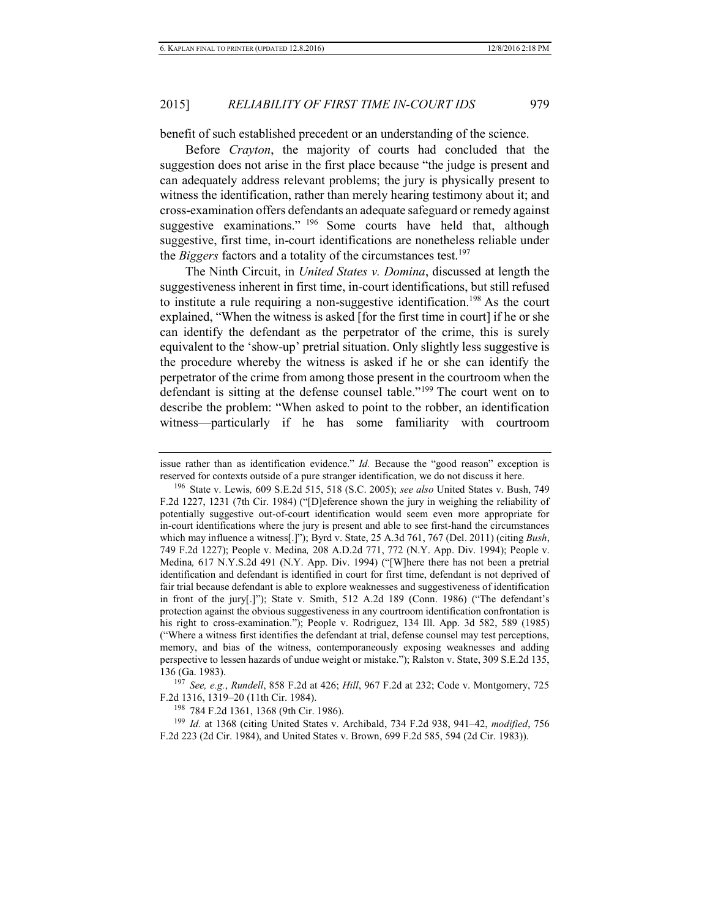benefit of such established precedent or an understanding of the science.

Before *Crayton*, the majority of courts had concluded that the suggestion does not arise in the first place because "the judge is present and can adequately address relevant problems; the jury is physically present to witness the identification, rather than merely hearing testimony about it; and cross-examination offers defendants an adequate safeguard or remedy against suggestive examinations."[196] Some courts have held that, although suggestive, first time, in-court identifications are nonetheless reliable under the *Biggers* factors and a totality of the circumstances test.[197]

The Ninth Circuit, in *United States v. Domina*, discussed at length the suggestiveness inherent in first time, in-court identifications, but still refused to institute a rule requiring a non-suggestive identification.[198] As the court explained, "When the witness is asked [for the first time in court] if he or she can identify the defendant as the perpetrator of the crime, this is surely equivalent to the 'show-up' pretrial situation. Only slightly less suggestive is the procedure whereby the witness is asked if he or she can identify the perpetrator of the crime from among those present in the courtroom when the defendant is sitting at the defense counsel table."[199] The court went on to describe the problem: "When asked to point to the robber, an identification witness—particularly if he has some familiarity with courtroom

---

issue rather than as identification evidence." *Id.* Because the "good reason" exception is reserved for contexts outside of a pure stranger identification, we do not discuss it here.

[196] State v. Lewis*,* 609 S.E.2d 515, 518 (S.C. 2005); *see also* United States v. Bush, 749 F.2d 1227, 1231 (7th Cir. 1984) ("[D]eference shown the jury in weighing the reliability of potentially suggestive out-of-court identification would seem even more appropriate for in-court identifications where the jury is present and able to see first-hand the circumstances which may influence a witness[.]"); Byrd v. State, 25 A.3d 761, 767 (Del. 2011) (citing *Bush*, 749 F.2d 1227); People v. Medina*,* 208 A.D.2d 771, 772 (N.Y. App. Div. 1994); People v. Medina*,* 617 N.Y.S.2d 491 (N.Y. App. Div. 1994) ("[W]here there has not been a pretrial identification and defendant is identified in court for first time, defendant is not deprived of fair trial because defendant is able to explore weaknesses and suggestiveness of identification in front of the jury[.]"); State v. Smith, 512 A.2d 189 (Conn. 1986) ("The defendant's protection against the obvious suggestiveness in any courtroom identification confrontation is his right to cross-examination."); People v. Rodriguez, 134 Ill. App. 3d 582, 589 (1985) ("Where a witness first identifies the defendant at trial, defense counsel may test perceptions, memory, and bias of the witness, contemporaneously exposing weaknesses and adding perspective to lessen hazards of undue weight or mistake."); Ralston v. State, 309 S.E.2d 135, 136 (Ga. 1983).

[197] *See, e.g.*, *Rundell*, 858 F.2d at 426; *Hill*, 967 F.2d at 232; Code v. Montgomery, 725 F.2d 1316, 1319–20 (11th Cir. 1984).

[198] 784 F.2d 1361, 1368 (9th Cir. 1986).

[199] *Id.* at 1368 (citing United States v. Archibald, 734 F.2d 938, 941–42, *modified*, 756 F.2d 223 (2d Cir. 1984), and United States v. Brown, 699 F.2d 585, 594 (2d Cir. 1983)).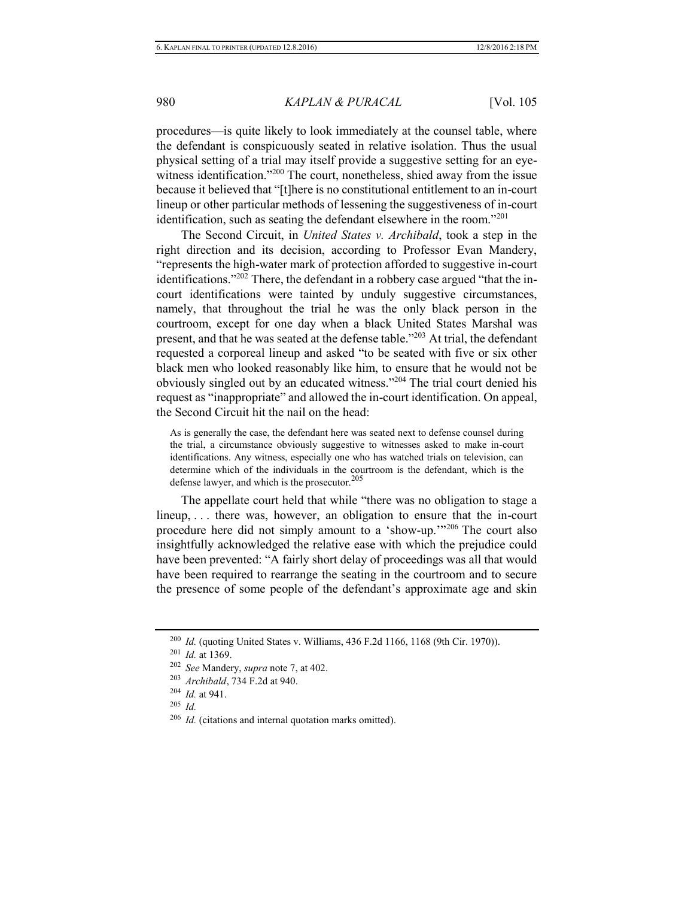procedures—is quite likely to look immediately at the counsel table, where the defendant is conspicuously seated in relative isolation. Thus the usual physical setting of a trial may itself provide a suggestive setting for an eye-witness identification."[200] The court, nonetheless, shied away from the issue because it believed that "[t]here is no constitutional entitlement to an in-court lineup or other particular methods of lessening the suggestiveness of in-court identification, such as seating the defendant elsewhere in the room."[201]

The Second Circuit, in *United States v. Archibald*, took a step in the right direction and its decision, according to Professor Evan Mandery, "represents the high-water mark of protection afforded to suggestive in-court identifications."[202] There, the defendant in a robbery case argued "that the in-court identifications were tainted by unduly suggestive circumstances, namely, that throughout the trial he was the only black person in the courtroom, except for one day when a black United States Marshal was present, and that he was seated at the defense table."[203] At trial, the defendant requested a corporeal lineup and asked "to be seated with five or six other black men who looked reasonably like him, to ensure that he would not be obviously singled out by an educated witness."[204] The trial court denied his request as "inappropriate" and allowed the in-court identification. On appeal, the Second Circuit hit the nail on the head:

> As is generally the case, the defendant here was seated next to defense counsel during the trial, a circumstance obviously suggestive to witnesses asked to make in-court identifications. Any witness, especially one who has watched trials on television, can determine which of the individuals in the courtroom is the defendant, which is the defense lawyer, and which is the prosecutor.[205]

The appellate court held that while "there was no obligation to stage a lineup, . . . there was, however, an obligation to ensure that the in-court procedure here did not simply amount to a 'show-up.'"[206] The court also insightfully acknowledged the relative ease with which the prejudice could have been prevented: "A fairly short delay of proceedings was all that would have been required to rearrange the seating in the courtroom and to secure the presence of some people of the defendant's approximate age and skin

---

[200] *Id.* (quoting United States v. Williams, 436 F.2d 1166, 1168 (9th Cir. 1970)).

[201] *Id.* at 1369.

[202] *See* Mandery, *supra* note 7, at 402.

[203] *Archibald*, 734 F.2d at 940.

[204] *Id.* at 941.

[205] *Id.*

[206] *Id.* (citations and internal quotation marks omitted).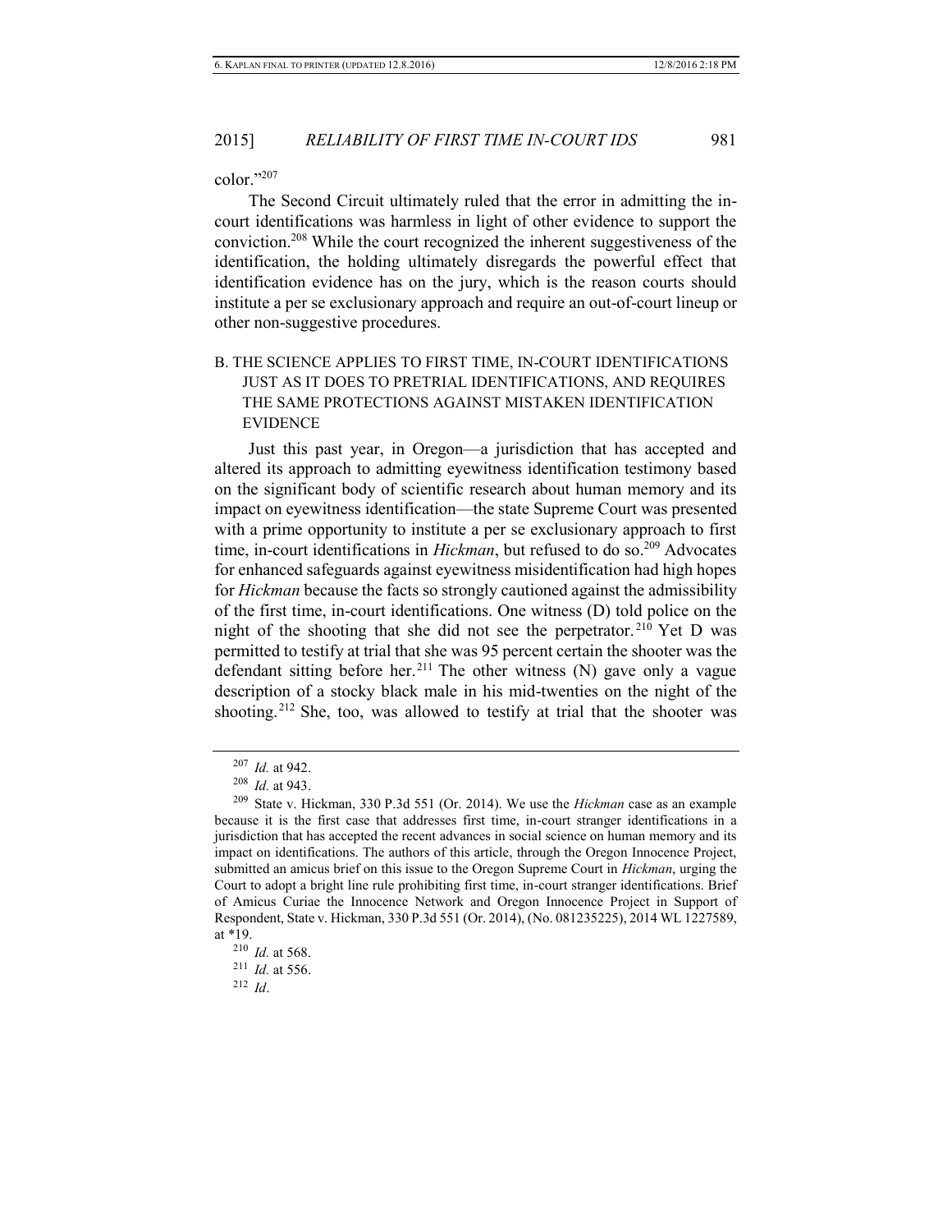color."[207]

The Second Circuit ultimately ruled that the error in admitting the in-court identifications was harmless in light of other evidence to support the conviction.[208] While the court recognized the inherent suggestiveness of the identification, the holding ultimately disregards the powerful effect that identification evidence has on the jury, which is the reason courts should institute a per se exclusionary approach and require an out-of-court lineup or other non-suggestive procedures.

### B. THE SCIENCE APPLIES TO FIRST TIME, IN-COURT IDENTIFICATIONS JUST AS IT DOES TO PRETRIAL IDENTIFICATIONS, AND REQUIRES THE SAME PROTECTIONS AGAINST MISTAKEN IDENTIFICATION EVIDENCE

Just this past year, in Oregon—a jurisdiction that has accepted and altered its approach to admitting eyewitness identification testimony based on the significant body of scientific research about human memory and its impact on eyewitness identification—the state Supreme Court was presented with a prime opportunity to institute a per se exclusionary approach to first time, in-court identifications in *Hickman*, but refused to do so.[209] Advocates for enhanced safeguards against eyewitness misidentification had high hopes for *Hickman* because the facts so strongly cautioned against the admissibility of the first time, in-court identifications. One witness (D) told police on the night of the shooting that she did not see the perpetrator.[210] Yet D was permitted to testify at trial that she was 95 percent certain the shooter was the defendant sitting before her.[211] The other witness (N) gave only a vague description of a stocky black male in his mid-twenties on the night of the shooting.[212] She, too, was allowed to testify at trial that the shooter was

---

[207] *Id.* at 942.

[208] *Id.* at 943.

[209] State v. Hickman, 330 P.3d 551 (Or. 2014). We use the *Hickman* case as an example because it is the first case that addresses first time, in-court stranger identifications in a jurisdiction that has accepted the recent advances in social science on human memory and its impact on identifications. The authors of this article, through the Oregon Innocence Project, submitted an amicus brief on this issue to the Oregon Supreme Court in *Hickman*, urging the Court to adopt a bright line rule prohibiting first time, in-court stranger identifications. Brief of Amicus Curiae the Innocence Network and Oregon Innocence Project in Support of Respondent, State v. Hickman, 330 P.3d 551 (Or. 2014), (No. 081235225), 2014 WL 1227589, at *19.

[210] *Id.* at 568.

[211] *Id.* at 556.

[212] *Id*.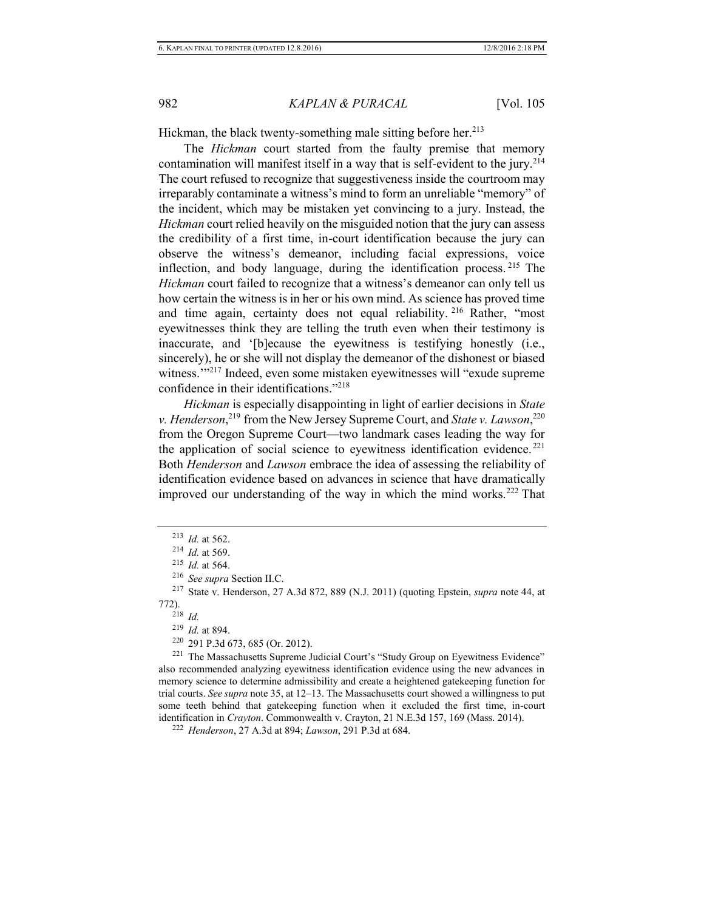Hickman, the black twenty-something male sitting before her.[213]

The *Hickman* court started from the faulty premise that memory contamination will manifest itself in a way that is self-evident to the jury.[214] The court refused to recognize that suggestiveness inside the courtroom may irreparably contaminate a witness's mind to form an unreliable "memory" of the incident, which may be mistaken yet convincing to a jury. Instead, the *Hickman* court relied heavily on the misguided notion that the jury can assess the credibility of a first time, in-court identification because the jury can observe the witness's demeanor, including facial expressions, voice inflection, and body language, during the identification process.[215] The *Hickman* court failed to recognize that a witness's demeanor can only tell us how certain the witness is in her or his own mind. As science has proved time and time again, certainty does not equal reliability.[216] Rather, "most eyewitnesses think they are telling the truth even when their testimony is inaccurate, and '[b]ecause the eyewitness is testifying honestly (i.e., sincerely), he or she will not display the demeanor of the dishonest or biased witness.'"[217] Indeed, even some mistaken eyewitnesses will "exude supreme confidence in their identifications."[218]

*Hickman* is especially disappointing in light of earlier decisions in *State v. Henderson*,[219] from the New Jersey Supreme Court, and *State v. Lawson*,[220] from the Oregon Supreme Court—two landmark cases leading the way for the application of social science to eyewitness identification evidence.[221] Both *Henderson* and *Lawson* embrace the idea of assessing the reliability of identification evidence based on advances in science that have dramatically improved our understanding of the way in which the mind works.[222] That

---

[213] *Id.* at 562.

[214] *Id.* at 569.

[215] *Id.* at 564.

[216] *See supra* Section II.C.

[217] State v. Henderson, 27 A.3d 872, 889 (N.J. 2011) (quoting Epstein, *supra* note 44, at 772).

[218] *Id.*

[219] *Id.* at 894.

[220] 291 P.3d 673, 685 (Or. 2012).

[221] The Massachusetts Supreme Judicial Court's "Study Group on Eyewitness Evidence" also recommended analyzing eyewitness identification evidence using the new advances in memory science to determine admissibility and create a heightened gatekeeping function for trial courts. *See supra* note 35, at 12–13. The Massachusetts court showed a willingness to put some teeth behind that gatekeeping function when it excluded the first time, in-court identification in *Crayton*. Commonwealth v. Crayton, 21 N.E.3d 157, 169 (Mass. 2014).

[222] *Henderson*, 27 A.3d at 894; *Lawson*, 291 P.3d at 684.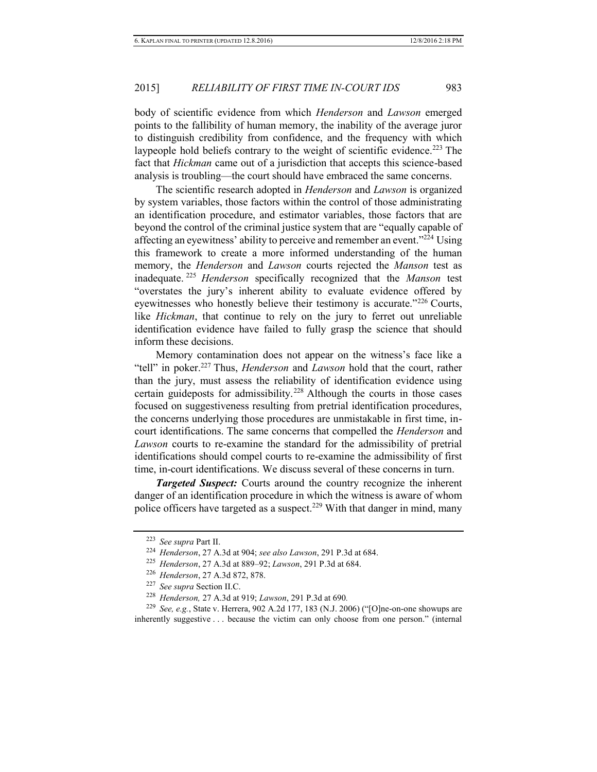body of scientific evidence from which *Henderson* and *Lawson* emerged points to the fallibility of human memory, the inability of the average juror to distinguish credibility from confidence, and the frequency with which laypeople hold beliefs contrary to the weight of scientific evidence.[223] The fact that *Hickman* came out of a jurisdiction that accepts this science-based analysis is troubling—the court should have embraced the same concerns.

The scientific research adopted in *Henderson* and *Lawson* is organized by system variables, those factors within the control of those administrating an identification procedure, and estimator variables, those factors that are beyond the control of the criminal justice system that are "equally capable of affecting an eyewitness' ability to perceive and remember an event."[224] Using this framework to create a more informed understanding of the human memory, the *Henderson* and *Lawson* courts rejected the *Manson* test as inadequate.[225] *Henderson* specifically recognized that the *Manson* test "overstates the jury's inherent ability to evaluate evidence offered by eyewitnesses who honestly believe their testimony is accurate."[226] Courts, like *Hickman*, that continue to rely on the jury to ferret out unreliable identification evidence have failed to fully grasp the science that should inform these decisions.

Memory contamination does not appear on the witness's face like a "tell" in poker.[227] Thus, *Henderson* and *Lawson* hold that the court, rather than the jury, must assess the reliability of identification evidence using certain guideposts for admissibility.[228] Although the courts in those cases focused on suggestiveness resulting from pretrial identification procedures, the concerns underlying those procedures are unmistakable in first time, in-court identifications. The same concerns that compelled the *Henderson* and *Lawson* courts to re-examine the standard for the admissibility of pretrial identifications should compel courts to re-examine the admissibility of first time, in-court identifications. We discuss several of these concerns in turn.

***Targeted Suspect:*** Courts around the country recognize the inherent danger of an identification procedure in which the witness is aware of whom police officers have targeted as a suspect.[229] With that danger in mind, many

---

[223] *See supra* Part II.

[224] *Henderson*, 27 A.3d at 904; *see also Lawson*, 291 P.3d at 684.

[225] *Henderson*, 27 A.3d at 889–92; *Lawson*, 291 P.3d at 684.

[226] *Henderson*, 27 A.3d 872, 878.

[227] *See supra* Section II.C.

[228] *Henderson,* 27 A.3d at 919; *Lawson*, 291 P.3d at 690.

[229] *See, e.g.*, State v. Herrera, 902 A.2d 177, 183 (N.J. 2006) ("[O]ne-on-one showups are inherently suggestive . . . because the victim can only choose from one person." (internal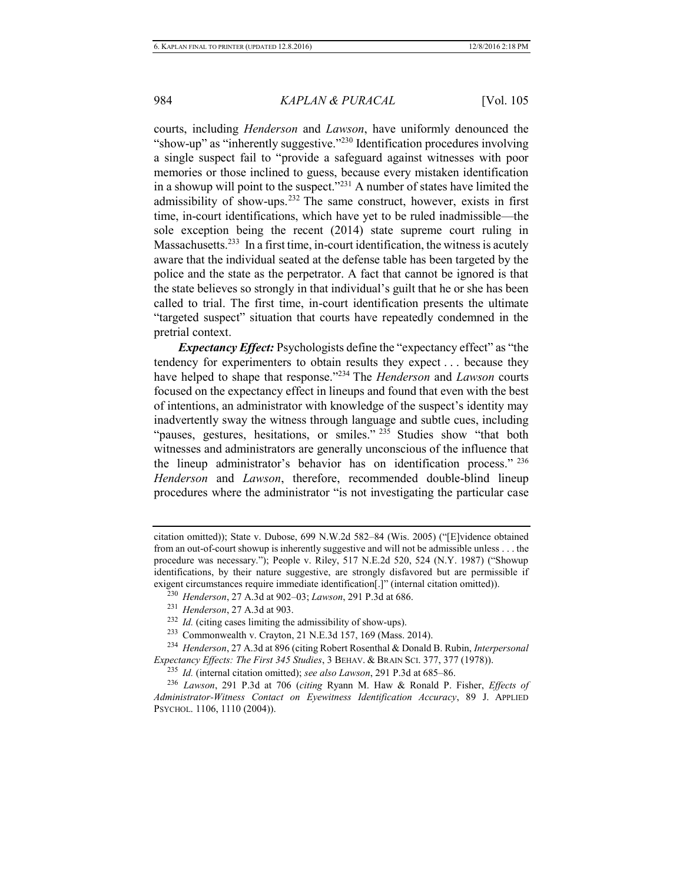courts, including *Henderson* and *Lawson*, have uniformly denounced the "show-up" as "inherently suggestive."[230] Identification procedures involving a single suspect fail to "provide a safeguard against witnesses with poor memories or those inclined to guess, because every mistaken identification in a showup will point to the suspect."[231] A number of states have limited the admissibility of show-ups.[232] The same construct, however, exists in first time, in-court identifications, which have yet to be ruled inadmissible—the sole exception being the recent (2014) state supreme court ruling in Massachusetts.[233] In a first time, in-court identification, the witness is acutely aware that the individual seated at the defense table has been targeted by the police and the state as the perpetrator. A fact that cannot be ignored is that the state believes so strongly in that individual's guilt that he or she has been called to trial. The first time, in-court identification presents the ultimate "targeted suspect" situation that courts have repeatedly condemned in the pretrial context.

***Expectancy Effect:*** Psychologists define the "expectancy effect" as "the tendency for experimenters to obtain results they expect . . . because they have helped to shape that response."[234] The *Henderson* and *Lawson* courts focused on the expectancy effect in lineups and found that even with the best of intentions, an administrator with knowledge of the suspect's identity may inadvertently sway the witness through language and subtle cues, including "pauses, gestures, hesitations, or smiles." [235] Studies show "that both witnesses and administrators are generally unconscious of the influence that the lineup administrator's behavior has on identification process." [236] *Henderson* and *Lawson*, therefore, recommended double-blind lineup procedures where the administrator "is not investigating the particular case

---

citation omitted)); State v. Dubose, 699 N.W.2d 582–84 (Wis. 2005) ("[E]vidence obtained from an out-of-court showup is inherently suggestive and will not be admissible unless . . . the procedure was necessary."); People v. Riley, 517 N.E.2d 520, 524 (N.Y. 1987) ("Showup identifications, by their nature suggestive, are strongly disfavored but are permissible if exigent circumstances require immediate identification[.]" (internal citation omitted)).

[230] *Henderson*, 27 A.3d at 902–03; *Lawson*, 291 P.3d at 686.

[231] *Henderson*, 27 A.3d at 903.

[232] *Id.* (citing cases limiting the admissibility of show-ups).

[233] Commonwealth v. Crayton, 21 N.E.3d 157, 169 (Mass. 2014).

[234] *Henderson*, 27 A.3d at 896 (citing Robert Rosenthal & Donald B. Rubin, *Interpersonal Expectancy Effects: The First 345 Studies*, 3 BEHAV. & BRAIN SCI. 377, 377 (1978)).

[235] *Id.* (internal citation omitted); *see also Lawson*, 291 P.3d at 685–86.

[236] *Lawson*, 291 P.3d at 706 (*citing* Ryann M. Haw & Ronald P. Fisher, *Effects of Administrator-Witness Contact on Eyewitness Identification Accuracy*, 89 J. APPLIED PSYCHOL. 1106, 1110 (2004)).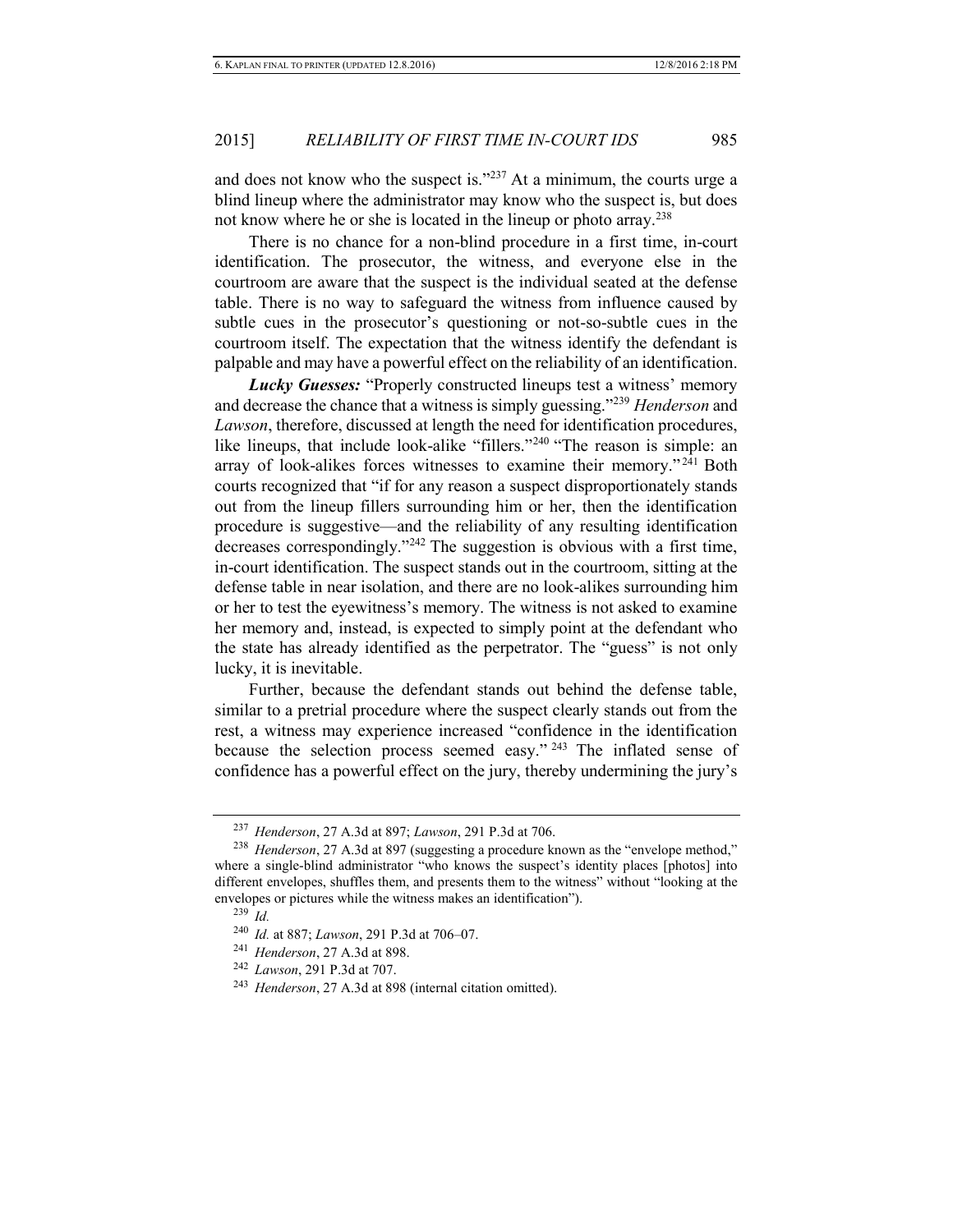and does not know who the suspect is."[237] At a minimum, the courts urge a blind lineup where the administrator may know who the suspect is, but does not know where he or she is located in the lineup or photo array.[238]

There is no chance for a non-blind procedure in a first time, in-court identification. The prosecutor, the witness, and everyone else in the courtroom are aware that the suspect is the individual seated at the defense table. There is no way to safeguard the witness from influence caused by subtle cues in the prosecutor's questioning or not-so-subtle cues in the courtroom itself. The expectation that the witness identify the defendant is palpable and may have a powerful effect on the reliability of an identification.

***Lucky Guesses:*** "Properly constructed lineups test a witness' memory and decrease the chance that a witness is simply guessing."[239] *Henderson* and *Lawson*, therefore, discussed at length the need for identification procedures, like lineups, that include look-alike "fillers."[240] "The reason is simple: an array of look-alikes forces witnesses to examine their memory."[241] Both courts recognized that "if for any reason a suspect disproportionately stands out from the lineup fillers surrounding him or her, then the identification procedure is suggestive—and the reliability of any resulting identification decreases correspondingly."[242] The suggestion is obvious with a first time, in-court identification. The suspect stands out in the courtroom, sitting at the defense table in near isolation, and there are no look-alikes surrounding him or her to test the eyewitness's memory. The witness is not asked to examine her memory and, instead, is expected to simply point at the defendant who the state has already identified as the perpetrator. The "guess" is not only lucky, it is inevitable.

Further, because the defendant stands out behind the defense table, similar to a pretrial procedure where the suspect clearly stands out from the rest, a witness may experience increased "confidence in the identification because the selection process seemed easy."[243] The inflated sense of confidence has a powerful effect on the jury, thereby undermining the jury's

---

[237] *Henderson*, 27 A.3d at 897; *Lawson*, 291 P.3d at 706.

[238] *Henderson*, 27 A.3d at 897 (suggesting a procedure known as the "envelope method," where a single-blind administrator "who knows the suspect's identity places [photos] into different envelopes, shuffles them, and presents them to the witness" without "looking at the envelopes or pictures while the witness makes an identification").

[239] *Id.*

[240] *Id.* at 887; *Lawson*, 291 P.3d at 706–07.

[241] *Henderson*, 27 A.3d at 898.

[242] *Lawson*, 291 P.3d at 707.

[243] *Henderson*, 27 A.3d at 898 (internal citation omitted).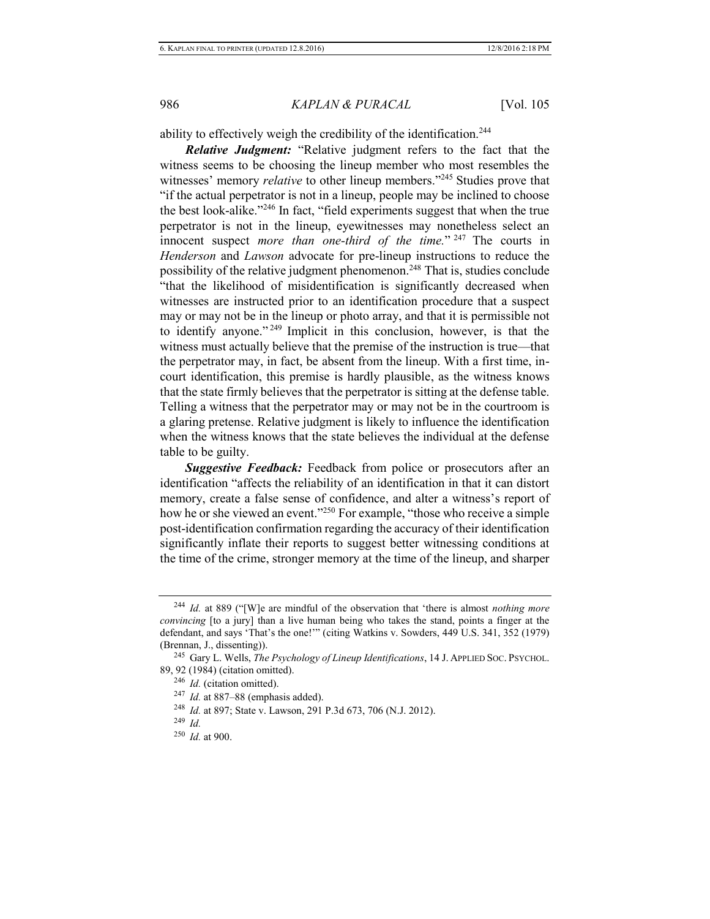ability to effectively weigh the credibility of the identification.[244]

***Relative Judgment:*** "Relative judgment refers to the fact that the witness seems to be choosing the lineup member who most resembles the witnesses' memory *relative* to other lineup members."[245] Studies prove that "if the actual perpetrator is not in a lineup, people may be inclined to choose the best look-alike."[246] In fact, "field experiments suggest that when the true perpetrator is not in the lineup, eyewitnesses may nonetheless select an innocent suspect *more than one-third of the time.*"[247] The courts in *Henderson* and *Lawson* advocate for pre-lineup instructions to reduce the possibility of the relative judgment phenomenon.[248] That is, studies conclude "that the likelihood of misidentification is significantly decreased when witnesses are instructed prior to an identification procedure that a suspect may or may not be in the lineup or photo array, and that it is permissible not to identify anyone."[249] Implicit in this conclusion, however, is that the witness must actually believe that the premise of the instruction is true—that the perpetrator may, in fact, be absent from the lineup. With a first time, in-court identification, this premise is hardly plausible, as the witness knows that the state firmly believes that the perpetrator is sitting at the defense table. Telling a witness that the perpetrator may or may not be in the courtroom is a glaring pretense. Relative judgment is likely to influence the identification when the witness knows that the state believes the individual at the defense table to be guilty.

***Suggestive Feedback:*** Feedback from police or prosecutors after an identification "affects the reliability of an identification in that it can distort memory, create a false sense of confidence, and alter a witness's report of how he or she viewed an event."[250] For example, "those who receive a simple post-identification confirmation regarding the accuracy of their identification significantly inflate their reports to suggest better witnessing conditions at the time of the crime, stronger memory at the time of the lineup, and sharper

---

[244] *Id.* at 889 ("[W]e are mindful of the observation that 'there is almost *nothing more convincing* [to a jury] than a live human being who takes the stand, points a finger at the defendant, and says 'That's the one!'" (citing Watkins v. Sowders, 449 U.S. 341, 352 (1979) (Brennan, J., dissenting)).

[245] Gary L. Wells, *The Psychology of Lineup Identifications*, 14 J. APPLIED SOC. PSYCHOL. 89, 92 (1984) (citation omitted).

[246] *Id.* (citation omitted).

[247] *Id.* at 887–88 (emphasis added).

[248] *Id.* at 897; State v. Lawson, 291 P.3d 673, 706 (N.J. 2012).

[249] *Id.*

[250] *Id.* at 900.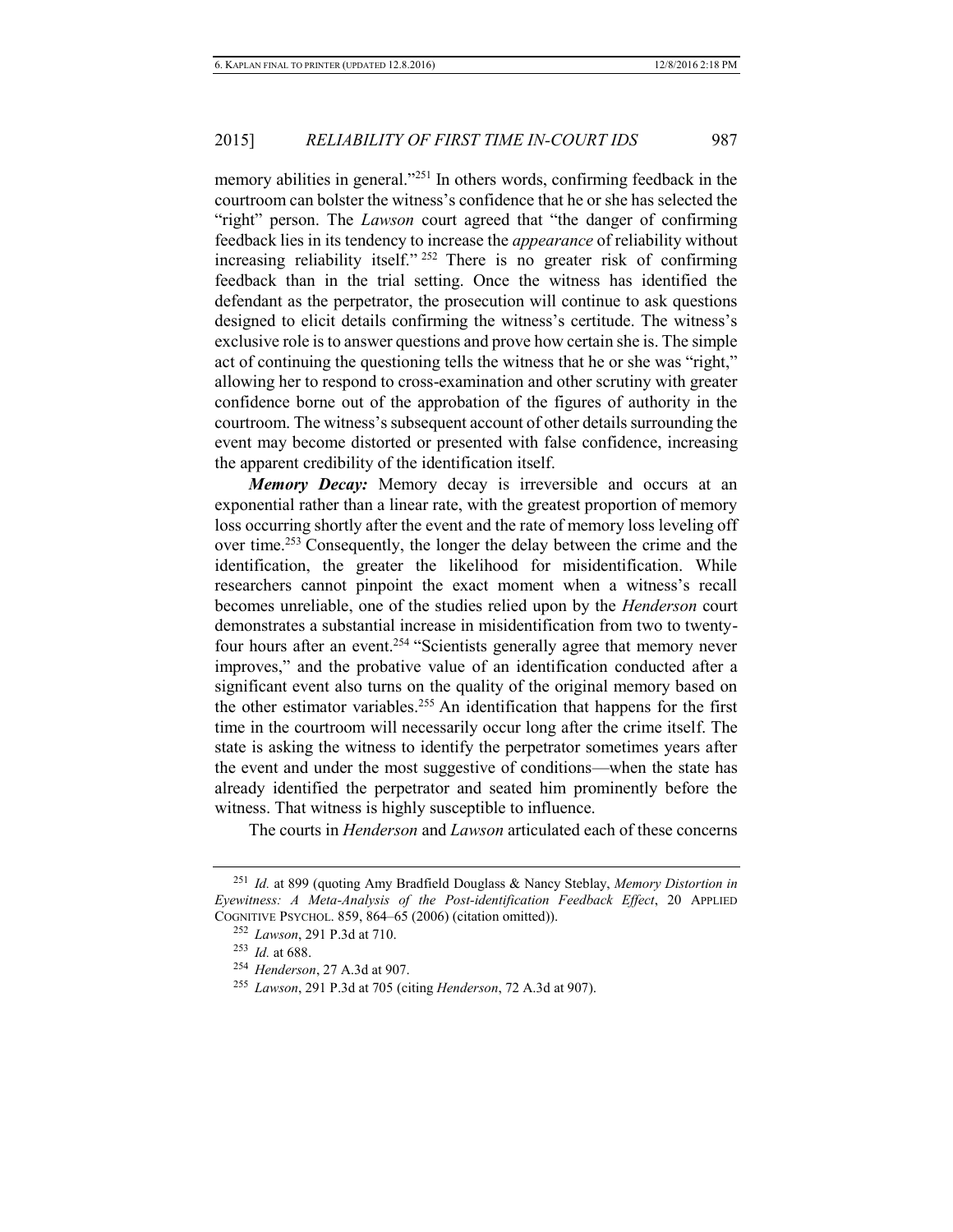memory abilities in general."[251] In others words, confirming feedback in the courtroom can bolster the witness's confidence that he or she has selected the "right" person. The *Lawson* court agreed that "the danger of confirming feedback lies in its tendency to increase the *appearance* of reliability without increasing reliability itself."[252] There is no greater risk of confirming feedback than in the trial setting. Once the witness has identified the defendant as the perpetrator, the prosecution will continue to ask questions designed to elicit details confirming the witness's certitude. The witness's exclusive role is to answer questions and prove how certain she is. The simple act of continuing the questioning tells the witness that he or she was "right," allowing her to respond to cross-examination and other scrutiny with greater confidence borne out of the approbation of the figures of authority in the courtroom. The witness's subsequent account of other details surrounding the event may become distorted or presented with false confidence, increasing the apparent credibility of the identification itself.

***Memory Decay:*** Memory decay is irreversible and occurs at an exponential rather than a linear rate, with the greatest proportion of memory loss occurring shortly after the event and the rate of memory loss leveling off over time.[253] Consequently, the longer the delay between the crime and the identification, the greater the likelihood for misidentification. While researchers cannot pinpoint the exact moment when a witness's recall becomes unreliable, one of the studies relied upon by the *Henderson* court demonstrates a substantial increase in misidentification from two to twenty-four hours after an event.[254] "Scientists generally agree that memory never improves," and the probative value of an identification conducted after a significant event also turns on the quality of the original memory based on the other estimator variables.[255] An identification that happens for the first time in the courtroom will necessarily occur long after the crime itself. The state is asking the witness to identify the perpetrator sometimes years after the event and under the most suggestive of conditions—when the state has already identified the perpetrator and seated him prominently before the witness. That witness is highly susceptible to influence.

The courts in *Henderson* and *Lawson* articulated each of these concerns

---

[251] *Id.* at 899 (quoting Amy Bradfield Douglass & Nancy Steblay, *Memory Distortion in Eyewitness: A Meta-Analysis of the Post-identification Feedback Effect*, 20 APPLIED COGNITIVE PSYCHOL. 859, 864–65 (2006) (citation omitted)).

[252] *Lawson*, 291 P.3d at 710.

[253] *Id.* at 688.

[254] *Henderson*, 27 A.3d at 907.

[255] *Lawson*, 291 P.3d at 705 (citing *Henderson*, 72 A.3d at 907).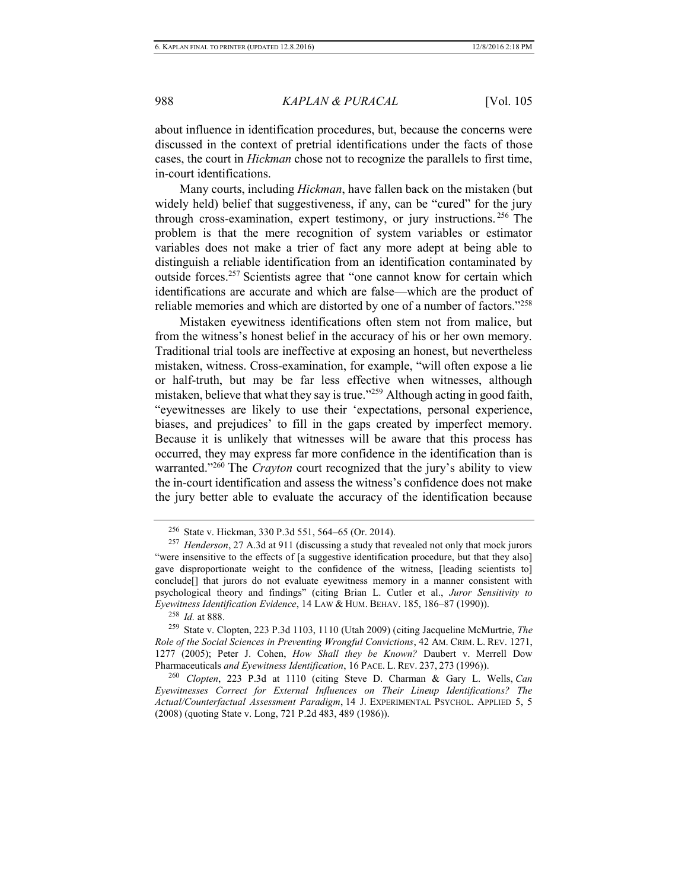about influence in identification procedures, but, because the concerns were discussed in the context of pretrial identifications under the facts of those cases, the court in *Hickman* chose not to recognize the parallels to first time, in-court identifications.

Many courts, including *Hickman*, have fallen back on the mistaken (but widely held) belief that suggestiveness, if any, can be "cured" for the jury through cross-examination, expert testimony, or jury instructions.[256] The problem is that the mere recognition of system variables or estimator variables does not make a trier of fact any more adept at being able to distinguish a reliable identification from an identification contaminated by outside forces.[257] Scientists agree that "one cannot know for certain which identifications are accurate and which are false—which are the product of reliable memories and which are distorted by one of a number of factors."[258]

Mistaken eyewitness identifications often stem not from malice, but from the witness's honest belief in the accuracy of his or her own memory. Traditional trial tools are ineffective at exposing an honest, but nevertheless mistaken, witness. Cross-examination, for example, "will often expose a lie or half-truth, but may be far less effective when witnesses, although mistaken, believe that what they say is true."[259] Although acting in good faith, "eyewitnesses are likely to use their 'expectations, personal experience, biases, and prejudices' to fill in the gaps created by imperfect memory. Because it is unlikely that witnesses will be aware that this process has occurred, they may express far more confidence in the identification than is warranted."[260] The *Crayton* court recognized that the jury's ability to view the in-court identification and assess the witness's confidence does not make the jury better able to evaluate the accuracy of the identification because

---

[256] State v. Hickman, 330 P.3d 551, 564–65 (Or. 2014).

[257] *Henderson*, 27 A.3d at 911 (discussing a study that revealed not only that mock jurors "were insensitive to the effects of [a suggestive identification procedure, but that they also] gave disproportionate weight to the confidence of the witness, [leading scientists to] conclude[] that jurors do not evaluate eyewitness memory in a manner consistent with psychological theory and findings" (citing Brian L. Cutler et al., *Juror Sensitivity to Eyewitness Identification Evidence*, 14 LAW & HUM. BEHAV. 185, 186–87 (1990)).

[258] *Id.* at 888.

[259] State v. Clopten, 223 P.3d 1103, 1110 (Utah 2009) (citing Jacqueline McMurtrie, *The Role of the Social Sciences in Preventing Wrongful Convictions*, 42 AM. CRIM. L. REV. 1271, 1277 (2005); Peter J. Cohen, *How Shall they be Known?* Daubert v. Merrell Dow Pharmaceuticals *and Eyewitness Identification*, 16 PACE. L. REV. 237, 273 (1996)).

[260] *Clopten*, 223 P.3d at 1110 (citing Steve D. Charman & Gary L. Wells, *Can Eyewitnesses Correct for External Influences on Their Lineup Identifications? The Actual/Counterfactual Assessment Paradigm*, 14 J. EXPERIMENTAL PSYCHOL. APPLIED 5, 5 (2008) (quoting State v. Long, 721 P.2d 483, 489 (1986)).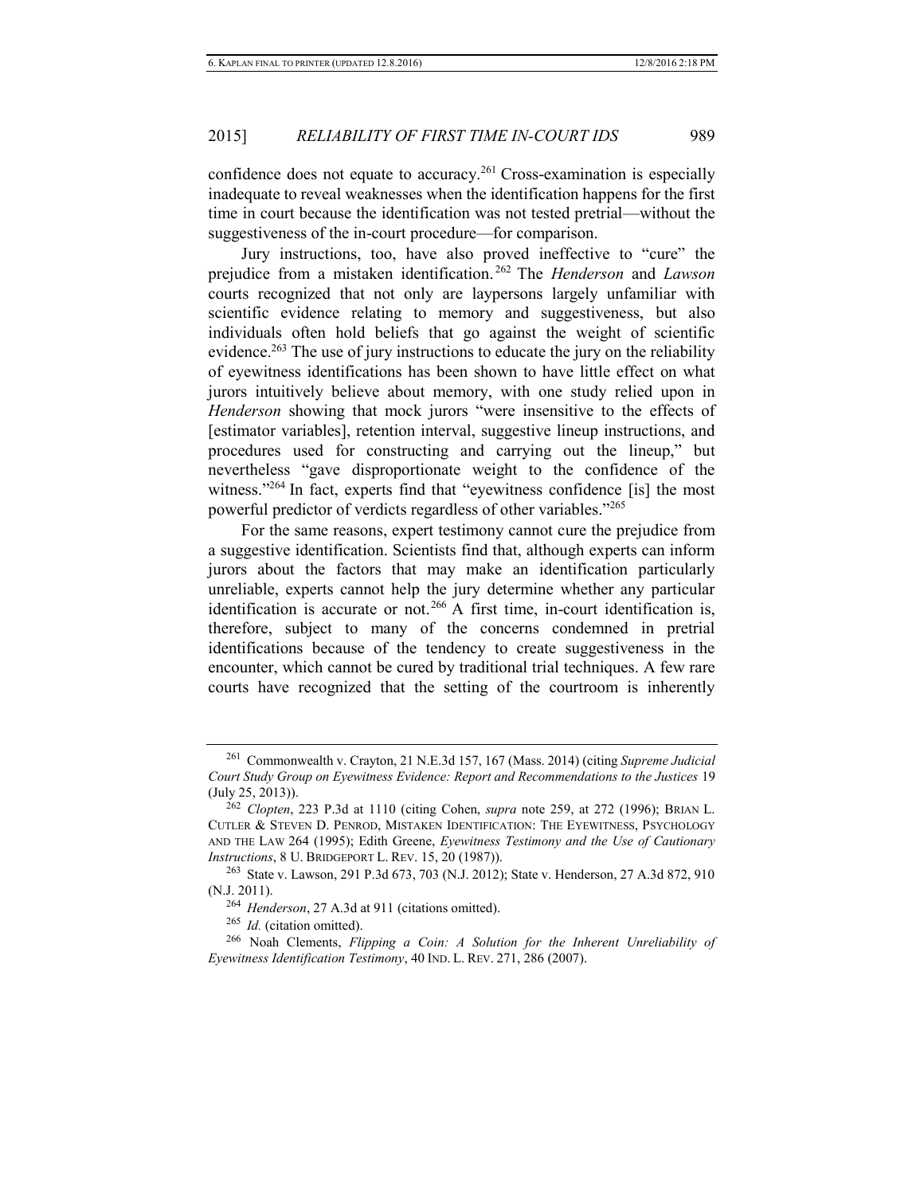confidence does not equate to accuracy.[261] Cross-examination is especially inadequate to reveal weaknesses when the identification happens for the first time in court because the identification was not tested pretrial—without the suggestiveness of the in-court procedure—for comparison.

Jury instructions, too, have also proved ineffective to "cure" the prejudice from a mistaken identification.[262] The *Henderson* and *Lawson* courts recognized that not only are laypersons largely unfamiliar with scientific evidence relating to memory and suggestiveness, but also individuals often hold beliefs that go against the weight of scientific evidence.[263] The use of jury instructions to educate the jury on the reliability of eyewitness identifications has been shown to have little effect on what jurors intuitively believe about memory, with one study relied upon in *Henderson* showing that mock jurors "were insensitive to the effects of [estimator variables], retention interval, suggestive lineup instructions, and procedures used for constructing and carrying out the lineup," but nevertheless "gave disproportionate weight to the confidence of the witness."[264] In fact, experts find that "eyewitness confidence [is] the most powerful predictor of verdicts regardless of other variables."[265]

For the same reasons, expert testimony cannot cure the prejudice from a suggestive identification. Scientists find that, although experts can inform jurors about the factors that may make an identification particularly unreliable, experts cannot help the jury determine whether any particular identification is accurate or not.[266] A first time, in-court identification is, therefore, subject to many of the concerns condemned in pretrial identifications because of the tendency to create suggestiveness in the encounter, which cannot be cured by traditional trial techniques. A few rare courts have recognized that the setting of the courtroom is inherently

---

[261] Commonwealth v. Crayton, 21 N.E.3d 157, 167 (Mass. 2014) (citing *Supreme Judicial Court Study Group on Eyewitness Evidence: Report and Recommendations to the Justices* 19 (July 25, 2013)).

[262] *Clopten*, 223 P.3d at 1110 (citing Cohen, *supra* note 259, at 272 (1996); BRIAN L. CUTLER & STEVEN D. PENROD, MISTAKEN IDENTIFICATION: THE EYEWITNESS, PSYCHOLOGY AND THE LAW 264 (1995); Edith Greene, *Eyewitness Testimony and the Use of Cautionary Instructions*, 8 U. BRIDGEPORT L. REV. 15, 20 (1987)).

[263] State v. Lawson, 291 P.3d 673, 703 (N.J. 2012); State v. Henderson, 27 A.3d 872, 910 (N.J. 2011).

[264] *Henderson*, 27 A.3d at 911 (citations omitted).

[265] *Id.* (citation omitted).

[266] Noah Clements, *Flipping a Coin: A Solution for the Inherent Unreliability of Eyewitness Identification Testimony*, 40 IND. L. REV. 271, 286 (2007).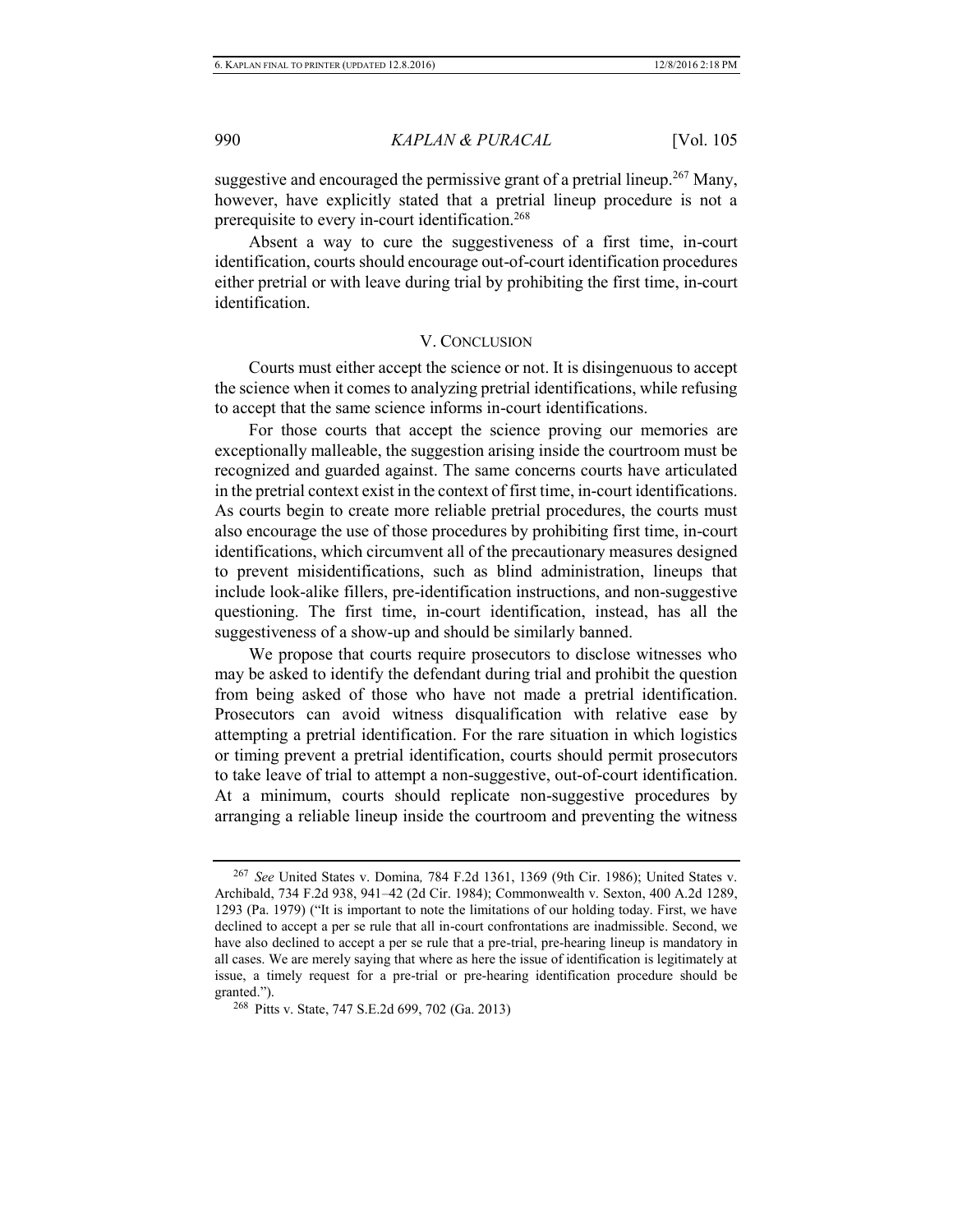suggestive and encouraged the permissive grant of a pretrial lineup.[267] Many, however, have explicitly stated that a pretrial lineup procedure is not a prerequisite to every in-court identification.[268]

Absent a way to cure the suggestiveness of a first time, in-court identification, courts should encourage out-of-court identification procedures either pretrial or with leave during trial by prohibiting the first time, in-court identification.

## V. Conclusion

Courts must either accept the science or not. It is disingenuous to accept the science when it comes to analyzing pretrial identifications, while refusing to accept that the same science informs in-court identifications.

For those courts that accept the science proving our memories are exceptionally malleable, the suggestion arising inside the courtroom must be recognized and guarded against. The same concerns courts have articulated in the pretrial context exist in the context of first time, in-court identifications. As courts begin to create more reliable pretrial procedures, the courts must also encourage the use of those procedures by prohibiting first time, in-court identifications, which circumvent all of the precautionary measures designed to prevent misidentifications, such as blind administration, lineups that include look-alike fillers, pre-identification instructions, and non-suggestive questioning. The first time, in-court identification, instead, has all the suggestiveness of a show-up and should be similarly banned.

We propose that courts require prosecutors to disclose witnesses who may be asked to identify the defendant during trial and prohibit the question from being asked of those who have not made a pretrial identification. Prosecutors can avoid witness disqualification with relative ease by attempting a pretrial identification. For the rare situation in which logistics or timing prevent a pretrial identification, courts should permit prosecutors to take leave of trial to attempt a non-suggestive, out-of-court identification. At a minimum, courts should replicate non-suggestive procedures by arranging a reliable lineup inside the courtroom and preventing the witness

---

[267] *See* United States v. Domina*,* 784 F.2d 1361, 1369 (9th Cir. 1986); United States v. Archibald, 734 F.2d 938, 941–42 (2d Cir. 1984); Commonwealth v. Sexton, 400 A.2d 1289, 1293 (Pa. 1979) ("It is important to note the limitations of our holding today. First, we have declined to accept a per se rule that all in-court confrontations are inadmissible. Second, we have also declined to accept a per se rule that a pre-trial, pre-hearing lineup is mandatory in all cases. We are merely saying that where as here the issue of identification is legitimately at issue, a timely request for a pre-trial or pre-hearing identification procedure should be granted.").

[268] Pitts v. State, 747 S.E.2d 699, 702 (Ga. 2013)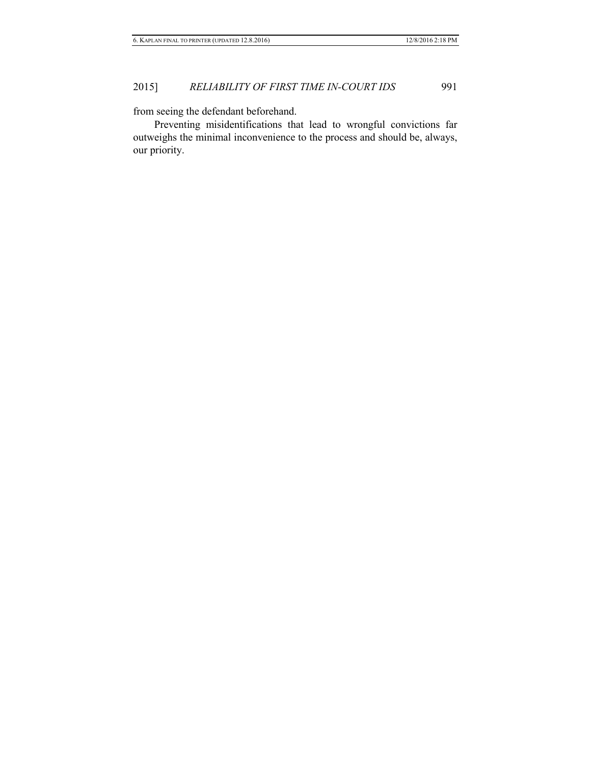from seeing the defendant beforehand.

Preventing misidentifications that lead to wrongful convictions far outweighs the minimal inconvenience to the process and should be, always, our priority.